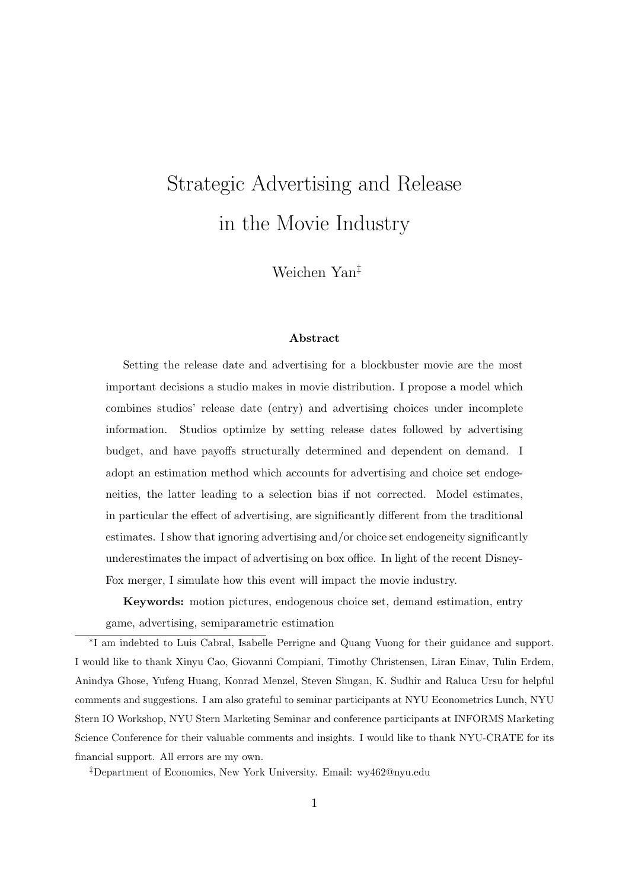# Strategic Advertising and Release in the Movie Industry

Weichen Yan[‡]

**Abstract**

Setting the release date and advertising for a blockbuster movie are the most important decisions a studio makes in movie distribution. I propose a model which combines studios' release date (entry) and advertising choices under incomplete information. Studios optimize by setting release dates followed by advertising budget, and have payoffs structurally determined and dependent on demand. I adopt an estimation method which accounts for advertising and choice set endogeneities, the latter leading to a selection bias if not corrected. Model estimates, in particular the effect of advertising, are significantly different from the traditional estimates. I show that ignoring advertising and/or choice set endogeneity significantly underestimates the impact of advertising on box office. In light of the recent Disney-Fox merger, I simulate how this event will impact the movie industry.

**Keywords:** motion pictures, endogenous choice set, demand estimation, entry game, advertising, semiparametric estimation

---

[*]I am indebted to Luis Cabral, Isabelle Perrigne and Quang Vuong for their guidance and support. I would like to thank Xinyu Cao, Giovanni Compiani, Timothy Christensen, Liran Einav, Tulin Erdem, Anindya Ghose, Yufeng Huang, Konrad Menzel, Steven Shugan, K. Sudhir and Raluca Ursu for helpful comments and suggestions. I am also grateful to seminar participants at NYU Econometrics Lunch, NYU Stern IO Workshop, NYU Stern Marketing Seminar and conference participants at INFORMS Marketing Science Conference for their valuable comments and insights. I would like to thank NYU-CRATE for its financial support. All errors are my own.

[‡]Department of Economics, New York University. Email: wy462@nyu.edu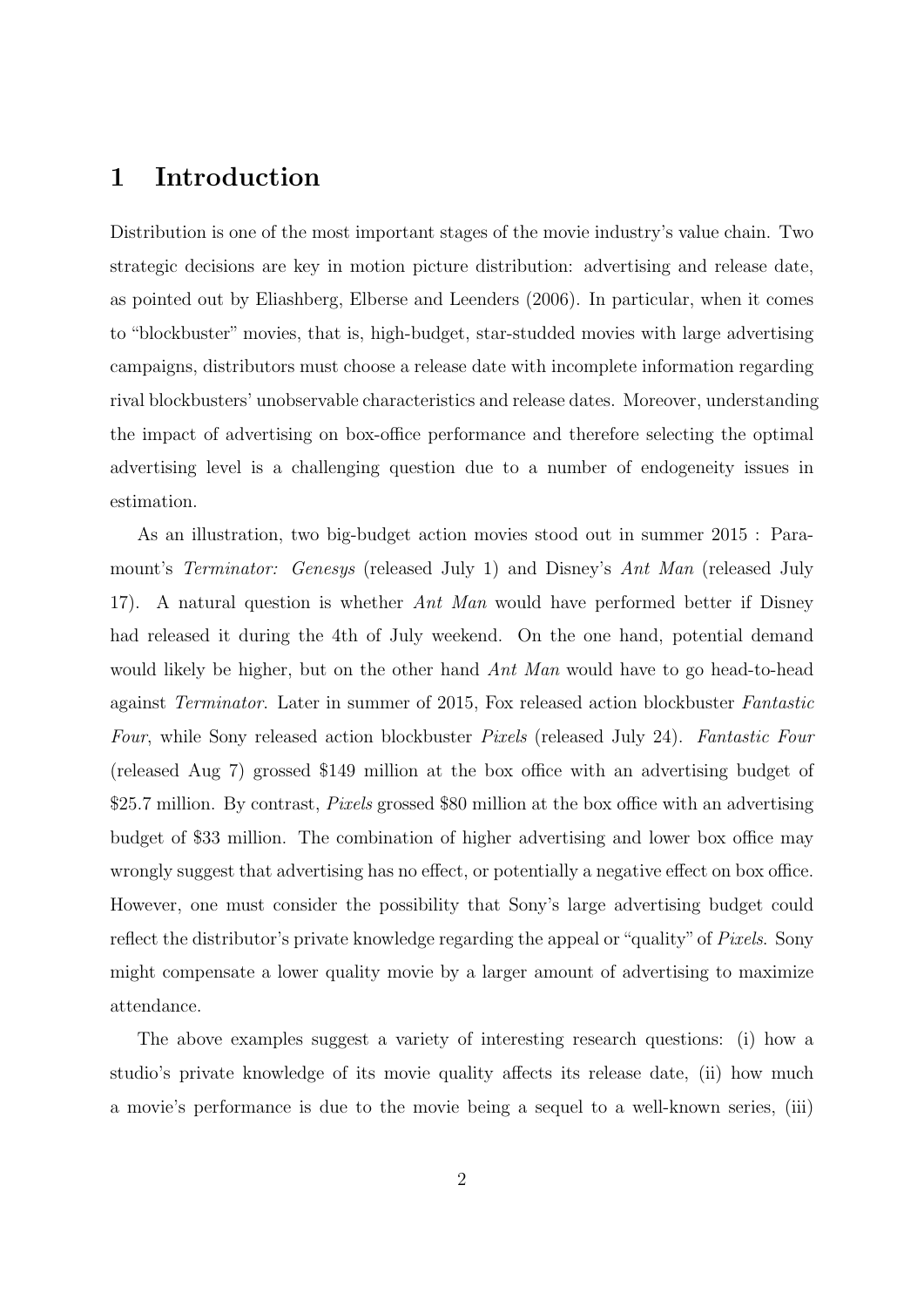# 1 Introduction

Distribution is one of the most important stages of the movie industry's value chain. Two strategic decisions are key in motion picture distribution: advertising and release date, as pointed out by Eliashberg, Elberse and Leenders (2006). In particular, when it comes to "blockbuster" movies, that is, high-budget, star-studded movies with large advertising campaigns, distributors must choose a release date with incomplete information regarding rival blockbusters' unobservable characteristics and release dates. Moreover, understanding the impact of advertising on box-office performance and therefore selecting the optimal advertising level is a challenging question due to a number of endogeneity issues in estimation.

As an illustration, two big-budget action movies stood out in summer 2015 : Paramount's *Terminator: Genesys* (released July 1) and Disney's *Ant Man* (released July 17). A natural question is whether *Ant Man* would have performed better if Disney had released it during the 4th of July weekend. On the one hand, potential demand would likely be higher, but on the other hand *Ant Man* would have to go head-to-head against *Terminator*. Later in summer of 2015, Fox released action blockbuster *Fantastic Four*, while Sony released action blockbuster *Pixels* (released July 24). *Fantastic Four* (released Aug 7) grossed \$149 million at the box office with an advertising budget of \$25.7 million. By contrast, *Pixels* grossed \$80 million at the box office with an advertising budget of \$33 million. The combination of higher advertising and lower box office may wrongly suggest that advertising has no effect, or potentially a negative effect on box office. However, one must consider the possibility that Sony's large advertising budget could reflect the distributor's private knowledge regarding the appeal or "quality" of *Pixels*. Sony might compensate a lower quality movie by a larger amount of advertising to maximize attendance.

The above examples suggest a variety of interesting research questions: (i) how a studio's private knowledge of its movie quality affects its release date, (ii) how much a movie's performance is due to the movie being a sequel to a well-known series, (iii)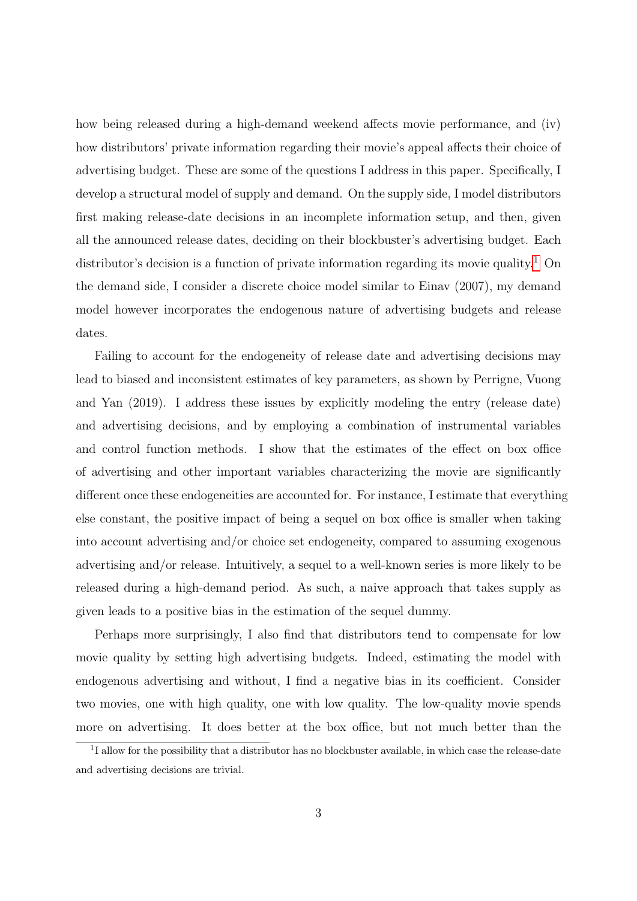how being released during a high-demand weekend affects movie performance, and (iv) how distributors' private information regarding their movie's appeal affects their choice of advertising budget. These are some of the questions I address in this paper. Specifically, I develop a structural model of supply and demand. On the supply side, I model distributors first making release-date decisions in an incomplete information setup, and then, given all the announced release dates, deciding on their blockbuster's advertising budget. Each distributor's decision is a function of private information regarding its movie quality.[1] On the demand side, I consider a discrete choice model similar to Einav (2007), my demand model however incorporates the endogenous nature of advertising budgets and release dates.

Failing to account for the endogeneity of release date and advertising decisions may lead to biased and inconsistent estimates of key parameters, as shown by Perrigne, Vuong and Yan (2019). I address these issues by explicitly modeling the entry (release date) and advertising decisions, and by employing a combination of instrumental variables and control function methods. I show that the estimates of the effect on box office of advertising and other important variables characterizing the movie are significantly different once these endogeneities are accounted for. For instance, I estimate that everything else constant, the positive impact of being a sequel on box office is smaller when taking into account advertising and/or choice set endogeneity, compared to assuming exogenous advertising and/or release. Intuitively, a sequel to a well-known series is more likely to be released during a high-demand period. As such, a naive approach that takes supply as given leads to a positive bias in the estimation of the sequel dummy.

Perhaps more surprisingly, I also find that distributors tend to compensate for low movie quality by setting high advertising budgets. Indeed, estimating the model with endogenous advertising and without, I find a negative bias in its coefficient. Consider two movies, one with high quality, one with low quality. The low-quality movie spends more on advertising. It does better at the box office, but not much better than the

[1] I allow for the possibility that a distributor has no blockbuster available, in which case the release-date and advertising decisions are trivial.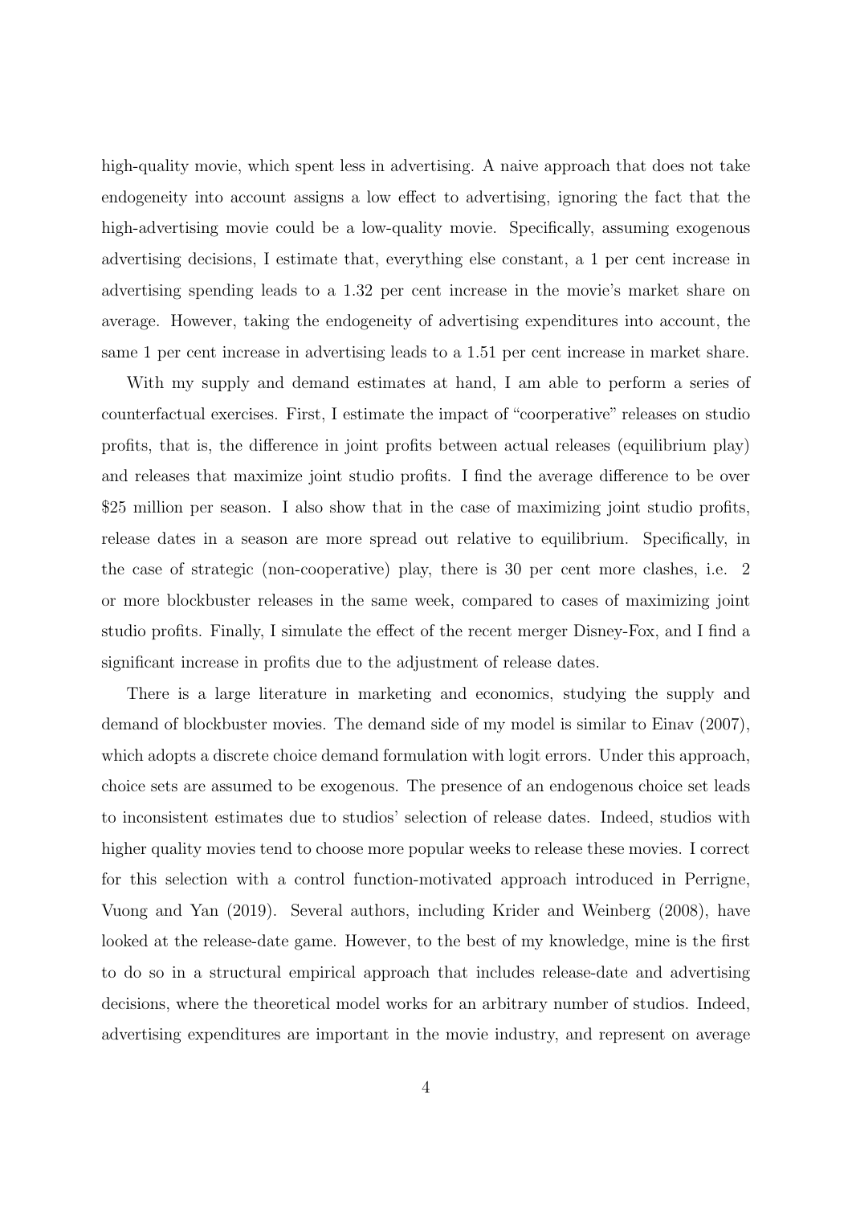high-quality movie, which spent less in advertising. A naive approach that does not take endogeneity into account assigns a low effect to advertising, ignoring the fact that the high-advertising movie could be a low-quality movie. Specifically, assuming exogenous advertising decisions, I estimate that, everything else constant, a 1 per cent increase in advertising spending leads to a 1.32 per cent increase in the movie's market share on average. However, taking the endogeneity of advertising expenditures into account, the same 1 per cent increase in advertising leads to a 1.51 per cent increase in market share.

With my supply and demand estimates at hand, I am able to perform a series of counterfactual exercises. First, I estimate the impact of "coorperative" releases on studio profits, that is, the difference in joint profits between actual releases (equilibrium play) and releases that maximize joint studio profits. I find the average difference to be over $25 million per season. I also show that in the case of maximizing joint studio profits, release dates in a season are more spread out relative to equilibrium. Specifically, in the case of strategic (non-cooperative) play, there is 30 per cent more clashes, i.e. 2 or more blockbuster releases in the same week, compared to cases of maximizing joint studio profits. Finally, I simulate the effect of the recent merger Disney-Fox, and I find a significant increase in profits due to the adjustment of release dates.

There is a large literature in marketing and economics, studying the supply and demand of blockbuster movies. The demand side of my model is similar to Einav (2007), which adopts a discrete choice demand formulation with logit errors. Under this approach, choice sets are assumed to be exogenous. The presence of an endogenous choice set leads to inconsistent estimates due to studios' selection of release dates. Indeed, studios with higher quality movies tend to choose more popular weeks to release these movies. I correct for this selection with a control function-motivated approach introduced in Perrigne, Vuong and Yan (2019). Several authors, including Krider and Weinberg (2008), have looked at the release-date game. However, to the best of my knowledge, mine is the first to do so in a structural empirical approach that includes release-date and advertising decisions, where the theoretical model works for an arbitrary number of studios. Indeed, advertising expenditures are important in the movie industry, and represent on average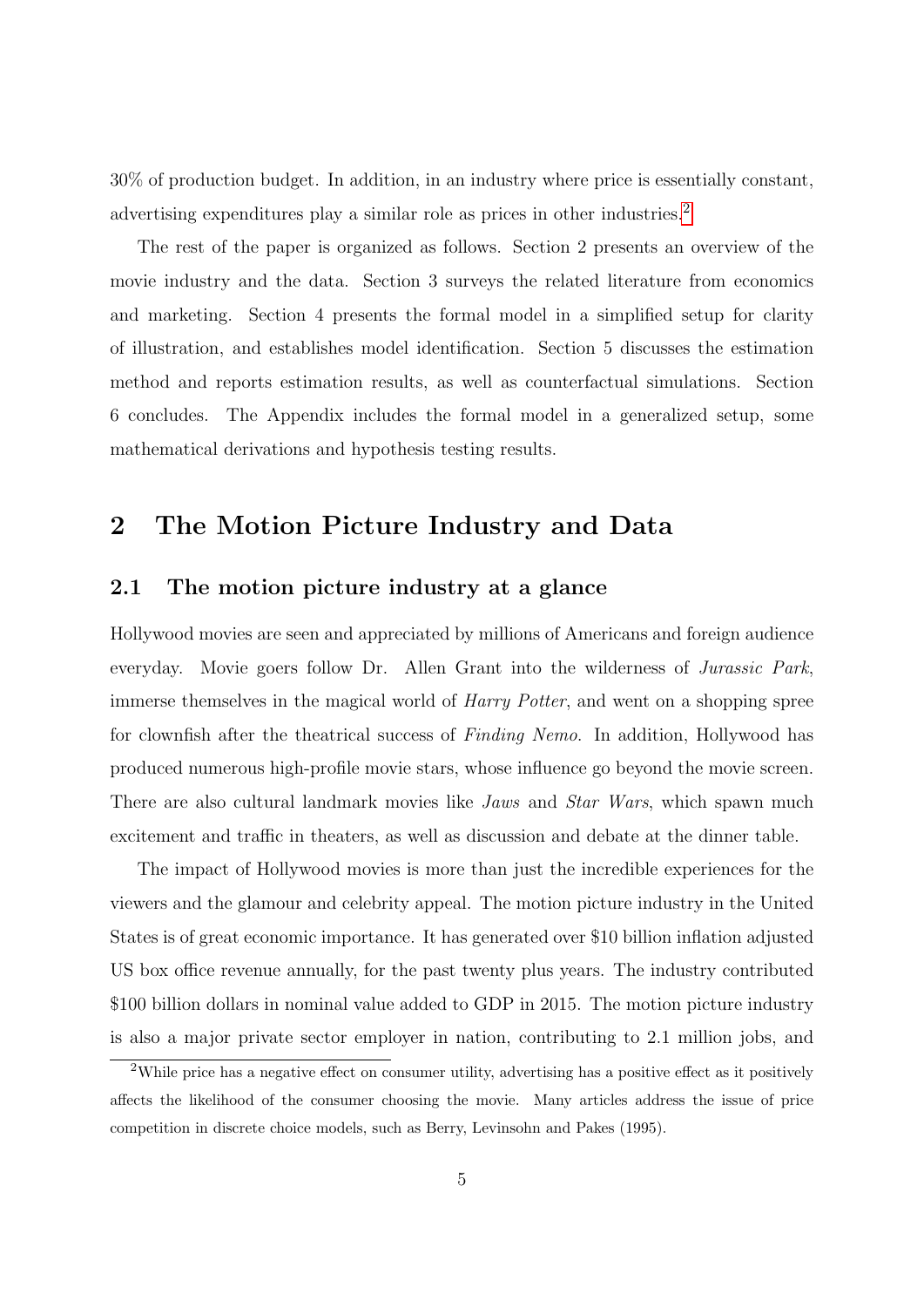30% of production budget. In addition, in an industry where price is essentially constant, advertising expenditures play a similar role as prices in other industries.[2]

The rest of the paper is organized as follows. Section 2 presents an overview of the movie industry and the data. Section 3 surveys the related literature from economics and marketing. Section 4 presents the formal model in a simplified setup for clarity of illustration, and establishes model identification. Section 5 discusses the estimation method and reports estimation results, as well as counterfactual simulations. Section 6 concludes. The Appendix includes the formal model in a generalized setup, some mathematical derivations and hypothesis testing results.

## 2 The Motion Picture Industry and Data

### 2.1 The motion picture industry at a glance

Hollywood movies are seen and appreciated by millions of Americans and foreign audience everyday. Movie goers follow Dr. Allen Grant into the wilderness of *Jurassic Park*, immerse themselves in the magical world of *Harry Potter*, and went on a shopping spree for clownfish after the theatrical success of *Finding Nemo*. In addition, Hollywood has produced numerous high-profile movie stars, whose influence go beyond the movie screen. There are also cultural landmark movies like *Jaws* and *Star Wars*, which spawn much excitement and traffic in theaters, as well as discussion and debate at the dinner table.

The impact of Hollywood movies is more than just the incredible experiences for the viewers and the glamour and celebrity appeal. The motion picture industry in the United States is of great economic importance. It has generated over \$10 billion inflation adjusted US box office revenue annually, for the past twenty plus years. The industry contributed \$100 billion dollars in nominal value added to GDP in 2015. The motion picture industry is also a major private sector employer in nation, contributing to 2.1 million jobs, and

---

[2] While price has a negative effect on consumer utility, advertising has a positive effect as it positively affects the likelihood of the consumer choosing the movie. Many articles address the issue of price competition in discrete choice models, such as Berry, Levinsohn and Pakes (1995).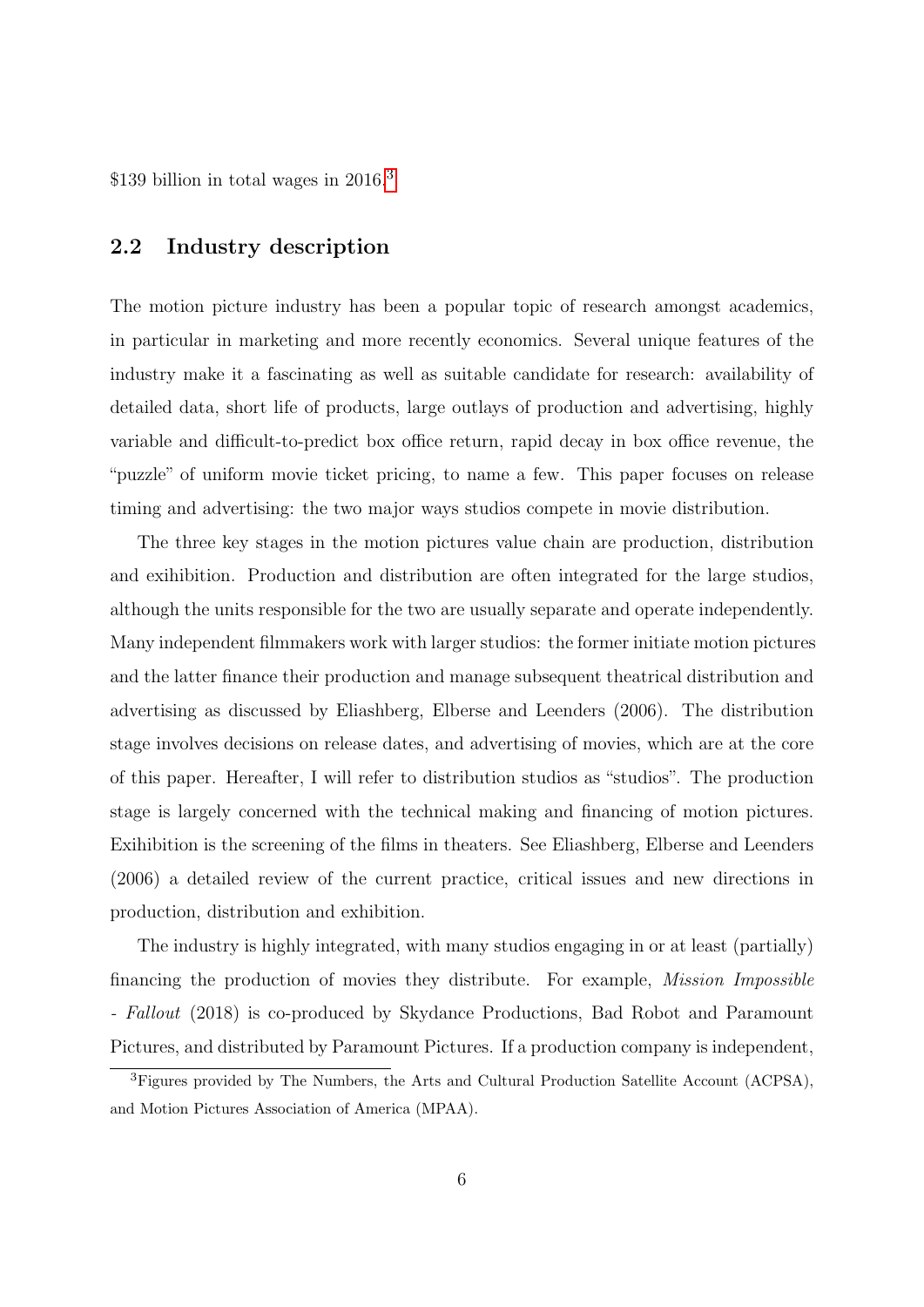$139 billion in total wages in 2016.[3]

## 2.2 Industry description

The motion picture industry has been a popular topic of research amongst academics, in particular in marketing and more recently economics. Several unique features of the industry make it a fascinating as well as suitable candidate for research: availability of detailed data, short life of products, large outlays of production and advertising, highly variable and difficult-to-predict box office return, rapid decay in box office revenue, the "puzzle" of uniform movie ticket pricing, to name a few. This paper focuses on release timing and advertising: the two major ways studios compete in movie distribution.

The three key stages in the motion pictures value chain are production, distribution and exihibition. Production and distribution are often integrated for the large studios, although the units responsible for the two are usually separate and operate independently. Many independent filmmakers work with larger studios: the former initiate motion pictures and the latter finance their production and manage subsequent theatrical distribution and advertising as discussed by Eliashberg, Elberse and Leenders (2006). The distribution stage involves decisions on release dates, and advertising of movies, which are at the core of this paper. Hereafter, I will refer to distribution studios as "studios". The production stage is largely concerned with the technical making and financing of motion pictures. Exihibition is the screening of the films in theaters. See Eliashberg, Elberse and Leenders (2006) a detailed review of the current practice, critical issues and new directions in production, distribution and exhibition.

The industry is highly integrated, with many studios engaging in or at least (partially) financing the production of movies they distribute. For example, *Mission Impossible - Fallout* (2018) is co-produced by Skydance Productions, Bad Robot and Paramount Pictures, and distributed by Paramount Pictures. If a production company is independent,

[3] Figures provided by The Numbers, the Arts and Cultural Production Satellite Account (ACPSA), and Motion Pictures Association of America (MPAA).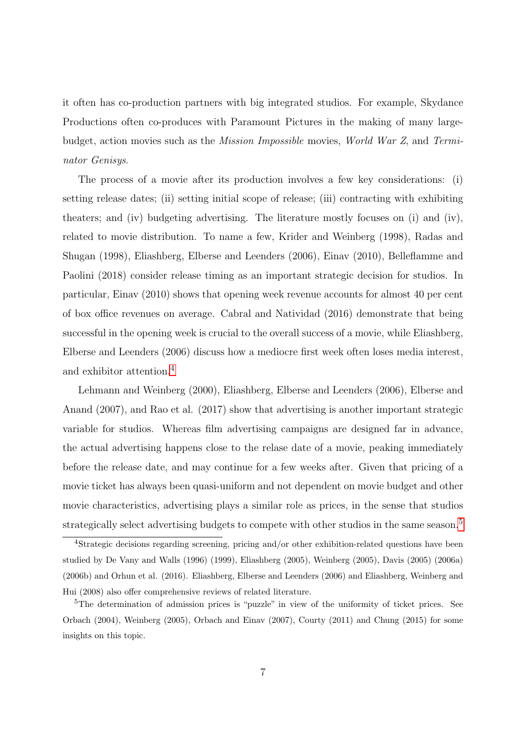it often has co-production partners with big integrated studios. For example, Skydance Productions often co-produces with Paramount Pictures in the making of many large-budget, action movies such as the *Mission Impossible* movies, *World War Z*, and *Terminator Genisys*.

The process of a movie after its production involves a few key considerations: (i) setting release dates; (ii) setting initial scope of release; (iii) contracting with exhibiting theaters; and (iv) budgeting advertising. The literature mostly focuses on (i) and (iv), related to movie distribution. To name a few, Krider and Weinberg (1998), Radas and Shugan (1998), Eliashberg, Elberse and Leenders (2006), Einav (2010), Belleflamme and Paolini (2018) consider release timing as an important strategic decision for studios. In particular, Einav (2010) shows that opening week revenue accounts for almost 40 per cent of box office revenues on average. Cabral and Natividad (2016) demonstrate that being successful in the opening week is crucial to the overall success of a movie, while Eliashberg, Elberse and Leenders (2006) discuss how a mediocre first week often loses media interest, and exhibitor attention.[4]

Lehmann and Weinberg (2000), Eliashberg, Elberse and Leenders (2006), Elberse and Anand (2007), and Rao et al. (2017) show that advertising is another important strategic variable for studios. Whereas film advertising campaigns are designed far in advance, the actual advertising happens close to the relase date of a movie, peaking immediately before the release date, and may continue for a few weeks after. Given that pricing of a movie ticket has always been quasi-uniform and not dependent on movie budget and other movie characteristics, advertising plays a similar role as prices, in the sense that studios strategically select advertising budgets to compete with other studios in the same season.[5]

[4] Strategic decisions regarding screening, pricing and/or other exhibition-related questions have been studied by De Vany and Walls (1996) (1999), Eliashberg (2005), Weinberg (2005), Davis (2005) (2006a) (2006b) and Orhun et al. (2016). Eliashberg, Elberse and Leenders (2006) and Eliashberg, Weinberg and Hui (2008) also offer comprehensive reviews of related literature.

[5] The determination of admission prices is "puzzle" in view of the uniformity of ticket prices. See Orbach (2004), Weinberg (2005), Orbach and Einav (2007), Courty (2011) and Chung (2015) for some insights on this topic.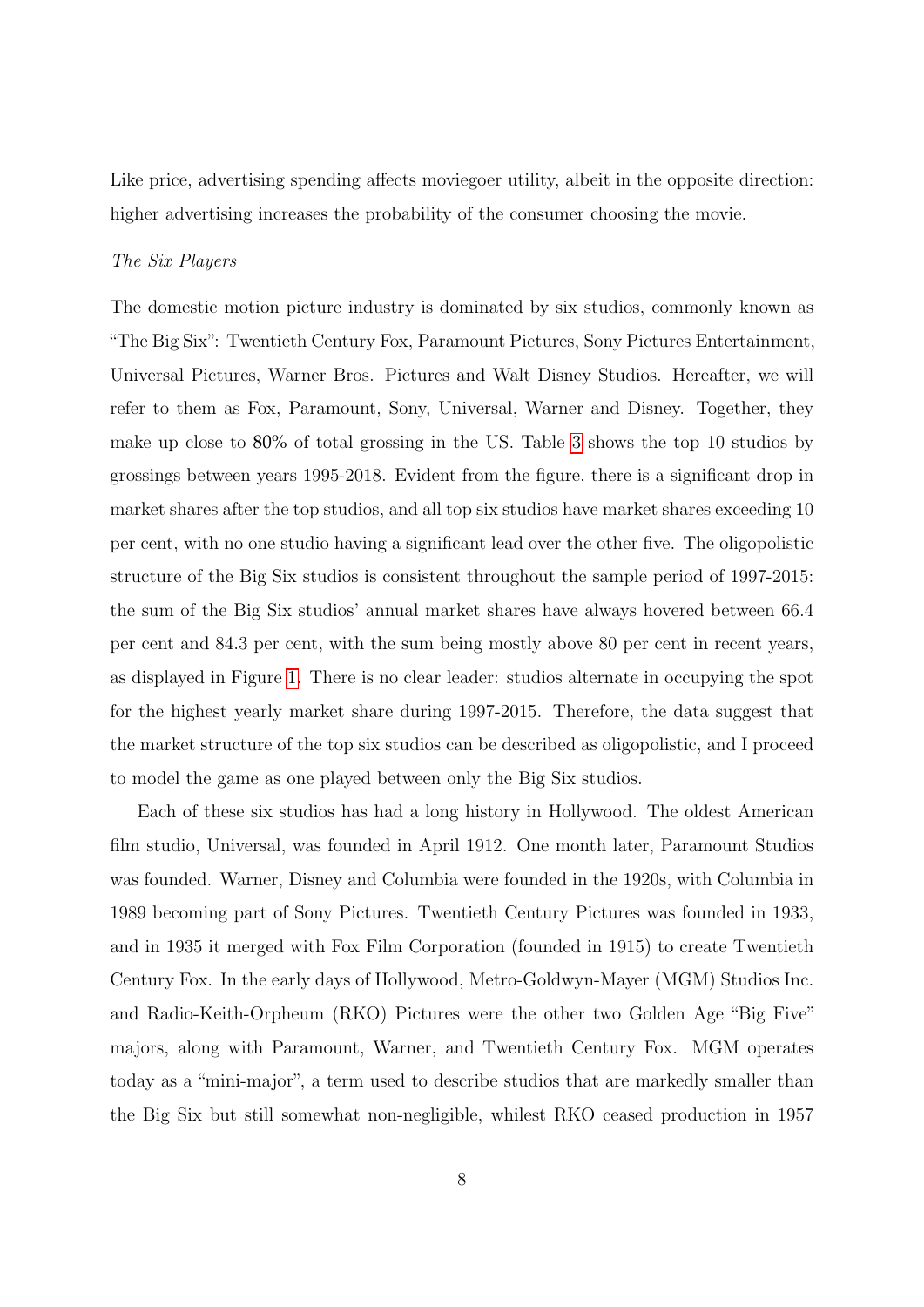Like price, advertising spending affects moviegoer utility, albeit in the opposite direction: higher advertising increases the probability of the consumer choosing the movie.

*The Six Players*

The domestic motion picture industry is dominated by six studios, commonly known as "The Big Six": Twentieth Century Fox, Paramount Pictures, Sony Pictures Entertainment, Universal Pictures, Warner Bros. Pictures and Walt Disney Studios. Hereafter, we will refer to them as Fox, Paramount, Sony, Universal, Warner and Disney. Together, they make up close to 80% of total grossing in the US. Table 3 shows the top 10 studios by grossings between years 1995-2018. Evident from the figure, there is a significant drop in market shares after the top studios, and all top six studios have market shares exceeding 10 per cent, with no one studio having a significant lead over the other five. The oligopolistic structure of the Big Six studios is consistent throughout the sample period of 1997-2015: the sum of the Big Six studios' annual market shares have always hovered between 66.4 per cent and 84.3 per cent, with the sum being mostly above 80 per cent in recent years, as displayed in Figure 1. There is no clear leader: studios alternate in occupying the spot for the highest yearly market share during 1997-2015. Therefore, the data suggest that the market structure of the top six studios can be described as oligopolistic, and I proceed to model the game as one played between only the Big Six studios.

Each of these six studios has had a long history in Hollywood. The oldest American film studio, Universal, was founded in April 1912. One month later, Paramount Studios was founded. Warner, Disney and Columbia were founded in the 1920s, with Columbia in 1989 becoming part of Sony Pictures. Twentieth Century Pictures was founded in 1933, and in 1935 it merged with Fox Film Corporation (founded in 1915) to create Twentieth Century Fox. In the early days of Hollywood, Metro-Goldwyn-Mayer (MGM) Studios Inc. and Radio-Keith-Orpheum (RKO) Pictures were the other two Golden Age "Big Five" majors, along with Paramount, Warner, and Twentieth Century Fox. MGM operates today as a "mini-major", a term used to describe studios that are markedly smaller than the Big Six but still somewhat non-negligible, whilest RKO ceased production in 1957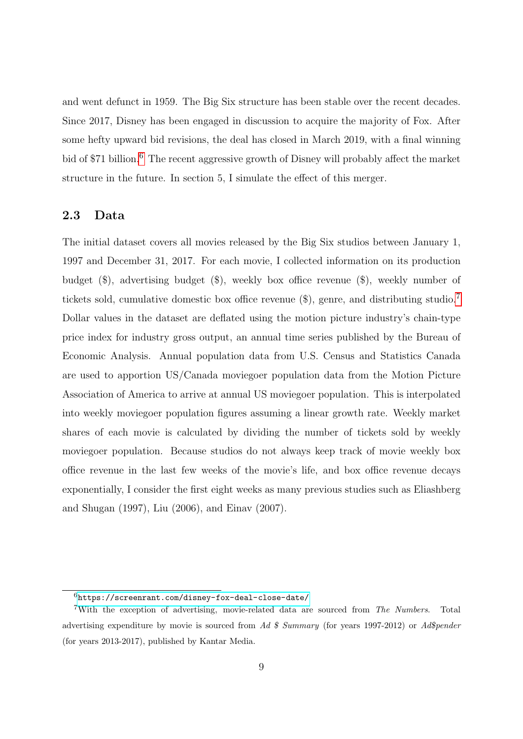and went defunct in 1959. The Big Six structure has been stable over the recent decades. Since 2017, Disney has been engaged in discussion to acquire the majority of Fox. After some hefty upward bid revisions, the deal has closed in March 2019, with a final winning bid of $71 billion.[6] The recent aggressive growth of Disney will probably affect the market structure in the future. In section 5, I simulate the effect of this merger.

## 2.3 Data

The initial dataset covers all movies released by the Big Six studios between January 1, 1997 and December 31, 2017. For each movie, I collected information on its production budget ($), advertising budget ($), weekly box office revenue ($), weekly number of tickets sold, cumulative domestic box office revenue ($), genre, and distributing studio.[7] Dollar values in the dataset are deflated using the motion picture industry's chain-type price index for industry gross output, an annual time series published by the Bureau of Economic Analysis. Annual population data from U.S. Census and Statistics Canada are used to apportion US/Canada moviegoer population data from the Motion Picture Association of America to arrive at annual US moviegoer population. This is interpolated into weekly moviegoer population figures assuming a linear growth rate. Weekly market shares of each movie is calculated by dividing the number of tickets sold by weekly moviegoer population. Because studios do not always keep track of movie weekly box office revenue in the last few weeks of the movie's life, and box office revenue decays exponentially, I consider the first eight weeks as many previous studies such as Eliashberg and Shugan (1997), Liu (2006), and Einav (2007).

---

[6] https://screenrant.com/disney-fox-deal-close-date/

[7] With the exception of advertising, movie-related data are sourced from *The Numbers*. Total advertising expenditure by movie is sourced from *Ad $ Summary* (for years 1997-2012) or *Ad$pender* (for years 2013-2017), published by Kantar Media.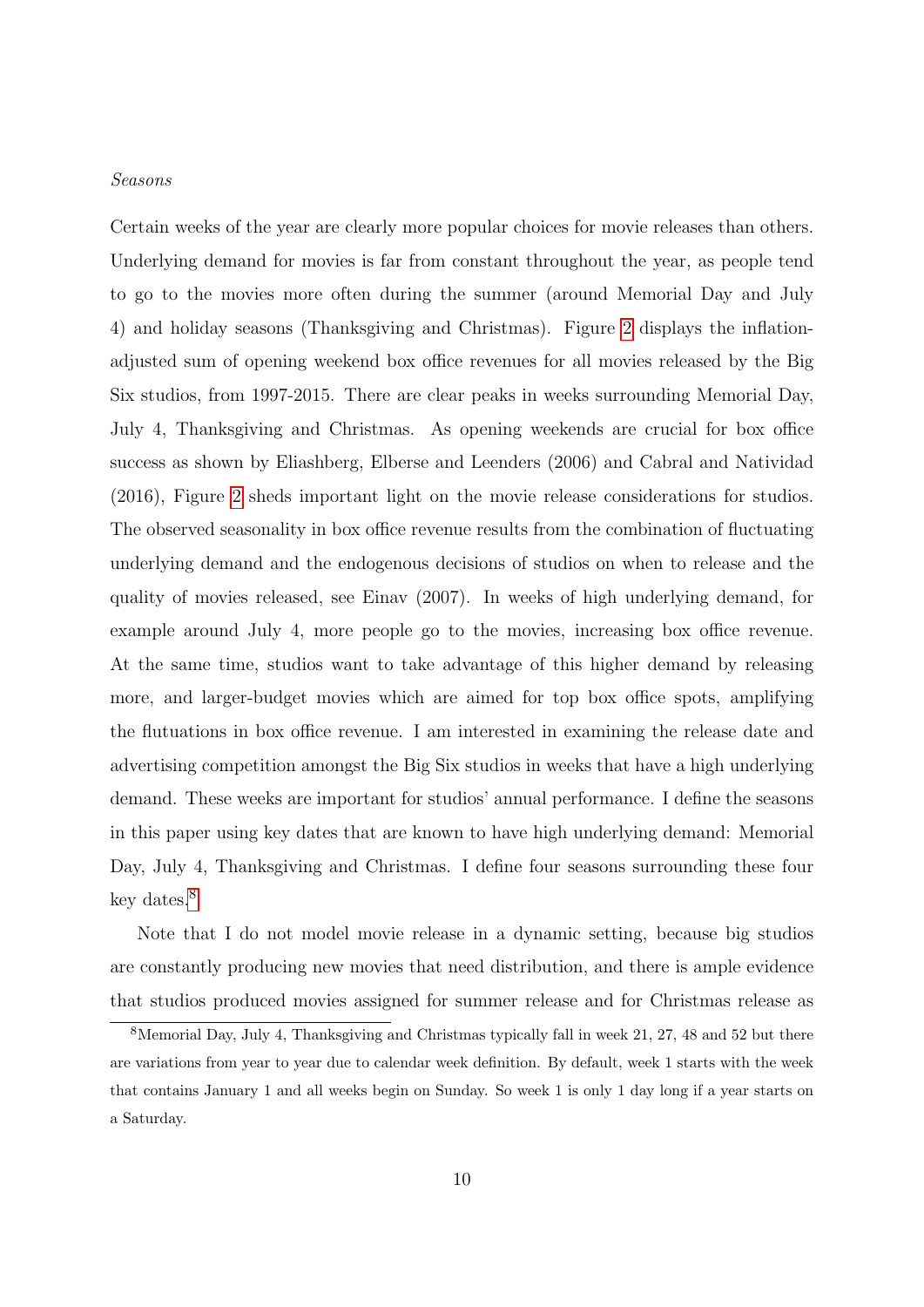*Seasons*

Certain weeks of the year are clearly more popular choices for movie releases than others. Underlying demand for movies is far from constant throughout the year, as people tend to go to the movies more often during the summer (around Memorial Day and July 4) and holiday seasons (Thanksgiving and Christmas). Figure 2 displays the inflation-adjusted sum of opening weekend box office revenues for all movies released by the Big Six studios, from 1997-2015. There are clear peaks in weeks surrounding Memorial Day, July 4, Thanksgiving and Christmas. As opening weekends are crucial for box office success as shown by Eliashberg, Elberse and Leenders (2006) and Cabral and Natividad (2016), Figure 2 sheds important light on the movie release considerations for studios. The observed seasonality in box office revenue results from the combination of fluctuating underlying demand and the endogenous decisions of studios on when to release and the quality of movies released, see Einav (2007). In weeks of high underlying demand, for example around July 4, more people go to the movies, increasing box office revenue. At the same time, studios want to take advantage of this higher demand by releasing more, and larger-budget movies which are aimed for top box office spots, amplifying the flutuations in box office revenue. I am interested in examining the release date and advertising competition amongst the Big Six studios in weeks that have a high underlying demand. These weeks are important for studios' annual performance. I define the seasons in this paper using key dates that are known to have high underlying demand: Memorial Day, July 4, Thanksgiving and Christmas. I define four seasons surrounding these four key dates.[8]

Note that I do not model movie release in a dynamic setting, because big studios are constantly producing new movies that need distribution, and there is ample evidence that studios produced movies assigned for summer release and for Christmas release as

[8]Memorial Day, July 4, Thanksgiving and Christmas typically fall in week 21, 27, 48 and 52 but there are variations from year to year due to calendar week definition. By default, week 1 starts with the week that contains January 1 and all weeks begin on Sunday. So week 1 is only 1 day long if a year starts on a Saturday.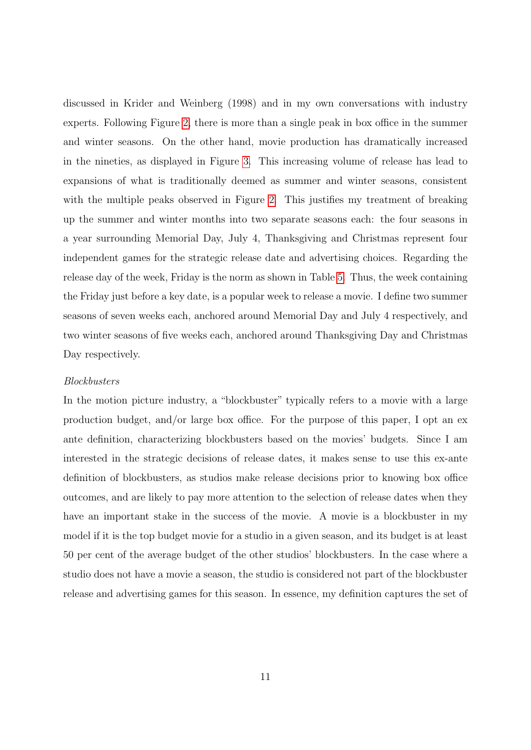discussed in Krider and Weinberg (1998) and in my own conversations with industry experts. Following Figure 2, there is more than a single peak in box office in the summer and winter seasons. On the other hand, movie production has dramatically increased in the nineties, as displayed in Figure 3. This increasing volume of release has lead to expansions of what is traditionally deemed as summer and winter seasons, consistent with the multiple peaks observed in Figure 2. This justifies my treatment of breaking up the summer and winter months into two separate seasons each: the four seasons in a year surrounding Memorial Day, July 4, Thanksgiving and Christmas represent four independent games for the strategic release date and advertising choices. Regarding the release day of the week, Friday is the norm as shown in Table 5. Thus, the week containing the Friday just before a key date, is a popular week to release a movie. I define two summer seasons of seven weeks each, anchored around Memorial Day and July 4 respectively, and two winter seasons of five weeks each, anchored around Thanksgiving Day and Christmas Day respectively.

*Blockbusters*

In the motion picture industry, a "blockbuster" typically refers to a movie with a large production budget, and/or large box office. For the purpose of this paper, I opt an ex ante definition, characterizing blockbusters based on the movies' budgets. Since I am interested in the strategic decisions of release dates, it makes sense to use this ex-ante definition of blockbusters, as studios make release decisions prior to knowing box office outcomes, and are likely to pay more attention to the selection of release dates when they have an important stake in the success of the movie. A movie is a blockbuster in my model if it is the top budget movie for a studio in a given season, and its budget is at least 50 per cent of the average budget of the other studios' blockbusters. In the case where a studio does not have a movie a season, the studio is considered not part of the blockbuster release and advertising games for this season. In essence, my definition captures the set of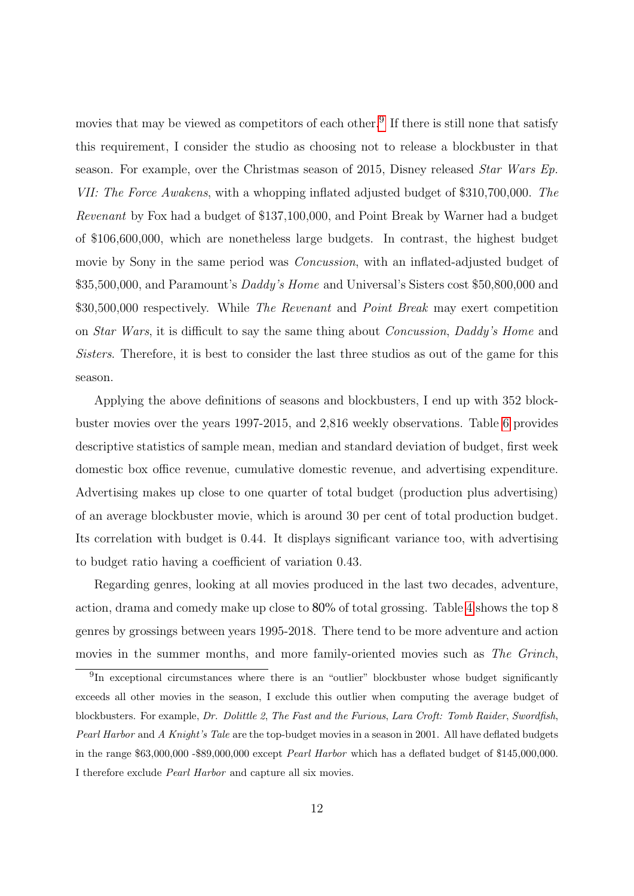movies that may be viewed as competitors of each other.[9] If there is still none that satisfy this requirement, I consider the studio as choosing not to release a blockbuster in that season. For example, over the Christmas season of 2015, Disney released *Star Wars Ep. VII: The Force Awakens*, with a whopping inflated adjusted budget of $310,700,000. *The Revenant* by Fox had a budget of $137,100,000, and Point Break by Warner had a budget of $106,600,000, which are nonetheless large budgets. In contrast, the highest budget movie by Sony in the same period was *Concussion*, with an inflated-adjusted budget of $35,500,000, and Paramount's *Daddy's Home* and Universal's Sisters cost $50,800,000 and $30,500,000 respectively. While *The Revenant* and *Point Break* may exert competition on *Star Wars*, it is difficult to say the same thing about *Concussion*, *Daddy's Home* and *Sisters*. Therefore, it is best to consider the last three studios as out of the game for this season.

Applying the above definitions of seasons and blockbusters, I end up with 352 blockbuster movies over the years 1997-2015, and 2,816 weekly observations. Table 6 provides descriptive statistics of sample mean, median and standard deviation of budget, first week domestic box office revenue, cumulative domestic revenue, and advertising expenditure. Advertising makes up close to one quarter of total budget (production plus advertising) of an average blockbuster movie, which is around 30 per cent of total production budget. Its correlation with budget is 0.44. It displays significant variance too, with advertising to budget ratio having a coefficient of variation 0.43.

Regarding genres, looking at all movies produced in the last two decades, adventure, action, drama and comedy make up close to 80% of total grossing. Table 4 shows the top 8 genres by grossings between years 1995-2018. There tend to be more adventure and action movies in the summer months, and more family-oriented movies such as *The Grinch*,

[9] In exceptional circumstances where there is an "outlier" blockbuster whose budget significantly exceeds all other movies in the season, I exclude this outlier when computing the average budget of blockbusters. For example, *Dr. Dolittle 2*, *The Fast and the Furious*, *Lara Croft: Tomb Raider*, *Swordfish*, *Pearl Harbor* and *A Knight's Tale* are the top-budget movies in a season in 2001. All have deflated budgets in the range $63,000,000 -$89,000,000 except *Pearl Harbor* which has a deflated budget of $145,000,000. I therefore exclude *Pearl Harbor* and capture all six movies.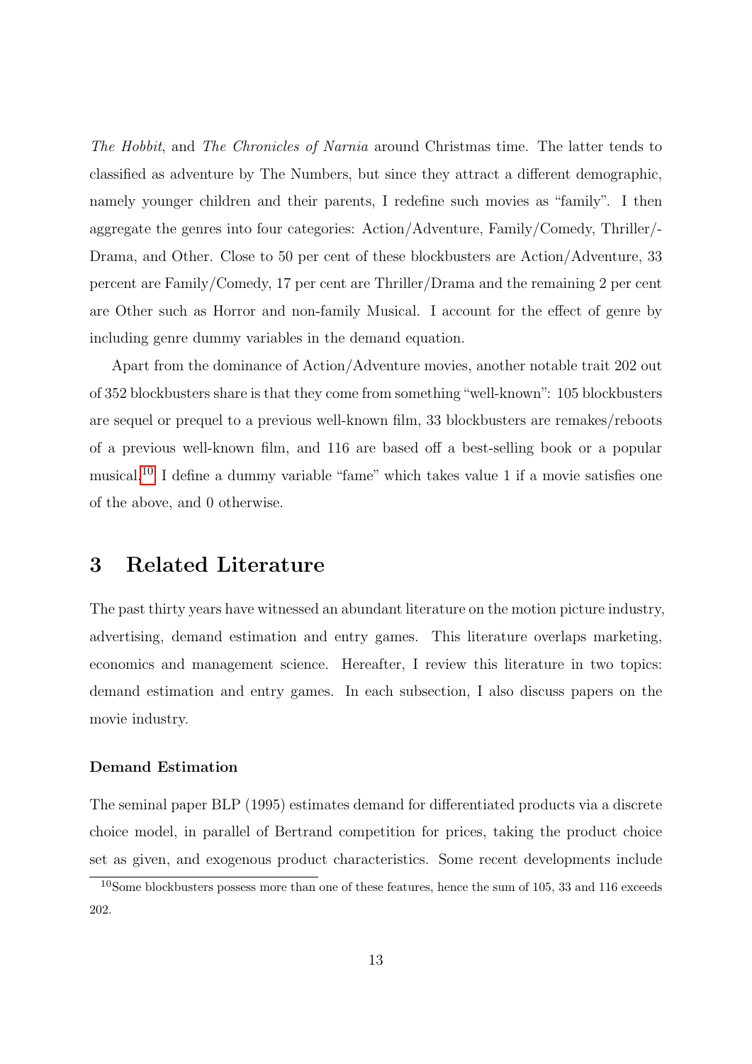*The Hobbit*, and *The Chronicles of Narnia* around Christmas time. The latter tends to classified as adventure by The Numbers, but since they attract a different demographic, namely younger children and their parents, I redefine such movies as "family". I then aggregate the genres into four categories: Action/Adventure, Family/Comedy, Thriller/-Drama, and Other. Close to 50 per cent of these blockbusters are Action/Adventure, 33 percent are Family/Comedy, 17 per cent are Thriller/Drama and the remaining 2 per cent are Other such as Horror and non-family Musical. I account for the effect of genre by including genre dummy variables in the demand equation.

Apart from the dominance of Action/Adventure movies, another notable trait 202 out of 352 blockbusters share is that they come from something "well-known": 105 blockbusters are sequel or prequel to a previous well-known film, 33 blockbusters are remakes/reboots of a previous well-known film, and 116 are based off a best-selling book or a popular musical.[10] I define a dummy variable "fame" which takes value 1 if a movie satisfies one of the above, and 0 otherwise.

# 3 Related Literature

The past thirty years have witnessed an abundant literature on the motion picture industry, advertising, demand estimation and entry games. This literature overlaps marketing, economics and management science. Hereafter, I review this literature in two topics: demand estimation and entry games. In each subsection, I also discuss papers on the movie industry.

### Demand Estimation

The seminal paper BLP (1995) estimates demand for differentiated products via a discrete choice model, in parallel of Bertrand competition for prices, taking the product choice set as given, and exogenous product characteristics. Some recent developments include

[10] Some blockbusters possess more than one of these features, hence the sum of 105, 33 and 116 exceeds 202.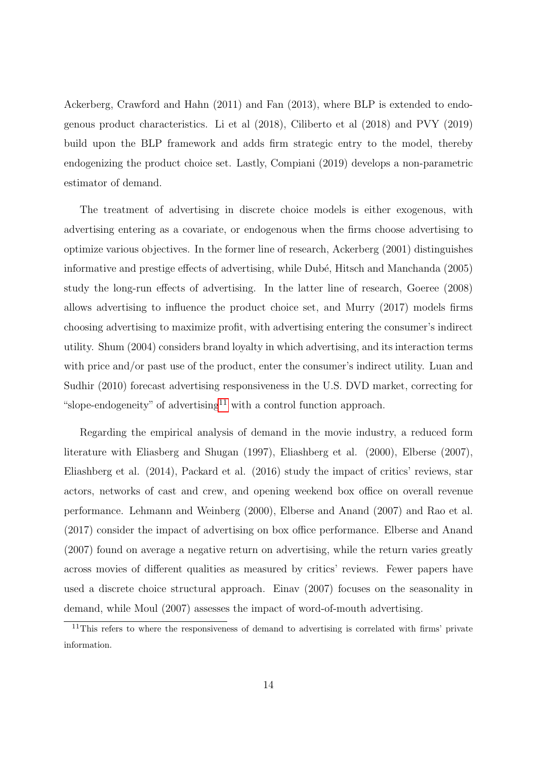Ackerberg, Crawford and Hahn (2011) and Fan (2013), where BLP is extended to endogenous product characteristics. Li et al (2018), Ciliberto et al (2018) and PVY (2019) build upon the BLP framework and adds firm strategic entry to the model, thereby endogenizing the product choice set. Lastly, Compiani (2019) develops a non-parametric estimator of demand.

The treatment of advertising in discrete choice models is either exogenous, with advertising entering as a covariate, or endogenous when the firms choose advertising to optimize various objectives. In the former line of research, Ackerberg (2001) distinguishes informative and prestige effects of advertising, while Dubé, Hitsch and Manchanda (2005) study the long-run effects of advertising. In the latter line of research, Goeree (2008) allows advertising to influence the product choice set, and Murry (2017) models firms choosing advertising to maximize profit, with advertising entering the consumer's indirect utility. Shum (2004) considers brand loyalty in which advertising, and its interaction terms with price and/or past use of the product, enter the consumer's indirect utility. Luan and Sudhir (2010) forecast advertising responsiveness in the U.S. DVD market, correcting for "slope-endogeneity" of advertising[11] with a control function approach.

Regarding the empirical analysis of demand in the movie industry, a reduced form literature with Eliasberg and Shugan (1997), Eliashberg et al. (2000), Elberse (2007), Eliashberg et al. (2014), Packard et al. (2016) study the impact of critics' reviews, star actors, networks of cast and crew, and opening weekend box office on overall revenue performance. Lehmann and Weinberg (2000), Elberse and Anand (2007) and Rao et al. (2017) consider the impact of advertising on box office performance. Elberse and Anand (2007) found on average a negative return on advertising, while the return varies greatly across movies of different qualities as measured by critics' reviews. Fewer papers have used a discrete choice structural approach. Einav (2007) focuses on the seasonality in demand, while Moul (2007) assesses the impact of word-of-mouth advertising.

[11]This refers to where the responsiveness of demand to advertising is correlated with firms' private information.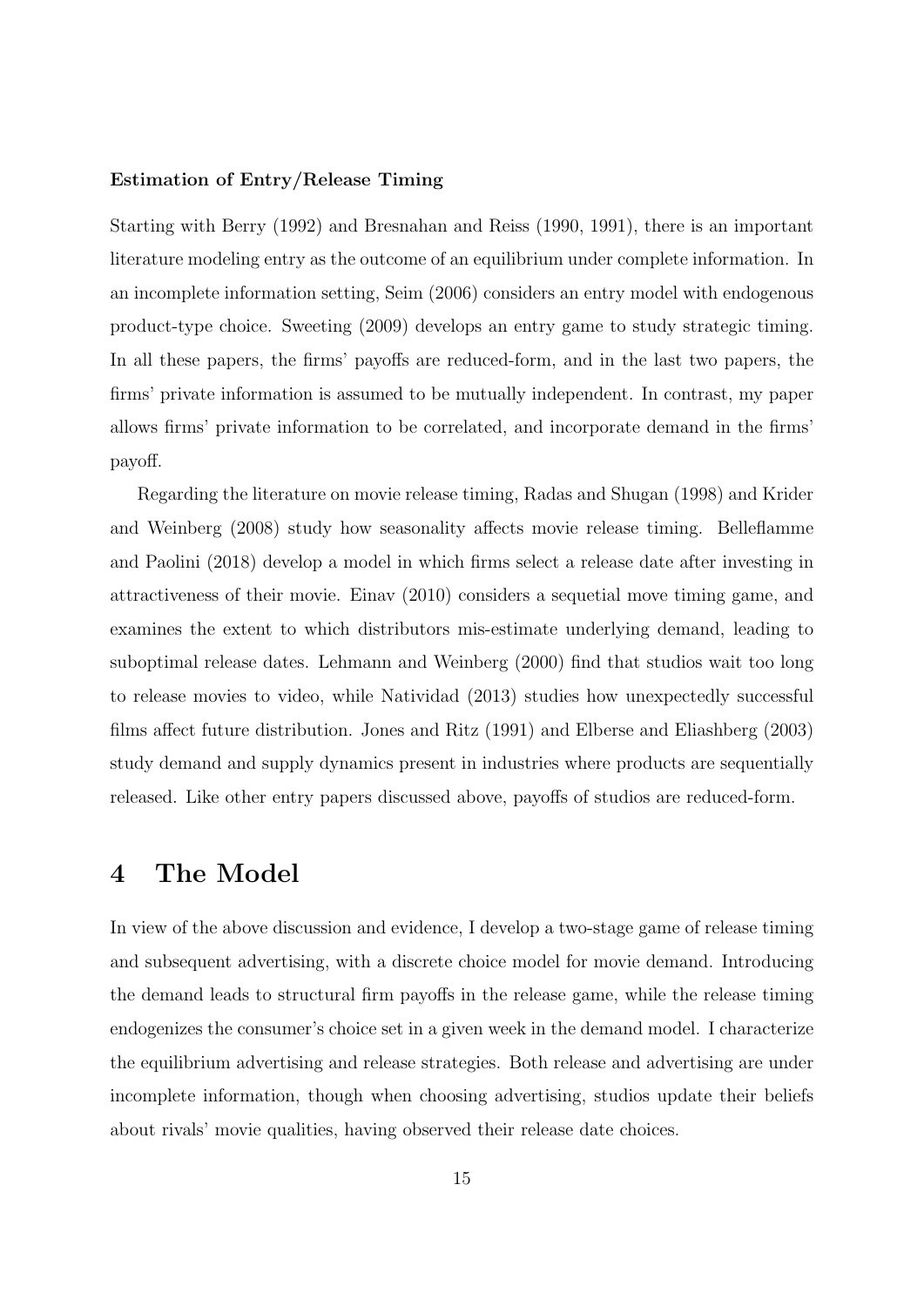**Estimation of Entry/Release Timing**

Starting with Berry (1992) and Bresnahan and Reiss (1990, 1991), there is an important literature modeling entry as the outcome of an equilibrium under complete information. In an incomplete information setting, Seim (2006) considers an entry model with endogenous product-type choice. Sweeting (2009) develops an entry game to study strategic timing. In all these papers, the firms' payoffs are reduced-form, and in the last two papers, the firms' private information is assumed to be mutually independent. In contrast, my paper allows firms' private information to be correlated, and incorporate demand in the firms' payoff.

Regarding the literature on movie release timing, Radas and Shugan (1998) and Krider and Weinberg (2008) study how seasonality affects movie release timing. Belleflamme and Paolini (2018) develop a model in which firms select a release date after investing in attractiveness of their movie. Einav (2010) considers a sequetial move timing game, and examines the extent to which distributors mis-estimate underlying demand, leading to suboptimal release dates. Lehmann and Weinberg (2000) find that studios wait too long to release movies to video, while Natividad (2013) studies how unexpectedly successful films affect future distribution. Jones and Ritz (1991) and Elberse and Eliashberg (2003) study demand and supply dynamics present in industries where products are sequentially released. Like other entry papers discussed above, payoffs of studios are reduced-form.

# 4 The Model

In view of the above discussion and evidence, I develop a two-stage game of release timing and subsequent advertising, with a discrete choice model for movie demand. Introducing the demand leads to structural firm payoffs in the release game, while the release timing endogenizes the consumer's choice set in a given week in the demand model. I characterize the equilibrium advertising and release strategies. Both release and advertising are under incomplete information, though when choosing advertising, studios update their beliefs about rivals' movie qualities, having observed their release date choices.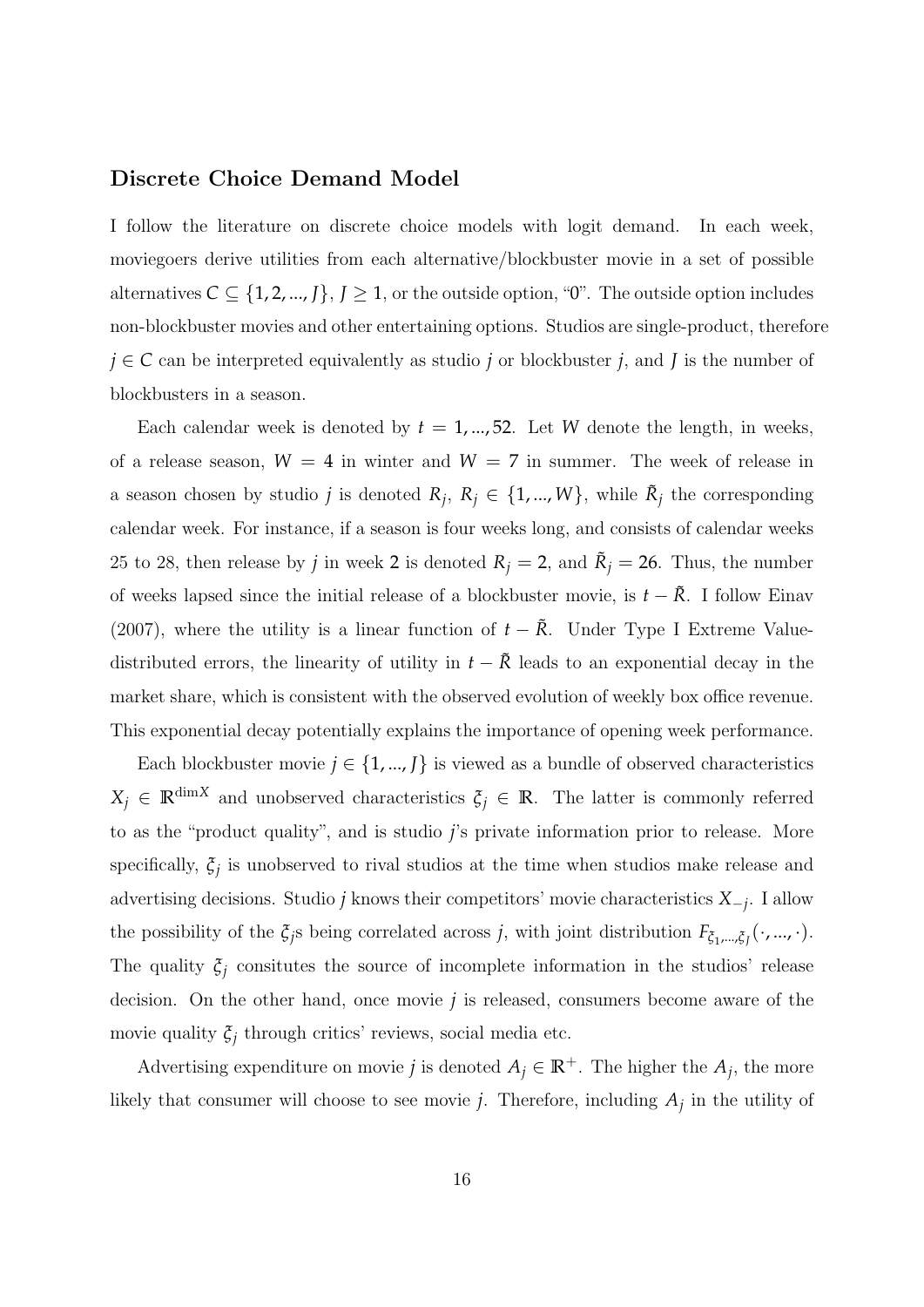## Discrete Choice Demand Model

I follow the literature on discrete choice models with logit demand. In each week, moviegoers derive utilities from each alternative/blockbuster movie in a set of possible alternatives $C \subseteq \{1, 2, ..., J\}$, $J \geq 1$, or the outside option, "0". The outside option includes non-blockbuster movies and other entertaining options. Studios are single-product, therefore $j \in C$ can be interpreted equivalently as studio $j$ or blockbuster $j$, and $J$ is the number of blockbusters in a season.

Each calendar week is denoted by $t = 1, ..., 52$. Let $W$ denote the length, in weeks, of a release season, $W = 4$ in winter and $W = 7$ in summer. The week of release in a season chosen by studio $j$ is denoted $R_j$, $R_j \in \{1, ..., W\}$, while $\tilde{R}_j$ the corresponding calendar week. For instance, if a season is four weeks long, and consists of calendar weeks 25 to 28, then release by $j$ in week $2$ is denoted $R_j = 2$, and $\tilde{R}_j = 26$. Thus, the number of weeks lapsed since the initial release of a blockbuster movie, is $t - \tilde{R}$. I follow Einav (2007), where the utility is a linear function of $t - \tilde{R}$. Under Type I Extreme Value-distributed errors, the linearity of utility in $t - \tilde{R}$ leads to an exponential decay in the market share, which is consistent with the observed evolution of weekly box office revenue. This exponential decay potentially explains the importance of opening week performance.

Each blockbuster movie $j \in \{1, ..., J\}$ is viewed as a bundle of observed characteristics $X_j \in \mathbb{R}^{\dim X}$ and unobserved characteristics $\xi_j \in \mathbb{R}$. The latter is commonly referred to as the "product quality", and is studio $j$'s private information prior to release. More specifically, $\xi_j$ is unobserved to rival studios at the time when studios make release and advertising decisions. Studio $j$ knows their competitors' movie characteristics $X_{-j}$. I allow the possibility of the $\xi_j$s being correlated across $j$, with joint distribution $F_{\xi_1, ..., \xi_J}(\cdot, ..., \cdot)$. The quality $\xi_j$ consitutes the source of incomplete information in the studios' release decision. On the other hand, once movie $j$ is released, consumers become aware of the movie quality $\xi_j$ through critics' reviews, social media etc.

Advertising expenditure on movie $j$ is denoted $A_j \in \mathbb{R}^+$. The higher the $A_j$, the more likely that consumer will choose to see movie $j$. Therefore, including $A_j$ in the utility of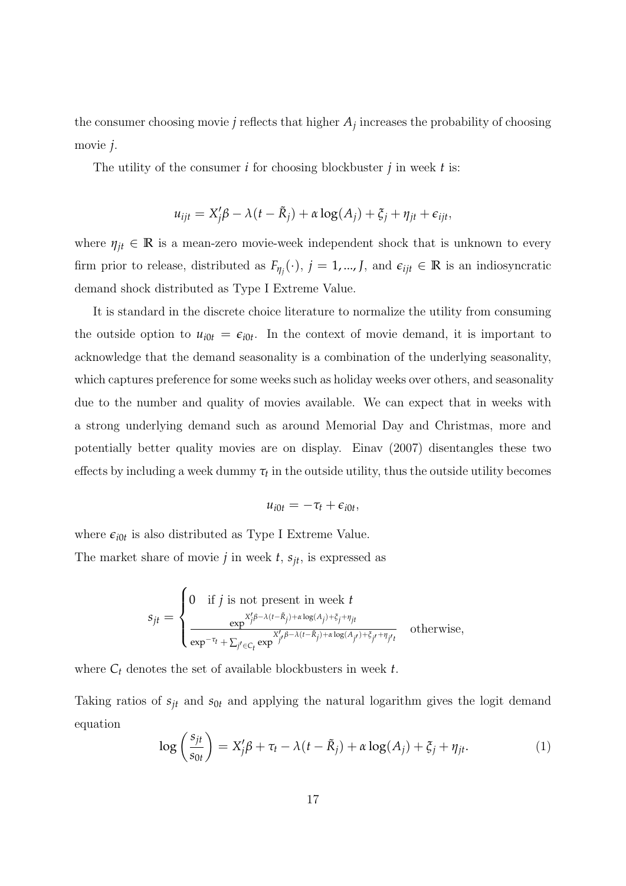the consumer choosing movie $j$ reflects that higher $A_j$ increases the probability of choosing movie $j$.

The utility of the consumer $i$ for choosing blockbuster $j$ in week $t$ is:

$$u_{ijt} = X_j'\beta - \lambda(t - \tilde{R}_j) + \alpha \log(A_j) + \xi_j + \eta_{jt} + \epsilon_{ijt},$$

where $\eta_{jt} \in \mathbb{R}$ is a mean-zero movie-week independent shock that is unknown to every firm prior to release, distributed as $F_{\eta_j}(\cdot)$, $j = 1, ..., J$, and $\epsilon_{ijt} \in \mathbb{R}$ is an indiosyncratic demand shock distributed as Type I Extreme Value.

It is standard in the discrete choice literature to normalize the utility from consuming the outside option to $u_{i0t} = \epsilon_{i0t}$. In the context of movie demand, it is important to acknowledge that the demand seasonality is a combination of the underlying seasonality, which captures preference for some weeks such as holiday weeks over others, and seasonality due to the number and quality of movies available. We can expect that in weeks with a strong underlying demand such as around Memorial Day and Christmas, more and potentially better quality movies are on display. Einav (2007) disentangles these two effects by including a week dummy $\tau_t$ in the outside utility, thus the outside utility becomes

$$u_{i0t} = -\tau_t + \epsilon_{i0t},$$

where $\epsilon_{i0t}$ is also distributed as Type I Extreme Value.
The market share of movie $j$ in week $t$, $s_{jt}$, is expressed as

$$s_{jt} = \begin{cases} 0 \quad \text{if } j \text{ is not present in week } t \\ \dfrac{\exp^{X_j'\beta - \lambda(t-\tilde{R}_j) + \alpha \log(A_j) + \xi_j + \eta_{jt}}}{\exp^{-\tau_t} + \sum_{j' \in C_t} \exp^{X_{j'}'\beta - \lambda(t-\tilde{R}_j) + \alpha \log(A_{j'}) + \xi_{j'} + \eta_{j't}}} \quad \text{otherwise,} \end{cases}$$

where $C_t$ denotes the set of available blockbusters in week $t$.

Taking ratios of $s_{jt}$ and $s_{0t}$ and applying the natural logarithm gives the logit demand equation

$$\log\left(\frac{s_{jt}}{s_{0t}}\right) = X_j'\beta + \tau_t - \lambda(t - \tilde{R}_j) + \alpha \log(A_j) + \xi_j + \eta_{jt}. \tag{1}$$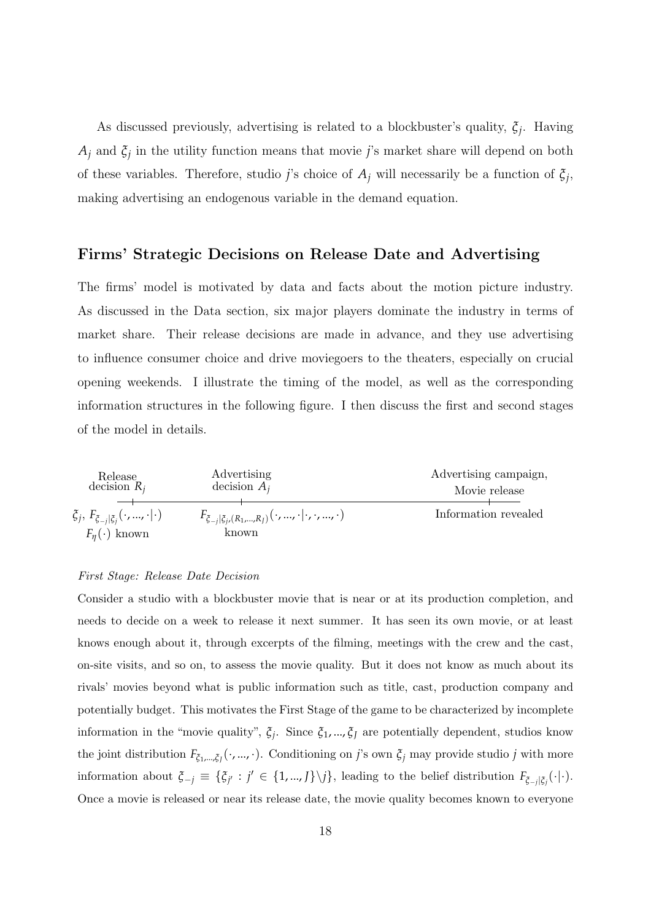As discussed previously, advertising is related to a blockbuster's quality, $\xi_j$. Having $A_j$ and $\xi_j$ in the utility function means that movie $j$'s market share will depend on both of these variables. Therefore, studio $j$'s choice of $A_j$ will necessarily be a function of $\xi_j$, making advertising an endogenous variable in the demand equation.

## Firms' Strategic Decisions on Release Date and Advertising

The firms' model is motivated by data and facts about the motion picture industry. As discussed in the Data section, six major players dominate the industry in terms of market share. Their release decisions are made in advance, and they use advertising to influence consumer choice and drive moviegoers to the theaters, especially on crucial opening weekends. I illustrate the timing of the model, as well as the corresponding information structures in the following figure. I then discuss the first and second stages of the model in details.

| Release decision $R_j$ | Advertising decision $A_j$ | Advertising campaign, Movie release |
|---|---|---|
| $\xi_j$, $F_{\xi_{-j}\|\xi_j}(\cdot, ..., \cdot\|\cdot)$ $F_{\eta}(\cdot)$ known | $F_{\xi_{-j}\|\xi_j,(R_1,...,R_J)}(\cdot, ..., \cdot\|\cdot, \cdot, ..., \cdot)$ known | Information revealed |

*First Stage: Release Date Decision*

Consider a studio with a blockbuster movie that is near or at its production completion, and needs to decide on a week to release it next summer. It has seen its own movie, or at least knows enough about it, through excerpts of the filming, meetings with the crew and the cast, on-site visits, and so on, to assess the movie quality. But it does not know as much about its rivals' movies beyond what is public information such as title, cast, production company and potentially budget. This motivates the First Stage of the game to be characterized by incomplete information in the "movie quality", $\xi_j$. Since $\xi_1, ..., \xi_J$ are potentially dependent, studios know the joint distribution $F_{\xi_1,...,\xi_J}(\cdot, ..., \cdot)$. Conditioning on $j$'s own $\xi_j$ may provide studio $j$ with more information about $\xi_{-j} \equiv \{\xi_{j'} : j' \in \{1, ..., J\} \backslash j\}$, leading to the belief distribution $F_{\xi_{-j}|\xi_j}(\cdot|\cdot)$. Once a movie is released or near its release date, the movie quality becomes known to everyone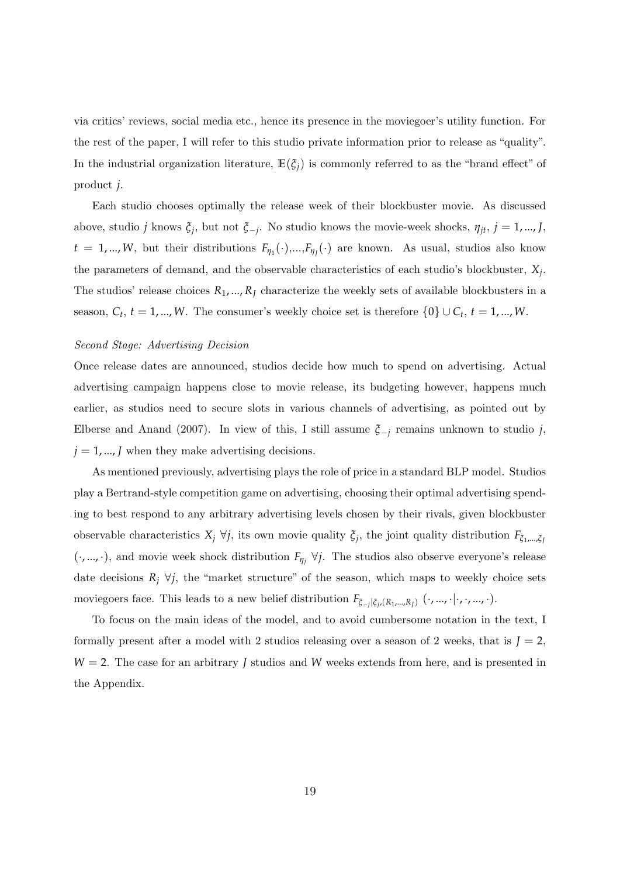via critics' reviews, social media etc., hence its presence in the moviegoer's utility function. For the rest of the paper, I will refer to this studio private information prior to release as "quality". In the industrial organization literature, $\mathbb{E}(\xi_j)$ is commonly referred to as the "brand effect" of product $j$.

Each studio chooses optimally the release week of their blockbuster movie. As discussed above, studio $j$ knows $\xi_j$, but not $\xi_{-j}$. No studio knows the movie-week shocks, $\eta_{jt}$, $j = 1, ..., J$, $t = 1, ..., W$, but their distributions $F_{\eta_1}(\cdot)$,...,$F_{\eta_J}(\cdot)$ are known. As usual, studios also know the parameters of demand, and the observable characteristics of each studio's blockbuster, $X_j$. The studios' release choices $R_1, ..., R_J$ characterize the weekly sets of available blockbusters in a season, $C_t$, $t = 1, ..., W$. The consumer's weekly choice set is therefore $\{0\} \cup C_t$, $t = 1, ..., W$.

*Second Stage: Advertising Decision*

Once release dates are announced, studios decide how much to spend on advertising. Actual advertising campaign happens close to movie release, its budgeting however, happens much earlier, as studios need to secure slots in various channels of advertising, as pointed out by Elberse and Anand (2007). In view of this, I still assume $\xi_{-j}$ remains unknown to studio $j$, $j = 1, ..., J$ when they make advertising decisions.

As mentioned previously, advertising plays the role of price in a standard BLP model. Studios play a Bertrand-style competition game on advertising, choosing their optimal advertising spending to best respond to any arbitrary advertising levels chosen by their rivals, given blockbuster observable characteristics $X_j$ $\forall j$, its own movie quality $\xi_j$, the joint quality distribution $F_{\xi_1,...,\xi_J}$ $(\cdot, ..., \cdot)$, and movie week shock distribution $F_{\eta_j}$ $\forall j$. The studios also observe everyone's release date decisions $R_j$ $\forall j$, the "market structure" of the season, which maps to weekly choice sets moviegoers face. This leads to a new belief distribution $F_{\xi_{-j}|\xi_j,(R_1,...,R_J)}$ $(\cdot, ..., \cdot|\cdot, \cdot, ..., \cdot)$.

To focus on the main ideas of the model, and to avoid cumbersome notation in the text, I formally present after a model with 2 studios releasing over a season of 2 weeks, that is $J = 2$, $W = 2$. The case for an arbitrary $J$ studios and $W$ weeks extends from here, and is presented in the Appendix.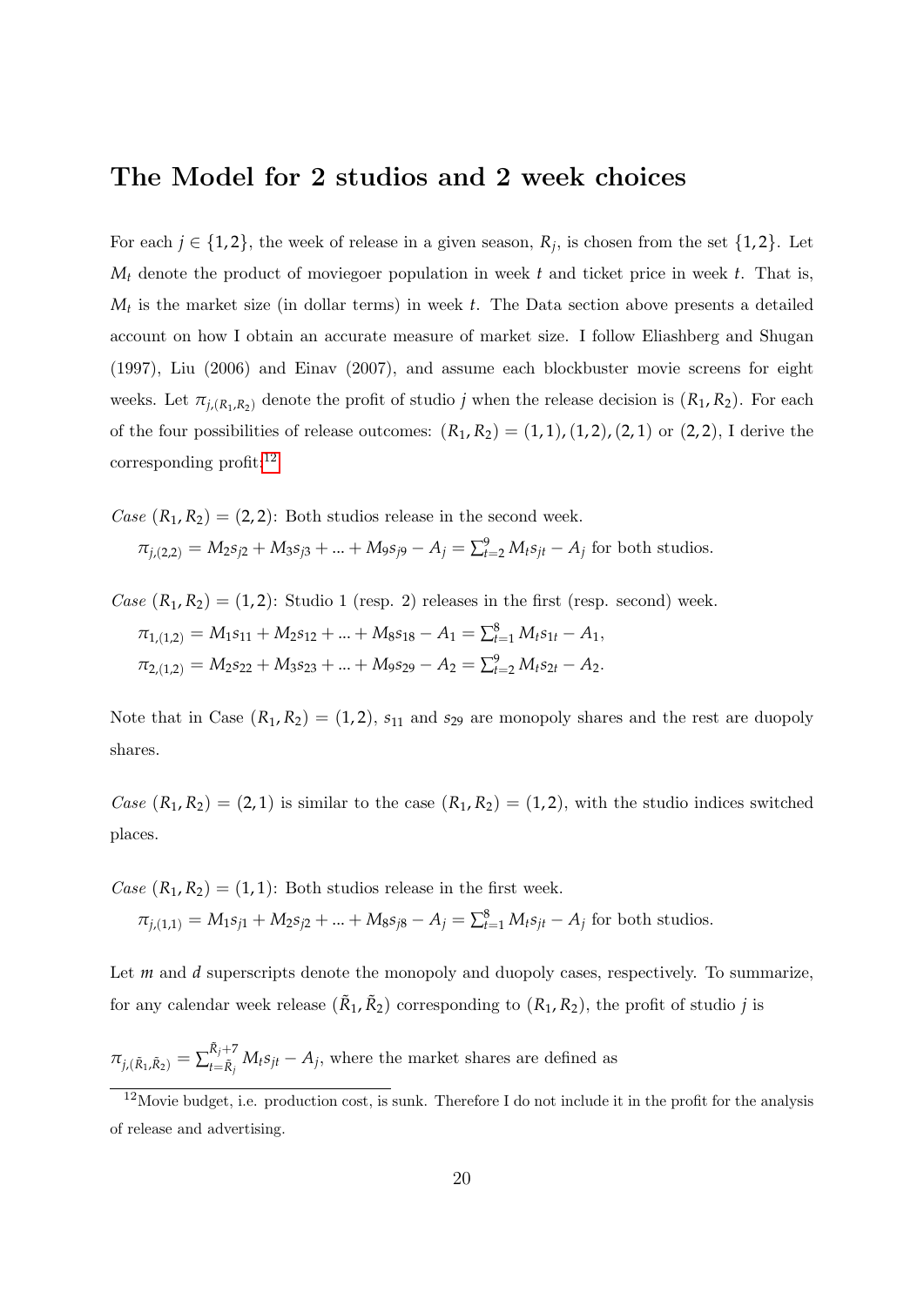## The Model for 2 studios and 2 week choices

For each $j \in \{1, 2\}$, the week of release in a given season, $R_j$, is chosen from the set $\{1, 2\}$. Let $M_t$ denote the product of moviegoer population in week $t$ and ticket price in week $t$. That is, $M_t$ is the market size (in dollar terms) in week $t$. The Data section above presents a detailed account on how I obtain an accurate measure of market size. I follow Eliashberg and Shugan (1997), Liu (2006) and Einav (2007), and assume each blockbuster movie screens for eight weeks. Let $\pi_{j,(R_1,R_2)}$ denote the profit of studio $j$ when the release decision is $(R_1, R_2)$. For each of the four possibilities of release outcomes: $(R_1, R_2) = (1, 1), (1, 2), (2, 1)$ or $(2, 2)$, I derive the corresponding profit.[12]

*Case* $(R_1, R_2) = (2, 2)$: Both studios release in the second week.

$\pi_{j,(2,2)} = M_2 s_{j2} + M_3 s_{j3} + ... + M_9 s_{j9} - A_j = \sum_{t=2}^{9} M_t s_{jt} - A_j$ for both studios.

*Case* $(R_1, R_2) = (1, 2)$: Studio 1 (resp. 2) releases in the first (resp. second) week.

$\pi_{1,(1,2)} = M_1 s_{11} + M_2 s_{12} + ... + M_8 s_{18} - A_1 = \sum_{t=1}^{8} M_t s_{1t} - A_1,$

$\pi_{2,(1,2)} = M_2 s_{22} + M_3 s_{23} + ... + M_9 s_{29} - A_2 = \sum_{t=2}^{9} M_t s_{2t} - A_2.$

Note that in Case $(R_1, R_2) = (1, 2)$, $s_{11}$ and $s_{29}$ are monopoly shares and the rest are duopoly shares.

*Case* $(R_1, R_2) = (2, 1)$ is similar to the case $(R_1, R_2) = (1, 2)$, with the studio indices switched places.

*Case* $(R_1, R_2) = (1, 1)$: Both studios release in the first week.

$\pi_{j,(1,1)} = M_1 s_{j1} + M_2 s_{j2} + ... + M_8 s_{j8} - A_j = \sum_{t=1}^{8} M_t s_{jt} - A_j$ for both studios.

Let $m$ and $d$ superscripts denote the monopoly and duopoly cases, respectively. To summarize, for any calendar week release $(\tilde{R}_1, \tilde{R}_2)$ corresponding to $(R_1, R_2)$, the profit of studio $j$ is

$\pi_{j,(\tilde{R}_1,\tilde{R}_2)} = \sum_{t=\tilde{R}_j}^{\tilde{R}_j+7} M_t s_{jt} - A_j$, where the market shares are defined as

[12] Movie budget, i.e. production cost, is sunk. Therefore I do not include it in the profit for the analysis of release and advertising.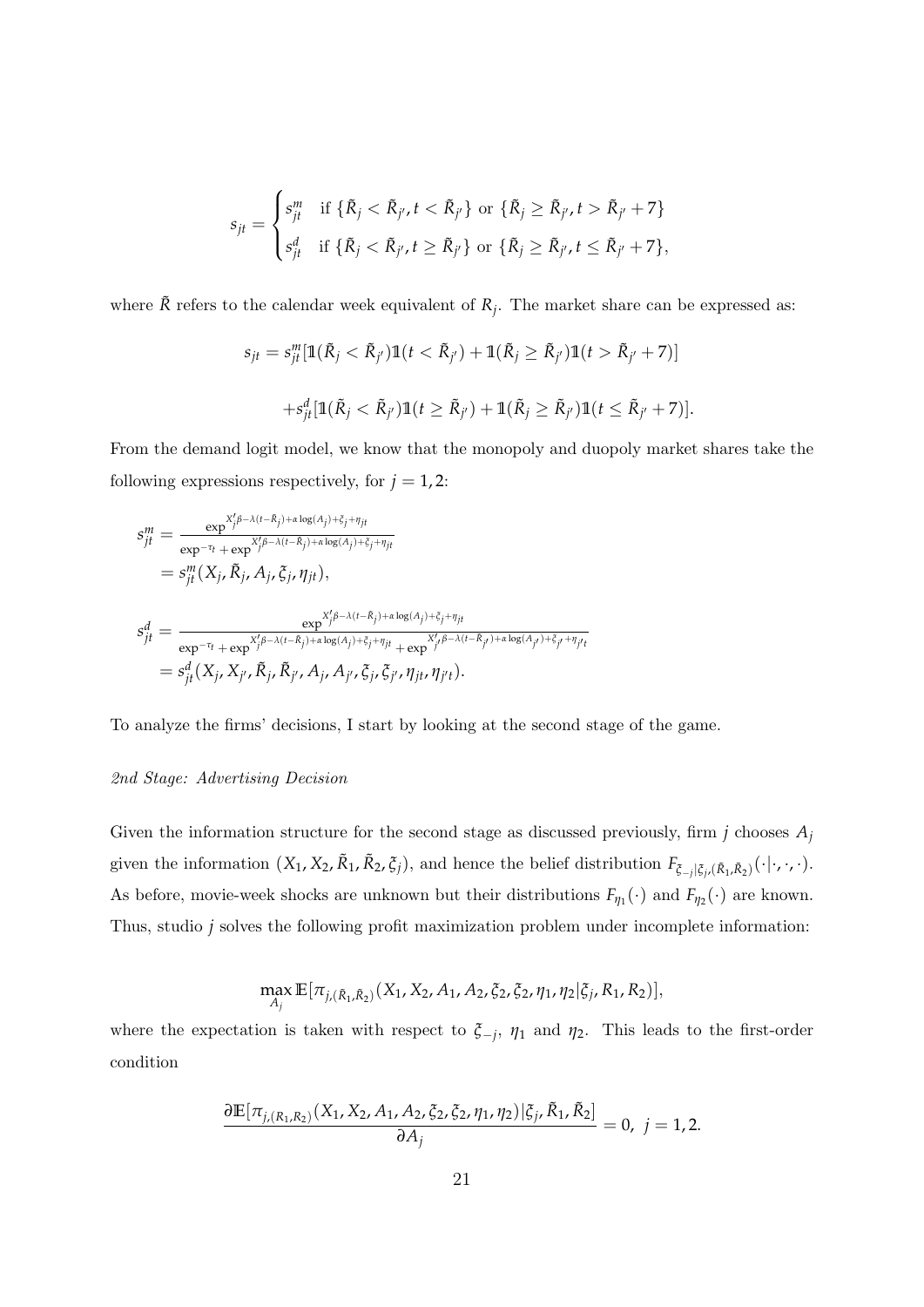$$
s_{jt} = \begin{cases} s_{jt}^m & \text{if } \{\tilde{R}_j < \tilde{R}_{j'}, t < \tilde{R}_{j'}\} \text{ or } \{\tilde{R}_j \geq \tilde{R}_{j'}, t > \tilde{R}_{j'} + 7\} \\ s_{jt}^d & \text{if } \{\tilde{R}_j < \tilde{R}_{j'}, t \geq \tilde{R}_{j'}\} \text{ or } \{\tilde{R}_j \geq \tilde{R}_{j'}, t \leq \tilde{R}_{j'} + 7\}, \end{cases}
$$

where $\tilde{R}$ refers to the calendar week equivalent of $R_j$. The market share can be expressed as:

$$
s_{jt} = s_{jt}^m [\mathbb{1}(\tilde{R}_j < \tilde{R}_{j'})\mathbb{1}(t < \tilde{R}_{j'}) + \mathbb{1}(\tilde{R}_j \geq \tilde{R}_{j'})\mathbb{1}(t > \tilde{R}_{j'} + 7)]
$$

$$
+ s_{jt}^d [\mathbb{1}(\tilde{R}_j < \tilde{R}_{j'})\mathbb{1}(t \geq \tilde{R}_{j'}) + \mathbb{1}(\tilde{R}_j \geq \tilde{R}_{j'})\mathbb{1}(t \leq \tilde{R}_{j'} + 7)].
$$

From the demand logit model, we know that the monopoly and duopoly market shares take the following expressions respectively, for $j = 1, 2$:

$$
\begin{aligned}
s_{jt}^m &= \frac{\exp^{X_j'\beta - \lambda(t - \tilde{R}_j) + \alpha \log(A_j) + \xi_j + \eta_{jt}}}{\exp^{-\tau_t} + \exp^{X_j'\beta - \lambda(t - \tilde{R}_j) + \alpha \log(A_j) + \xi_j + \eta_{jt}}} \\
&= s_{jt}^m(X_j, \tilde{R}_j, A_j, \xi_j, \eta_{jt}),
\end{aligned}
$$

$$
\begin{aligned}
s_{jt}^d &= \frac{\exp^{X_j'\beta - \lambda(t - \tilde{R}_j) + \alpha \log(A_j) + \xi_j + \eta_{jt}}}{\exp^{-\tau_t} + \exp^{X_j'\beta - \lambda(t - \tilde{R}_j) + \alpha \log(A_j) + \xi_j + \eta_{jt}} + \exp^{X_{j'}'\beta - \lambda(t - \tilde{R}_{j'}) + \alpha \log(A_{j'}) + \xi_{j'} + \eta_{j't}}} \\
&= s_{jt}^d(X_j, X_{j'}, \tilde{R}_j, \tilde{R}_{j'}, A_j, A_{j'}, \xi_j, \xi_{j'}, \eta_{jt}, \eta_{j't}).
\end{aligned}
$$

To analyze the firms' decisions, I start by looking at the second stage of the game.

*2nd Stage: Advertising Decision*

Given the information structure for the second stage as discussed previously, firm $j$ chooses $A_j$ given the information $(X_1, X_2, \tilde{R}_1, \tilde{R}_2, \xi_j)$, and hence the belief distribution $F_{\xi_{-j}|\xi_j,(\tilde{R}_1,\tilde{R}_2)}(\cdot|\cdot,\cdot,\cdot)$. As before, movie-week shocks are unknown but their distributions $F_{\eta_1}(\cdot)$ and $F_{\eta_2}(\cdot)$ are known. Thus, studio $j$ solves the following profit maximization problem under incomplete information:

$$
\max_{A_j} \mathbb{E}[\pi_{j,(\tilde{R}_1,\tilde{R}_2)}(X_1, X_2, A_1, A_2, \xi_2, \xi_2, \eta_1, \eta_2 | \xi_j, R_1, R_2)],
$$

where the expectation is taken with respect to $\xi_{-j}$, $\eta_1$ and $\eta_2$. This leads to the first-order condition

$$
\frac{\partial \mathbb{E}[\pi_{j,(R_1,R_2)}(X_1, X_2, A_1, A_2, \xi_2, \xi_2, \eta_1, \eta_2)|\xi_j, \tilde{R}_1, \tilde{R}_2]}{\partial A_j} = 0, \; j = 1, 2.
$$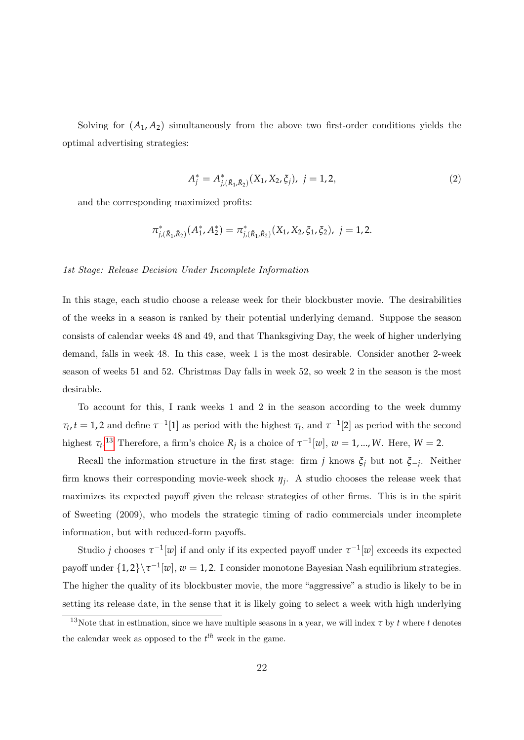Solving for $(A_1, A_2)$ simultaneously from the above two first-order conditions yields the optimal advertising strategies:

$$A_j^* = A^*_{j,(\tilde{R}_1,\tilde{R}_2)}(X_1, X_2, \xi_j),\ j = 1, 2, \tag{2}$$

and the corresponding maximized profits:

$$\pi^*_{j,(\tilde{R}_1,\tilde{R}_2)}(A_1^*, A_2^*) = \pi^*_{j,(\tilde{R}_1,\tilde{R}_2)}(X_1, X_2, \xi_1, \xi_2),\ j = 1, 2.$$

*1st Stage: Release Decision Under Incomplete Information*

In this stage, each studio choose a release week for their blockbuster movie. The desirabilities of the weeks in a season is ranked by their potential underlying demand. Suppose the season consists of calendar weeks 48 and 49, and that Thanksgiving Day, the week of higher underlying demand, falls in week 48. In this case, week 1 is the most desirable. Consider another 2-week season of weeks 51 and 52. Christmas Day falls in week 52, so week 2 in the season is the most desirable.

To account for this, I rank weeks 1 and 2 in the season according to the week dummy $\tau_t, t = 1, 2$ and define $\tau^{-1}[1]$ as period with the highest $\tau_t$, and $\tau^{-1}[2]$ as period with the second highest $\tau_t$.[13] Therefore, a firm's choice $R_j$ is a choice of $\tau^{-1}[w]$, $w = 1, ..., W$. Here, $W = 2$.

Recall the information structure in the first stage: firm $j$ knows $\xi_j$ but not $\xi_{-j}$. Neither firm knows their corresponding movie-week shock $\eta_j$. A studio chooses the release week that maximizes its expected payoff given the release strategies of other firms. This is in the spirit of Sweeting (2009), who models the strategic timing of radio commercials under incomplete information, but with reduced-form payoffs.

Studio $j$ chooses $\tau^{-1}[w]$ if and only if its expected payoff under $\tau^{-1}[w]$ exceeds its expected payoff under $\{1, 2\}\backslash\tau^{-1}[w]$, $w = 1, 2$. I consider monotone Bayesian Nash equilibrium strategies. The higher the quality of its blockbuster movie, the more "aggressive" a studio is likely to be in setting its release date, in the sense that it is likely going to select a week with high underlying

[13] Note that in estimation, since we have multiple seasons in a year, we will index $\tau$ by $t$ where $t$ denotes the calendar week as opposed to the $t^{th}$ week in the game.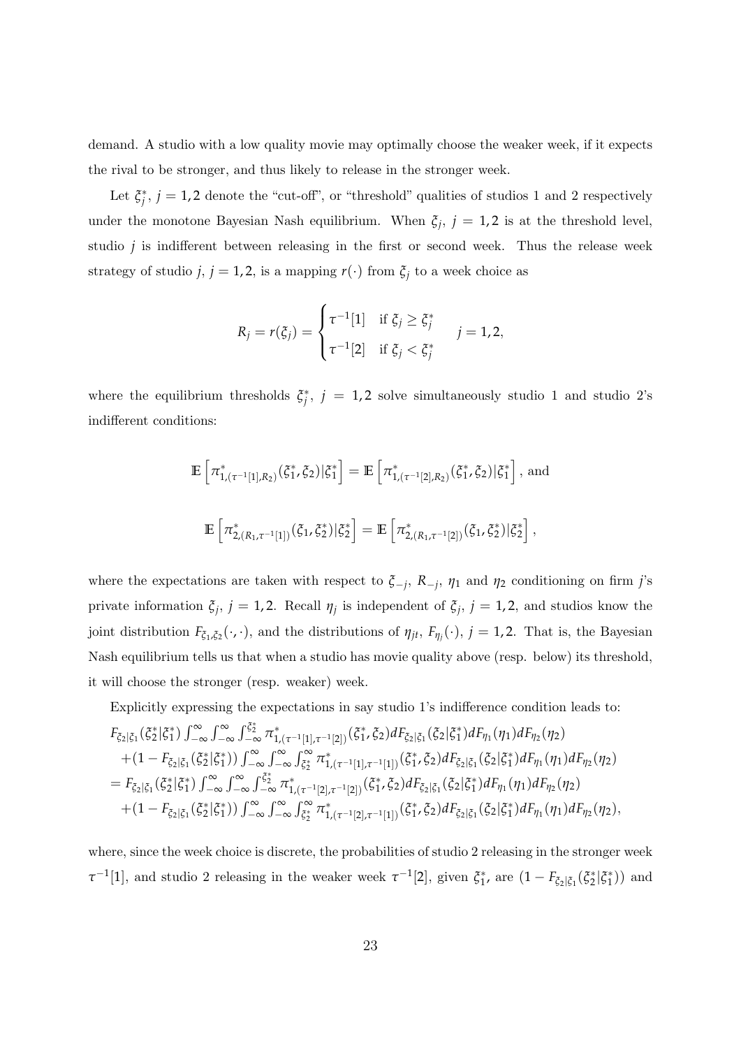demand. A studio with a low quality movie may optimally choose the weaker week, if it expects the rival to be stronger, and thus likely to release in the stronger week.

Let $\xi_j^*$, $j = 1, 2$ denote the "cut-off", or "threshold" qualities of studios 1 and 2 respectively under the monotone Bayesian Nash equilibrium. When $\xi_j$, $j = 1, 2$ is at the threshold level, studio $j$ is indifferent between releasing in the first or second week. Thus the release week strategy of studio $j$, $j = 1, 2$, is a mapping $r(\cdot)$ from $\xi_j$ to a week choice as

$$R_j = r(\xi_j) = \begin{cases} \tau^{-1}[1] & \text{if } \xi_j \geq \xi_j^* \\ \tau^{-1}[2] & \text{if } \xi_j < \xi_j^* \end{cases} \quad j = 1, 2,$$

where the equilibrium thresholds $\xi_j^*$, $j = 1, 2$ solve simultaneously studio 1 and studio 2's indifferent conditions:

$$\mathbb{E}\left[\pi^*_{1,(\tau^{-1}[1],R_2)}(\xi_1^*, \xi_2)|\xi_1^*\right] = \mathbb{E}\left[\pi^*_{1,(\tau^{-1}[2],R_2)}(\xi_1^*, \xi_2)|\xi_1^*\right], \text{ and}$$

$$\mathbb{E}\left[\pi^*_{2,(R_1,\tau^{-1}[1])}(\xi_1, \xi_2^*)|\xi_2^*\right] = \mathbb{E}\left[\pi^*_{2,(R_1,\tau^{-1}[2])}(\xi_1, \xi_2^*)|\xi_2^*\right],$$

where the expectations are taken with respect to $\xi_{-j}$, $R_{-j}$, $\eta_1$ and $\eta_2$ conditioning on firm $j$'s private information $\xi_j$, $j = 1, 2$. Recall $\eta_j$ is independent of $\xi_j$, $j = 1, 2$, and studios know the joint distribution $F_{\xi_1,\xi_2}(\cdot, \cdot)$, and the distributions of $\eta_{jt}$, $F_{\eta_j}(\cdot)$, $j = 1, 2$. That is, the Bayesian Nash equilibrium tells us that when a studio has movie quality above (resp. below) its threshold, it will choose the stronger (resp. weaker) week.

Explicitly expressing the expectations in say studio 1's indifference condition leads to:

$$\begin{aligned}
&F_{\xi_2|\xi_1}(\xi_2^*|\xi_1^*) \int_{-\infty}^{\infty}\int_{-\infty}^{\infty}\int_{-\infty}^{\xi_2^*} \pi^*_{1,(\tau^{-1}[1],\tau^{-1}[2])}(\xi_1^*, \xi_2) dF_{\xi_2|\xi_1}(\xi_2|\xi_1^*) dF_{\eta_1}(\eta_1) dF_{\eta_2}(\eta_2) \\
&\quad + (1 - F_{\xi_2|\xi_1}(\xi_2^*|\xi_1^*)) \int_{-\infty}^{\infty}\int_{-\infty}^{\infty}\int_{\xi_2^*}^{\infty} \pi^*_{1,(\tau^{-1}[1],\tau^{-1}[1])}(\xi_1^*, \xi_2) dF_{\xi_2|\xi_1}(\xi_2|\xi_1^*) dF_{\eta_1}(\eta_1) dF_{\eta_2}(\eta_2) \\
&= F_{\xi_2|\xi_1}(\xi_2^*|\xi_1^*) \int_{-\infty}^{\infty}\int_{-\infty}^{\infty}\int_{-\infty}^{\xi_2^*} \pi^*_{1,(\tau^{-1}[2],\tau^{-1}[2])}(\xi_1^*, \xi_2) dF_{\xi_2|\xi_1}(\xi_2|\xi_1^*) dF_{\eta_1}(\eta_1) dF_{\eta_2}(\eta_2) \\
&\quad + (1 - F_{\xi_2|\xi_1}(\xi_2^*|\xi_1^*)) \int_{-\infty}^{\infty}\int_{-\infty}^{\infty}\int_{\xi_2^*}^{\infty} \pi^*_{1,(\tau^{-1}[2],\tau^{-1}[1])}(\xi_1^*, \xi_2) dF_{\xi_2|\xi_1}(\xi_2|\xi_1^*) dF_{\eta_1}(\eta_1) dF_{\eta_2}(\eta_2),
\end{aligned}$$

where, since the week choice is discrete, the probabilities of studio 2 releasing in the stronger week $\tau^{-1}[1]$, and studio 2 releasing in the weaker week $\tau^{-1}[2]$, given $\xi_1^*$, are $(1 - F_{\xi_2|\xi_1}(\xi_2^*|\xi_1^*))$ and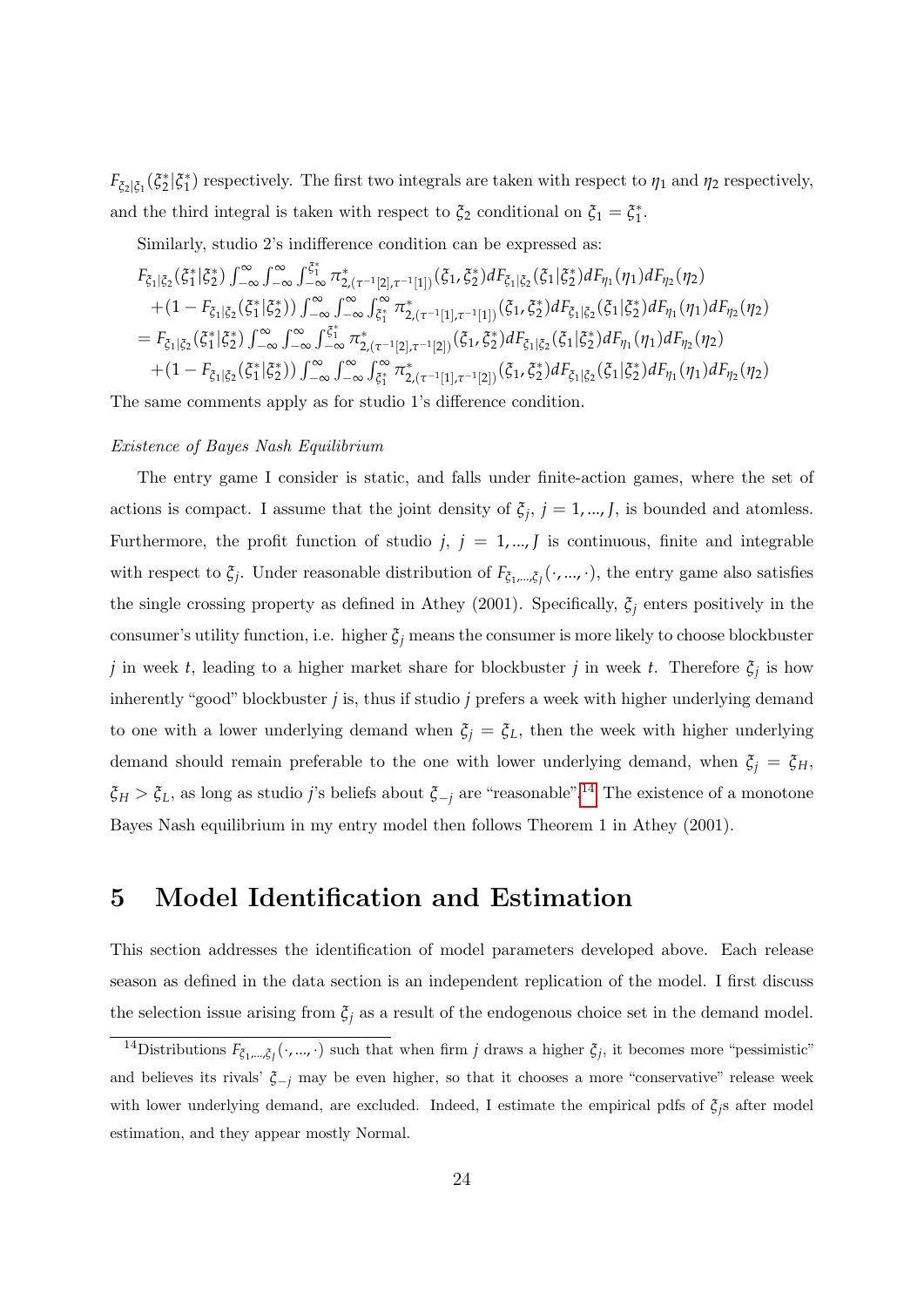$F_{\xi_2|\xi_1}(\xi_2^*|\xi_1^*)$ respectively. The first two integrals are taken with respect to $\eta_1$ and $\eta_2$ respectively, and the third integral is taken with respect to $\xi_2$ conditional on $\xi_1 = \xi_1^*$.

Similarly, studio 2's indifference condition can be expressed as:

$$
\begin{aligned}
& F_{\xi_1|\xi_2}(\xi_1^*|\xi_2^*) \int_{-\infty}^{\infty}\int_{-\infty}^{\infty}\int_{-\infty}^{\xi_1^*} \pi^*_{2,(\tau^{-1}[2],\tau^{-1}[1])}(\xi_1,\xi_2^*) dF_{\xi_1|\xi_2}(\xi_1|\xi_2^*) dF_{\eta_1}(\eta_1) dF_{\eta_2}(\eta_2) \\
& + (1 - F_{\xi_1|\xi_2}(\xi_1^*|\xi_2^*)) \int_{-\infty}^{\infty}\int_{-\infty}^{\infty}\int_{\xi_1^*}^{\infty} \pi^*_{2,(\tau^{-1}[1],\tau^{-1}[1])}(\xi_1,\xi_2^*) dF_{\xi_1|\xi_2}(\xi_1|\xi_2^*) dF_{\eta_1}(\eta_1) dF_{\eta_2}(\eta_2) \\
= & F_{\xi_1|\xi_2}(\xi_1^*|\xi_2^*) \int_{-\infty}^{\infty}\int_{-\infty}^{\infty}\int_{-\infty}^{\xi_1^*} \pi^*_{2,(\tau^{-1}[2],\tau^{-1}[2])}(\xi_1,\xi_2^*) dF_{\xi_1|\xi_2}(\xi_1|\xi_2^*) dF_{\eta_1}(\eta_1) dF_{\eta_2}(\eta_2) \\
& + (1 - F_{\xi_1|\xi_2}(\xi_1^*|\xi_2^*)) \int_{-\infty}^{\infty}\int_{-\infty}^{\infty}\int_{\xi_1^*}^{\infty} \pi^*_{2,(\tau^{-1}[1],\tau^{-1}[2])}(\xi_1,\xi_2^*) dF_{\xi_1|\xi_2}(\xi_1|\xi_2^*) dF_{\eta_1}(\eta_1) dF_{\eta_2}(\eta_2)
\end{aligned}
$$

The same comments apply as for studio 1's difference condition.

*Existence of Bayes Nash Equilibrium*

The entry game I consider is static, and falls under finite-action games, where the set of actions is compact. I assume that the joint density of $\xi_j$, $j = 1, ..., J$, is bounded and atomless. Furthermore, the profit function of studio $j$, $j = 1, ..., J$ is continuous, finite and integrable with respect to $\xi_j$. Under reasonable distribution of $F_{\xi_1,...,\xi_J}(\cdot, ..., \cdot)$, the entry game also satisfies the single crossing property as defined in Athey (2001). Specifically, $\xi_j$ enters positively in the consumer's utility function, i.e. higher $\xi_j$ means the consumer is more likely to choose blockbuster $j$ in week $t$, leading to a higher market share for blockbuster $j$ in week $t$. Therefore $\xi_j$ is how inherently "good" blockbuster $j$ is, thus if studio $j$ prefers a week with higher underlying demand to one with a lower underlying demand when $\xi_j = \xi_L$, then the week with higher underlying demand should remain preferable to the one with lower underlying demand, when $\xi_j = \xi_H$, $\xi_H > \xi_L$, as long as studio $j$'s beliefs about $\xi_{-j}$ are "reasonable".[14] The existence of a monotone Bayes Nash equilibrium in my entry model then follows Theorem 1 in Athey (2001).

# 5 Model Identification and Estimation

This section addresses the identification of model parameters developed above. Each release season as defined in the data section is an independent replication of the model. I first discuss the selection issue arising from $\xi_j$ as a result of the endogenous choice set in the demand model.

[14] Distributions $F_{\xi_1,...,\xi_J}(\cdot, ..., \cdot)$ such that when firm $j$ draws a higher $\xi_j$, it becomes more "pessimistic" and believes its rivals' $\xi_{-j}$ may be even higher, so that it chooses a more "conservative" release week with lower underlying demand, are excluded. Indeed, I estimate the empirical pdfs of $\xi_j$s after model estimation, and they appear mostly Normal.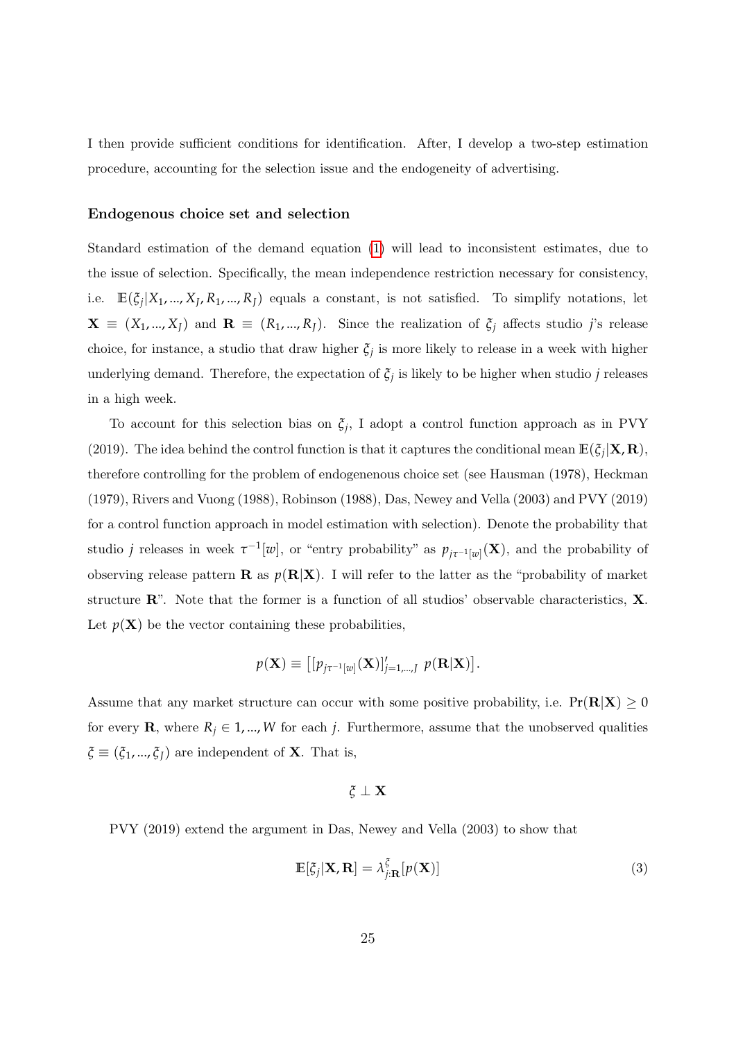I then provide sufficient conditions for identification. After, I develop a two-step estimation procedure, accounting for the selection issue and the endogeneity of advertising.

### Endogenous choice set and selection

Standard estimation of the demand equation (1) will lead to inconsistent estimates, due to the issue of selection. Specifically, the mean independence restriction necessary for consistency, i.e. $\mathbb{E}(\xi_j | X_1, ..., X_J, R_1, ..., R_J)$ equals a constant, is not satisfied. To simplify notations, let $\mathbf{X} \equiv (X_1, ..., X_J)$ and $\mathbf{R} \equiv (R_1, ..., R_J)$. Since the realization of $\xi_j$ affects studio $j$'s release choice, for instance, a studio that draw higher $\xi_j$ is more likely to release in a week with higher underlying demand. Therefore, the expectation of $\xi_j$ is likely to be higher when studio $j$ releases in a high week.

To account for this selection bias on $\xi_j$, I adopt a control function approach as in PVY (2019). The idea behind the control function is that it captures the conditional mean $\mathbb{E}(\xi_j | \mathbf{X}, \mathbf{R})$, therefore controlling for the problem of endogenenous choice set (see Hausman (1978), Heckman (1979), Rivers and Vuong (1988), Robinson (1988), Das, Newey and Vella (2003) and PVY (2019) for a control function approach in model estimation with selection). Denote the probability that studio $j$ releases in week $\tau^{-1}[w]$, or "entry probability" as $p_{j\tau^{-1}[w]}(\mathbf{X})$, and the probability of observing release pattern $\mathbf{R}$ as $p(\mathbf{R}|\mathbf{X})$. I will refer to the latter as the "probability of market structure $\mathbf{R}$". Note that the former is a function of all studios' observable characteristics, $\mathbf{X}$. Let $p(\mathbf{X})$ be the vector containing these probabilities,

$$p(\mathbf{X}) \equiv \left[ [p_{j\tau^{-1}[w]}(\mathbf{X})]'_{j=1,...,J} \;\; p(\mathbf{R}|\mathbf{X}) \right].$$

Assume that any market structure can occur with some positive probability, i.e. $\Pr(\mathbf{R}|\mathbf{X}) \geq 0$ for every $\mathbf{R}$, where $R_j \in 1, ..., W$ for each $j$. Furthermore, assume that the unobserved qualities $\xi \equiv (\xi_1, ..., \xi_J)$ are independent of $\mathbf{X}$. That is,

$$\xi \perp \mathbf{X}$$

PVY (2019) extend the argument in Das, Newey and Vella (2003) to show that

$$\mathbb{E}[\xi_j | \mathbf{X}, \mathbf{R}] = \lambda^{\xi}_{j;\mathbf{R}}[p(\mathbf{X})] \tag{3}$$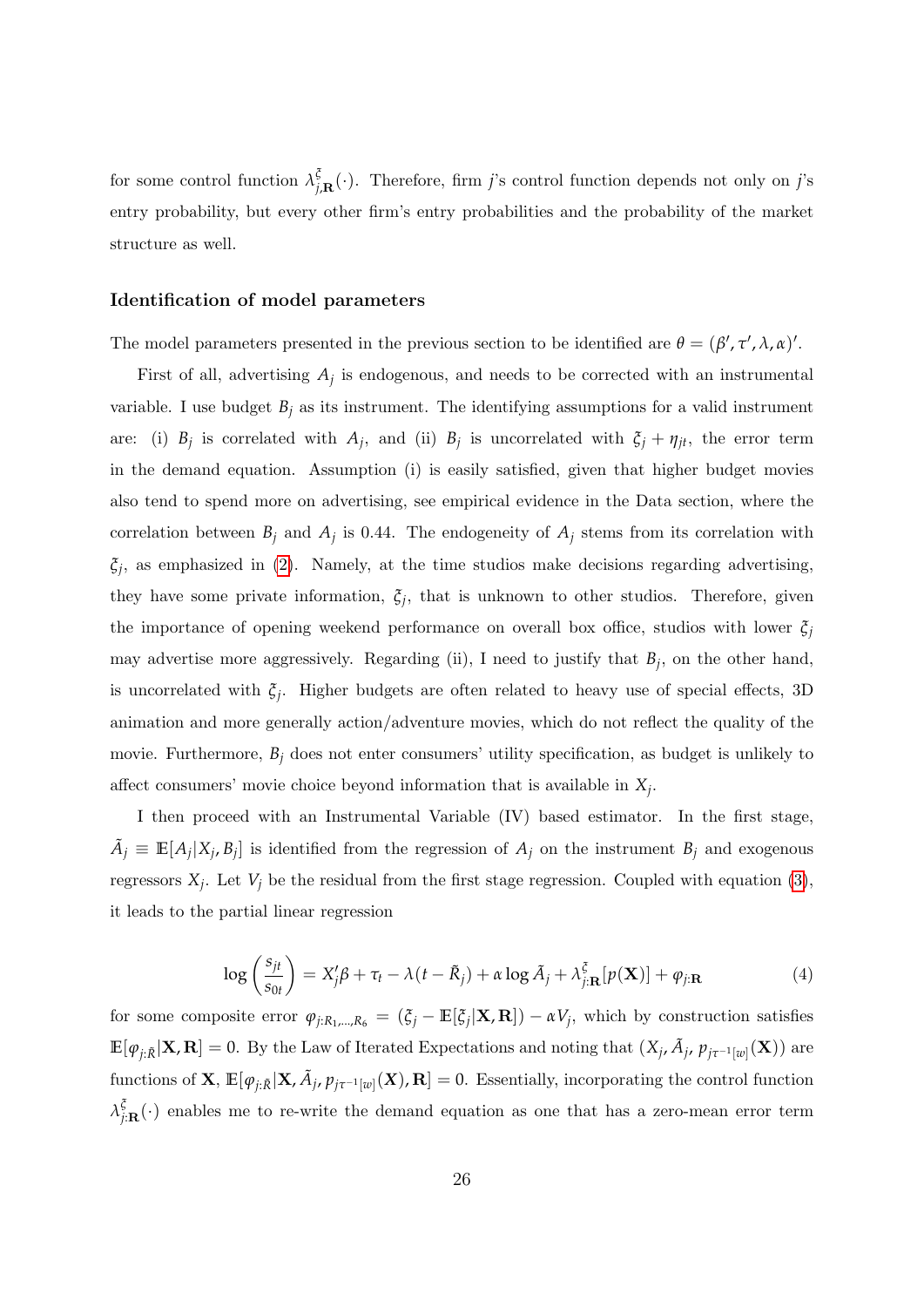for some control function $\lambda^{\xi}_{j,\mathbf{R}}(\cdot)$. Therefore, firm $j$'s control function depends not only on $j$'s entry probability, but every other firm's entry probabilities and the probability of the market structure as well.

### Identification of model parameters

The model parameters presented in the previous section to be identified are $\theta = (\beta', \tau', \lambda, \alpha)'$.

First of all, advertising $A_j$ is endogenous, and needs to be corrected with an instrumental variable. I use budget $B_j$ as its instrument. The identifying assumptions for a valid instrument are: (i) $B_j$ is correlated with $A_j$, and (ii) $B_j$ is uncorrelated with $\xi_j + \eta_{jt}$, the error term in the demand equation. Assumption (i) is easily satisfied, given that higher budget movies also tend to spend more on advertising, see empirical evidence in the Data section, where the correlation between $B_j$ and $A_j$ is 0.44. The endogeneity of $A_j$ stems from its correlation with $\xi_j$, as emphasized in (2). Namely, at the time studios make decisions regarding advertising, they have some private information, $\xi_j$, that is unknown to other studios. Therefore, given the importance of opening weekend performance on overall box office, studios with lower $\xi_j$ may advertise more aggressively. Regarding (ii), I need to justify that $B_j$, on the other hand, is uncorrelated with $\xi_j$. Higher budgets are often related to heavy use of special effects, 3D animation and more generally action/adventure movies, which do not reflect the quality of the movie. Furthermore, $B_j$ does not enter consumers' utility specification, as budget is unlikely to affect consumers' movie choice beyond information that is available in $X_j$.

I then proceed with an Instrumental Variable (IV) based estimator. In the first stage, $\tilde{A}_j \equiv \mathbb{E}[A_j|X_j, B_j]$ is identified from the regression of $A_j$ on the instrument $B_j$ and exogenous regressors $X_j$. Let $V_j$ be the residual from the first stage regression. Coupled with equation (3), it leads to the partial linear regression

$$\log\left(\frac{s_{jt}}{s_{0t}}\right) = X_j'\beta + \tau_t - \lambda(t - \tilde{R}_j) + \alpha \log \tilde{A}_j + \lambda^{\xi}_{j:\mathbf{R}}[p(\mathbf{X})] + \varphi_{j:\mathbf{R}} \tag{4}$$

for some composite error $\varphi_{j:R_1,\ldots,R_6} = (\xi_j - \mathbb{E}[\xi_j|\mathbf{X}, \mathbf{R}]) - \alpha V_j$, which by construction satisfies $\mathbb{E}[\varphi_{j:\tilde{R}}|\mathbf{X}, \mathbf{R}] = 0$. By the Law of Iterated Expectations and noting that $(X_j, \tilde{A}_j, p_{j\tau^{-1}[w]}(\mathbf{X}))$ are functions of $\mathbf{X}$, $\mathbb{E}[\varphi_{j:\tilde{R}}|\mathbf{X}, \tilde{A}_j, p_{j\tau^{-1}[w]}(\boldsymbol{X}), \mathbf{R}] = 0$. Essentially, incorporating the control function $\lambda^{\xi}_{j:\mathbf{R}}(\cdot)$ enables me to re-write the demand equation as one that has a zero-mean error term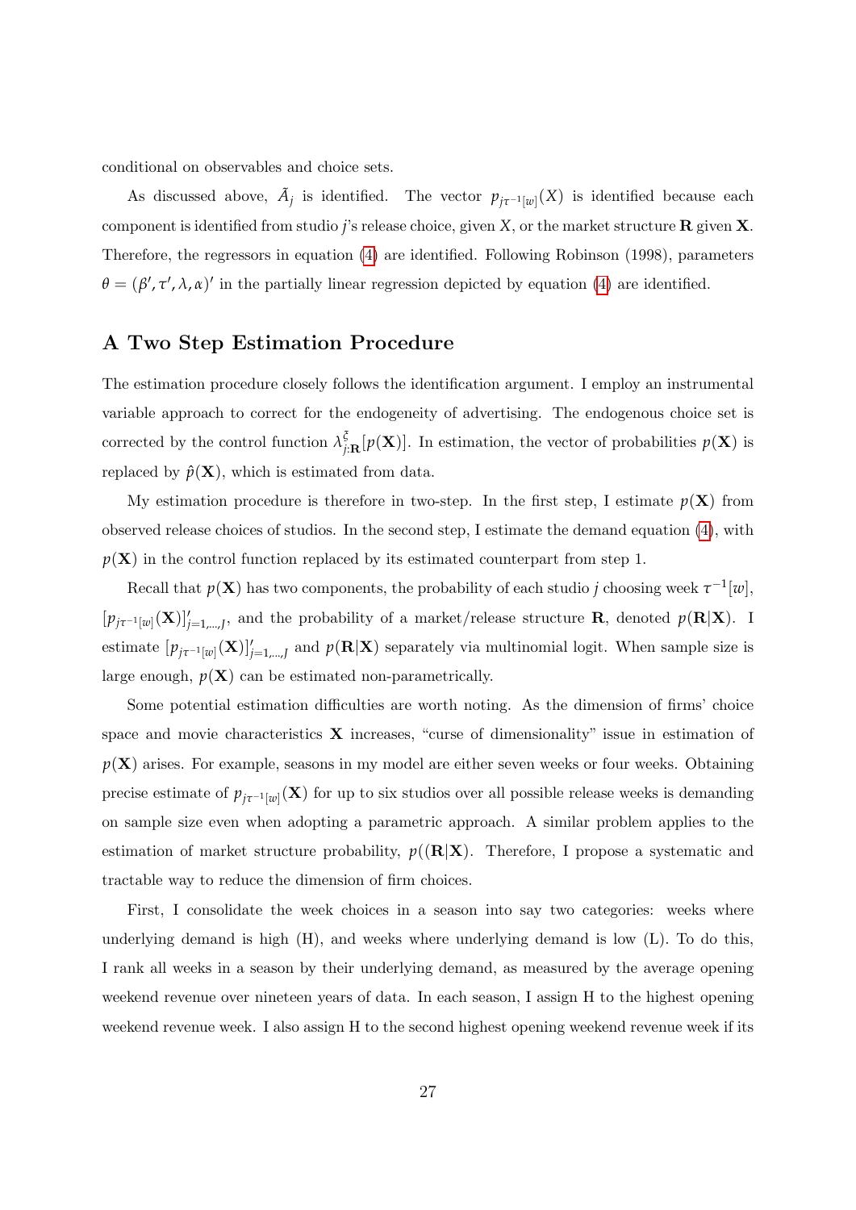conditional on observables and choice sets.

As discussed above, $\tilde{A}_j$ is identified. The vector $p_{j\tau^{-1}[w]}(X)$ is identified because each component is identified from studio $j$'s release choice, given $X$, or the market structure $\mathbf{R}$ given $\mathbf{X}$. Therefore, the regressors in equation (4) are identified. Following Robinson (1998), parameters $\theta = (\beta', \tau', \lambda, \alpha)'$ in the partially linear regression depicted by equation (4) are identified.

## A Two Step Estimation Procedure

The estimation procedure closely follows the identification argument. I employ an instrumental variable approach to correct for the endogeneity of advertising. The endogenous choice set is corrected by the control function $\lambda^{\xi}_{j:\mathbf{R}}[p(\mathbf{X})]$. In estimation, the vector of probabilities $p(\mathbf{X})$ is replaced by $\hat{p}(\mathbf{X})$, which is estimated from data.

My estimation procedure is therefore in two-step. In the first step, I estimate $p(\mathbf{X})$ from observed release choices of studios. In the second step, I estimate the demand equation (4), with $p(\mathbf{X})$ in the control function replaced by its estimated counterpart from step 1.

Recall that $p(\mathbf{X})$ has two components, the probability of each studio $j$ choosing week $\tau^{-1}[w]$, $[p_{j\tau^{-1}[w]}(\mathbf{X})]'_{j=1,...,J}$, and the probability of a market/release structure $\mathbf{R}$, denoted $p(\mathbf{R}|\mathbf{X})$. I estimate $[p_{j\tau^{-1}[w]}(\mathbf{X})]'_{j=1,...,J}$ and $p(\mathbf{R}|\mathbf{X})$ separately via multinomial logit. When sample size is large enough, $p(\mathbf{X})$ can be estimated non-parametrically.

Some potential estimation difficulties are worth noting. As the dimension of firms' choice space and movie characteristics $\mathbf{X}$ increases, "curse of dimensionality" issue in estimation of $p(\mathbf{X})$ arises. For example, seasons in my model are either seven weeks or four weeks. Obtaining precise estimate of $p_{j\tau^{-1}[w]}(\mathbf{X})$ for up to six studios over all possible release weeks is demanding on sample size even when adopting a parametric approach. A similar problem applies to the estimation of market structure probability, $p((\mathbf{R}|\mathbf{X})$. Therefore, I propose a systematic and tractable way to reduce the dimension of firm choices.

First, I consolidate the week choices in a season into say two categories: weeks where underlying demand is high (H), and weeks where underlying demand is low (L). To do this, I rank all weeks in a season by their underlying demand, as measured by the average opening weekend revenue over nineteen years of data. In each season, I assign H to the highest opening weekend revenue week. I also assign H to the second highest opening weekend revenue week if its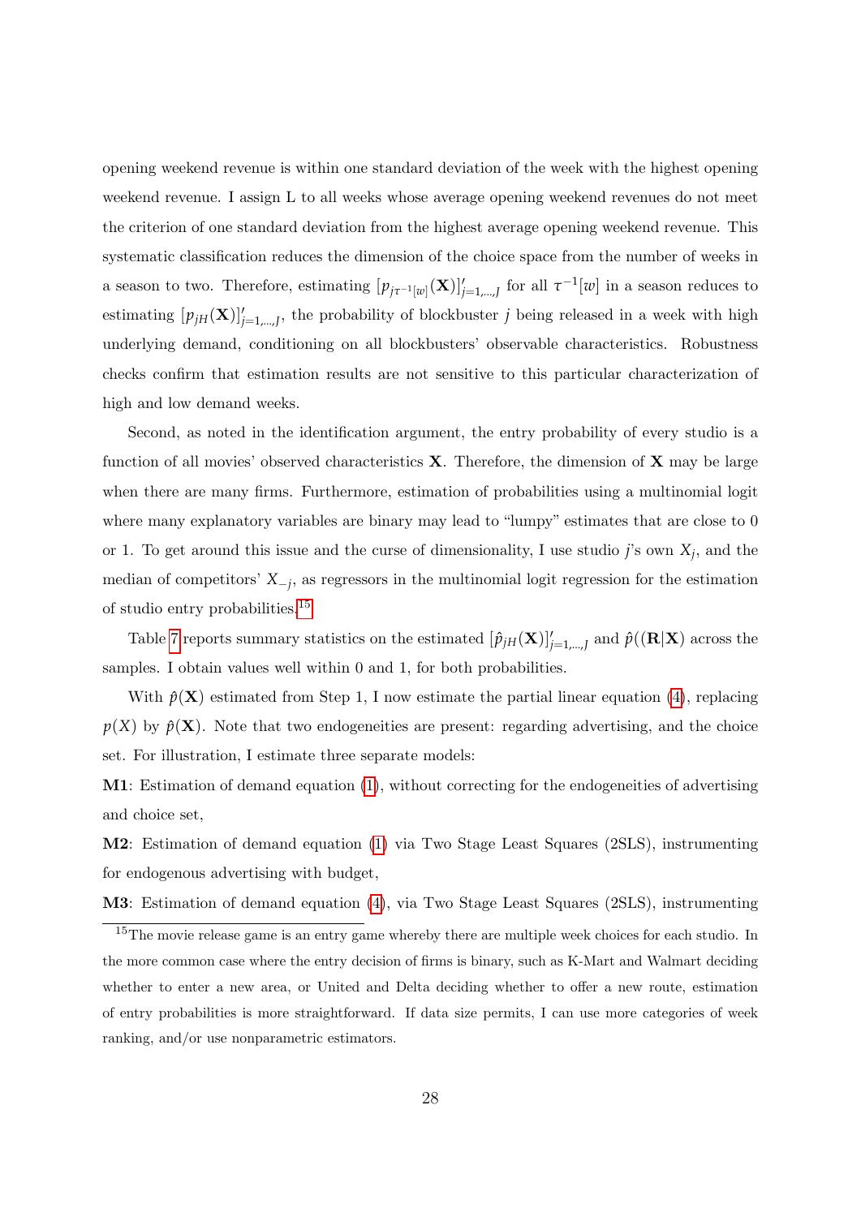opening weekend revenue is within one standard deviation of the week with the highest opening weekend revenue. I assign L to all weeks whose average opening weekend revenues do not meet the criterion of one standard deviation from the highest average opening weekend revenue. This systematic classification reduces the dimension of the choice space from the number of weeks in a season to two. Therefore, estimating $[p_{j\tau^{-1}[w]}(\mathbf{X})]'_{j=1,...,J}$ for all $\tau^{-1}[w]$ in a season reduces to estimating $[p_{jH}(\mathbf{X})]'_{j=1,...,J}$, the probability of blockbuster $j$ being released in a week with high underlying demand, conditioning on all blockbusters' observable characteristics. Robustness checks confirm that estimation results are not sensitive to this particular characterization of high and low demand weeks.

Second, as noted in the identification argument, the entry probability of every studio is a function of all movies' observed characteristics $\mathbf{X}$. Therefore, the dimension of $\mathbf{X}$ may be large when there are many firms. Furthermore, estimation of probabilities using a multinomial logit where many explanatory variables are binary may lead to "lumpy" estimates that are close to 0 or 1. To get around this issue and the curse of dimensionality, I use studio $j$'s own $X_j$, and the median of competitors' $X_{-j}$, as regressors in the multinomial logit regression for the estimation of studio entry probabilities.[15]

Table 7 reports summary statistics on the estimated $[\hat{p}_{jH}(\mathbf{X})]'_{j=1,...,J}$ and $\hat{p}((\mathbf{R}|\mathbf{X})$ across the samples. I obtain values well within 0 and 1, for both probabilities.

With $\hat{p}(\mathbf{X})$ estimated from Step 1, I now estimate the partial linear equation (4), replacing $p(X)$ by $\hat{p}(\mathbf{X})$. Note that two endogeneities are present: regarding advertising, and the choice set. For illustration, I estimate three separate models:

**M1**: Estimation of demand equation (1), without correcting for the endogeneities of advertising and choice set,

**M2**: Estimation of demand equation (1) via Two Stage Least Squares (2SLS), instrumenting for endogenous advertising with budget,

**M3**: Estimation of demand equation (4), via Two Stage Least Squares (2SLS), instrumenting

[15] The movie release game is an entry game whereby there are multiple week choices for each studio. In the more common case where the entry decision of firms is binary, such as K-Mart and Walmart deciding whether to enter a new area, or United and Delta deciding whether to offer a new route, estimation of entry probabilities is more straightforward. If data size permits, I can use more categories of week ranking, and/or use nonparametric estimators.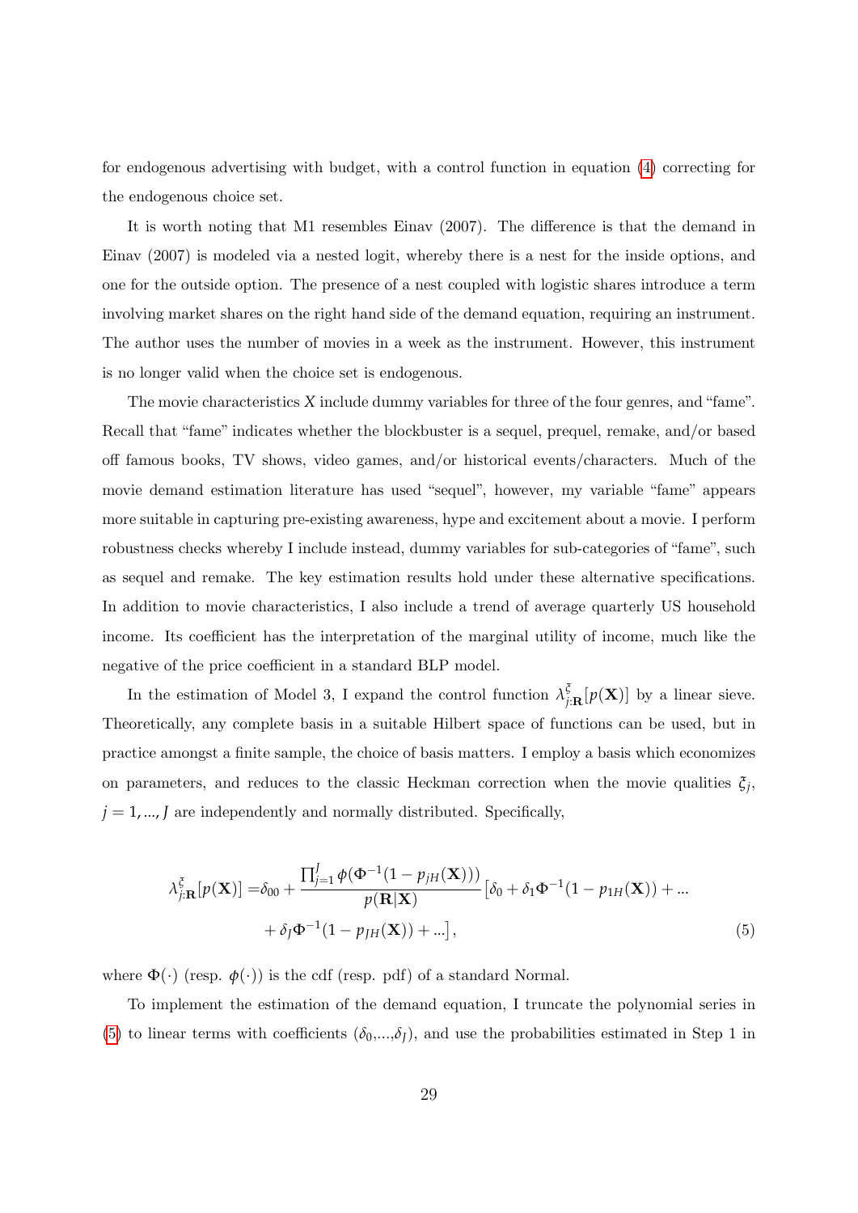for endogenous advertising with budget, with a control function in equation (4) correcting for the endogenous choice set.

It is worth noting that M1 resembles Einav (2007). The difference is that the demand in Einav (2007) is modeled via a nested logit, whereby there is a nest for the inside options, and one for the outside option. The presence of a nest coupled with logistic shares introduce a term involving market shares on the right hand side of the demand equation, requiring an instrument. The author uses the number of movies in a week as the instrument. However, this instrument is no longer valid when the choice set is endogenous.

The movie characteristics $X$ include dummy variables for three of the four genres, and "fame". Recall that "fame" indicates whether the blockbuster is a sequel, prequel, remake, and/or based off famous books, TV shows, video games, and/or historical events/characters. Much of the movie demand estimation literature has used "sequel", however, my variable "fame" appears more suitable in capturing pre-existing awareness, hype and excitement about a movie. I perform robustness checks whereby I include instead, dummy variables for sub-categories of "fame", such as sequel and remake. The key estimation results hold under these alternative specifications. In addition to movie characteristics, I also include a trend of average quarterly US household income. Its coefficient has the interpretation of the marginal utility of income, much like the negative of the price coefficient in a standard BLP model.

In the estimation of Model 3, I expand the control function $\lambda^{\xi}_{j:\mathbf{R}}[p(\mathbf{X})]$ by a linear sieve. Theoretically, any complete basis in a suitable Hilbert space of functions can be used, but in practice amongst a finite sample, the choice of basis matters. I employ a basis which economizes on parameters, and reduces to the classic Heckman correction when the movie qualities $\xi_j$, $j = 1, ..., J$ are independently and normally distributed. Specifically,

$$
\begin{aligned}
\lambda^{\xi}_{j:\mathbf{R}}[p(\mathbf{X})] =& \delta_{00} + \frac{\prod_{j=1}^{J} \phi(\Phi^{-1}(1 - p_{jH}(\mathbf{X})))}{p(\mathbf{R}|\mathbf{X})} \left[\delta_0 + \delta_1 \Phi^{-1}(1 - p_{1H}(\mathbf{X})) + ... \right. \\
& \left. + \delta_J \Phi^{-1}(1 - p_{JH}(\mathbf{X})) + ...\right],
\end{aligned} \tag{5}
$$

where $\Phi(\cdot)$ (resp. $\phi(\cdot)$) is the cdf (resp. pdf) of a standard Normal.

To implement the estimation of the demand equation, I truncate the polynomial series in (5) to linear terms with coefficients $(\delta_0, ..., \delta_J)$, and use the probabilities estimated in Step 1 in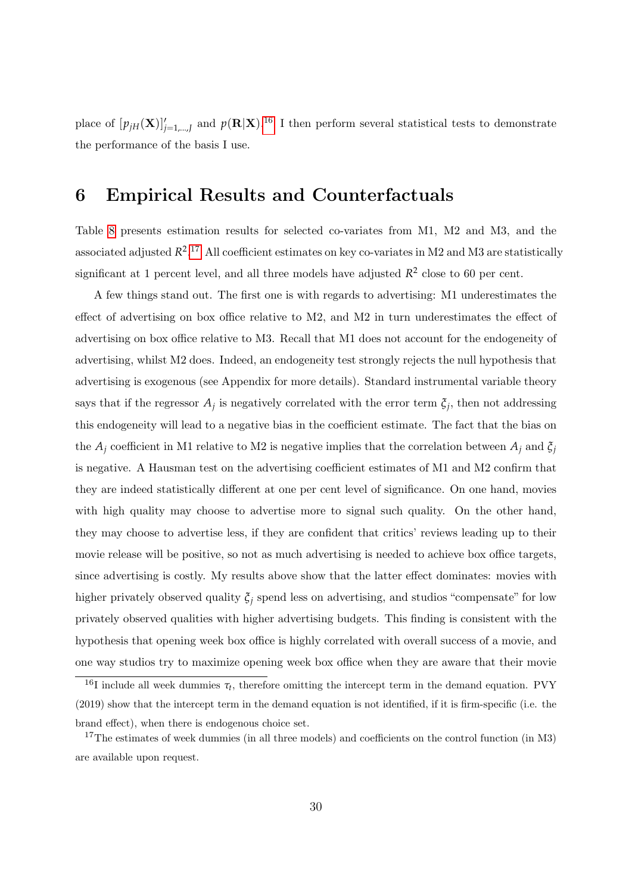place of $[p_{jH}(\mathbf{X})]'_{j=1,...,J}$ and $p(\mathbf{R}|\mathbf{X})$.[16] I then perform several statistical tests to demonstrate the performance of the basis I use.

# 6 Empirical Results and Counterfactuals

Table 8 presents estimation results for selected co-variates from M1, M2 and M3, and the associated adjusted $R^2$.[17] All coefficient estimates on key co-variates in M2 and M3 are statistically significant at 1 percent level, and all three models have adjusted $R^2$ close to 60 per cent.

A few things stand out. The first one is with regards to advertising: M1 underestimates the effect of advertising on box office relative to M2, and M2 in turn underestimates the effect of advertising on box office relative to M3. Recall that M1 does not account for the endogeneity of advertising, whilst M2 does. Indeed, an endogeneity test strongly rejects the null hypothesis that advertising is exogenous (see Appendix for more details). Standard instrumental variable theory says that if the regressor $A_j$ is negatively correlated with the error term $\xi_j$, then not addressing this endogeneity will lead to a negative bias in the coefficient estimate. The fact that the bias on the $A_j$ coefficient in M1 relative to M2 is negative implies that the correlation between $A_j$ and $\xi_j$ is negative. A Hausman test on the advertising coefficient estimates of M1 and M2 confirm that they are indeed statistically different at one per cent level of significance. On one hand, movies with high quality may choose to advertise more to signal such quality. On the other hand, they may choose to advertise less, if they are confident that critics' reviews leading up to their movie release will be positive, so not as much advertising is needed to achieve box office targets, since advertising is costly. My results above show that the latter effect dominates: movies with higher privately observed quality $\xi_j$ spend less on advertising, and studios "compensate" for low privately observed qualities with higher advertising budgets. This finding is consistent with the hypothesis that opening week box office is highly correlated with overall success of a movie, and one way studios try to maximize opening week box office when they are aware that their movie

[16] I include all week dummies $\tau_t$, therefore omitting the intercept term in the demand equation. PVY (2019) show that the intercept term in the demand equation is not identified, if it is firm-specific (i.e. the brand effect), when there is endogenous choice set.

[17] The estimates of week dummies (in all three models) and coefficients on the control function (in M3) are available upon request.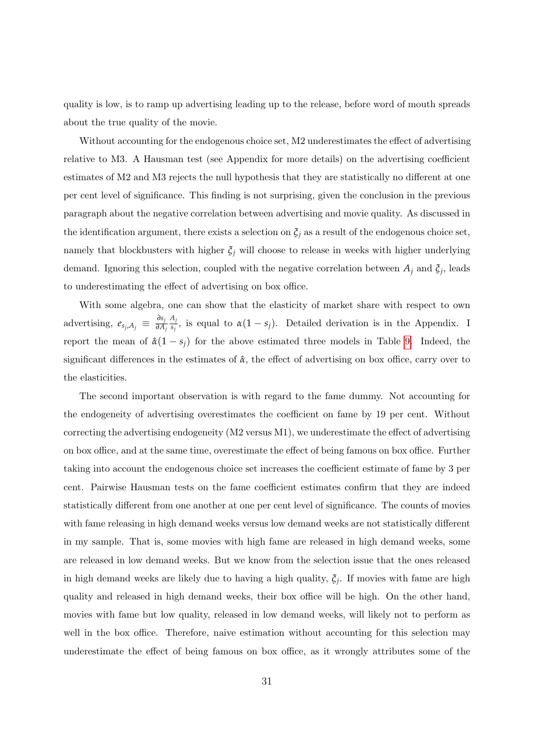quality is low, is to ramp up advertising leading up to the release, before word of mouth spreads about the true quality of the movie.

Without accounting for the endogenous choice set, M2 underestimates the effect of advertising relative to M3. A Hausman test (see Appendix for more details) on the advertising coefficient estimates of M2 and M3 rejects the null hypothesis that they are statistically no different at one per cent level of significance. This finding is not surprising, given the conclusion in the previous paragraph about the negative correlation between advertising and movie quality. As discussed in the identification argument, there exists a selection on $\xi_j$ as a result of the endogenous choice set, namely that blockbusters with higher $\xi_j$ will choose to release in weeks with higher underlying demand. Ignoring this selection, coupled with the negative correlation between $A_j$ and $\xi_j$, leads to underestimating the effect of advertising on box office.

With some algebra, one can show that the elasticity of market share with respect to own advertising, $e_{s_j,A_j} \equiv \frac{\partial s_j}{\partial A_j}\frac{A_j}{s_j}$, is equal to $\alpha(1-s_j)$. Detailed derivation is in the Appendix. I report the mean of $\hat{\alpha}(1-s_j)$ for the above estimated three models in Table 9. Indeed, the significant differences in the estimates of $\hat{\alpha}$, the effect of advertising on box office, carry over to the elasticities.

The second important observation is with regard to the fame dummy. Not accounting for the endogeneity of advertising overestimates the coefficient on fame by 19 per cent. Without correcting the advertising endogeneity (M2 versus M1), we underestimate the effect of advertising on box office, and at the same time, overestimate the effect of being famous on box office. Further taking into account the endogenous choice set increases the coefficient estimate of fame by 3 per cent. Pairwise Hausman tests on the fame coefficient estimates confirm that they are indeed statistically different from one another at one per cent level of significance. The counts of movies with fame releasing in high demand weeks versus low demand weeks are not statistically different in my sample. That is, some movies with high fame are released in high demand weeks, some are released in low demand weeks. But we know from the selection issue that the ones released in high demand weeks are likely due to having a high quality, $\xi_j$. If movies with fame are high quality and released in high demand weeks, their box office will be high. On the other hand, movies with fame but low quality, released in low demand weeks, will likely not to perform as well in the box office. Therefore, naive estimation without accounting for this selection may underestimate the effect of being famous on box office, as it wrongly attributes some of the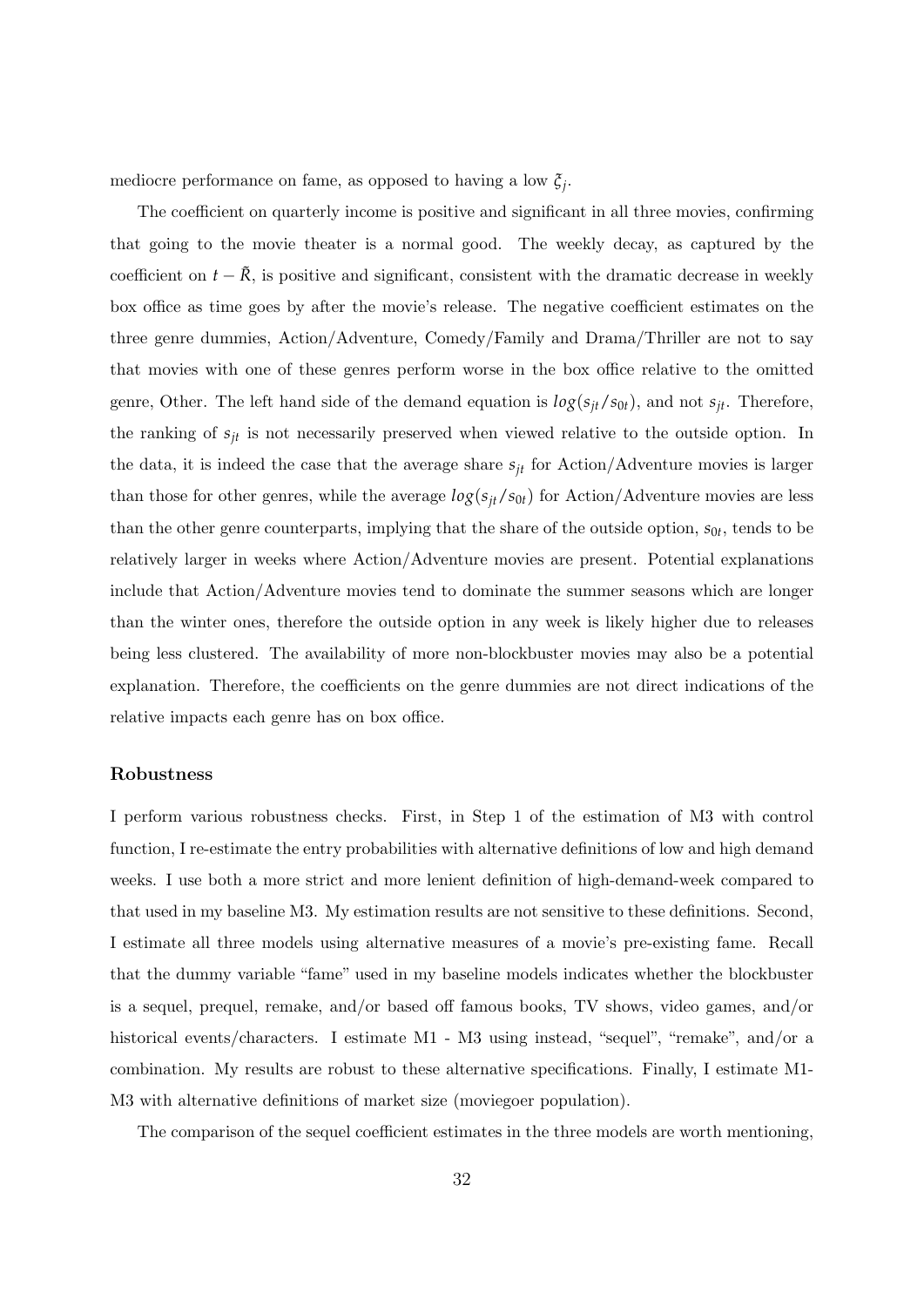mediocre performance on fame, as opposed to having a low $\xi_j$.

The coefficient on quarterly income is positive and significant in all three movies, confirming that going to the movie theater is a normal good. The weekly decay, as captured by the coefficient on $t - \tilde{R}$, is positive and significant, consistent with the dramatic decrease in weekly box office as time goes by after the movie's release. The negative coefficient estimates on the three genre dummies, Action/Adventure, Comedy/Family and Drama/Thriller are not to say that movies with one of these genres perform worse in the box office relative to the omitted genre, Other. The left hand side of the demand equation is $log(s_{jt}/s_{0t})$, and not $s_{jt}$. Therefore, the ranking of $s_{jt}$ is not necessarily preserved when viewed relative to the outside option. In the data, it is indeed the case that the average share $s_{jt}$ for Action/Adventure movies is larger than those for other genres, while the average $log(s_{jt}/s_{0t})$ for Action/Adventure movies are less than the other genre counterparts, implying that the share of the outside option, $s_{0t}$, tends to be relatively larger in weeks where Action/Adventure movies are present. Potential explanations include that Action/Adventure movies tend to dominate the summer seasons which are longer than the winter ones, therefore the outside option in any week is likely higher due to releases being less clustered. The availability of more non-blockbuster movies may also be a potential explanation. Therefore, the coefficients on the genre dummies are not direct indications of the relative impacts each genre has on box office.

### Robustness

I perform various robustness checks. First, in Step 1 of the estimation of M3 with control function, I re-estimate the entry probabilities with alternative definitions of low and high demand weeks. I use both a more strict and more lenient definition of high-demand-week compared to that used in my baseline M3. My estimation results are not sensitive to these definitions. Second, I estimate all three models using alternative measures of a movie's pre-existing fame. Recall that the dummy variable "fame" used in my baseline models indicates whether the blockbuster is a sequel, prequel, remake, and/or based off famous books, TV shows, video games, and/or historical events/characters. I estimate M1 - M3 using instead, "sequel", "remake", and/or a combination. My results are robust to these alternative specifications. Finally, I estimate M1-M3 with alternative definitions of market size (moviegoer population).

The comparison of the sequel coefficient estimates in the three models are worth mentioning,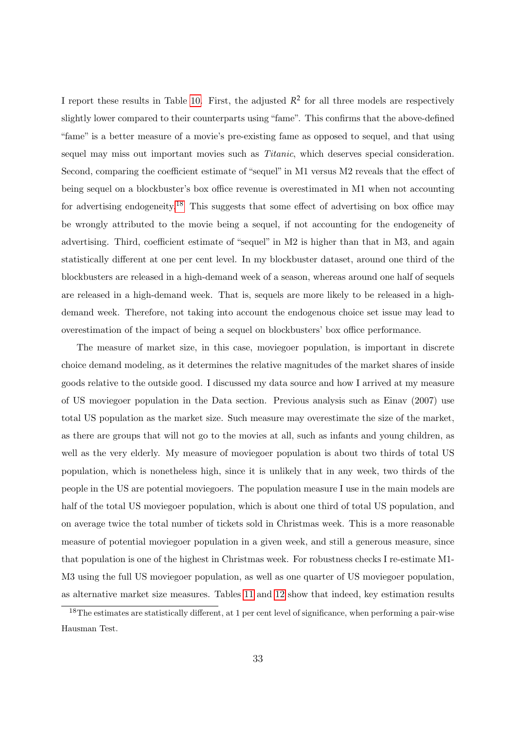I report these results in Table 10. First, the adjusted $R^2$ for all three models are respectively slightly lower compared to their counterparts using "fame". This confirms that the above-defined "fame" is a better measure of a movie's pre-existing fame as opposed to sequel, and that using sequel may miss out important movies such as *Titanic*, which deserves special consideration. Second, comparing the coefficient estimate of "sequel" in M1 versus M2 reveals that the effect of being sequel on a blockbuster's box office revenue is overestimated in M1 when not accounting for advertising endogeneity.[18] This suggests that some effect of advertising on box office may be wrongly attributed to the movie being a sequel, if not accounting for the endogeneity of advertising. Third, coefficient estimate of "sequel" in M2 is higher than that in M3, and again statistically different at one per cent level. In my blockbuster dataset, around one third of the blockbusters are released in a high-demand week of a season, whereas around one half of sequels are released in a high-demand week. That is, sequels are more likely to be released in a high-demand week. Therefore, not taking into account the endogenous choice set issue may lead to overestimation of the impact of being a sequel on blockbusters' box office performance.

The measure of market size, in this case, moviegoer population, is important in discrete choice demand modeling, as it determines the relative magnitudes of the market shares of inside goods relative to the outside good. I discussed my data source and how I arrived at my measure of US moviegoer population in the Data section. Previous analysis such as Einav (2007) use total US population as the market size. Such measure may overestimate the size of the market, as there are groups that will not go to the movies at all, such as infants and young children, as well as the very elderly. My measure of moviegoer population is about two thirds of total US population, which is nonetheless high, since it is unlikely that in any week, two thirds of the people in the US are potential moviegoers. The population measure I use in the main models are half of the total US moviegoer population, which is about one third of total US population, and on average twice the total number of tickets sold in Christmas week. This is a more reasonable measure of potential moviegoer population in a given week, and still a generous measure, since that population is one of the highest in Christmas week. For robustness checks I re-estimate M1-M3 using the full US moviegoer population, as well as one quarter of US moviegoer population, as alternative market size measures. Tables 11 and 12 show that indeed, key estimation results

[18] The estimates are statistically different, at 1 per cent level of significance, when performing a pair-wise Hausman Test.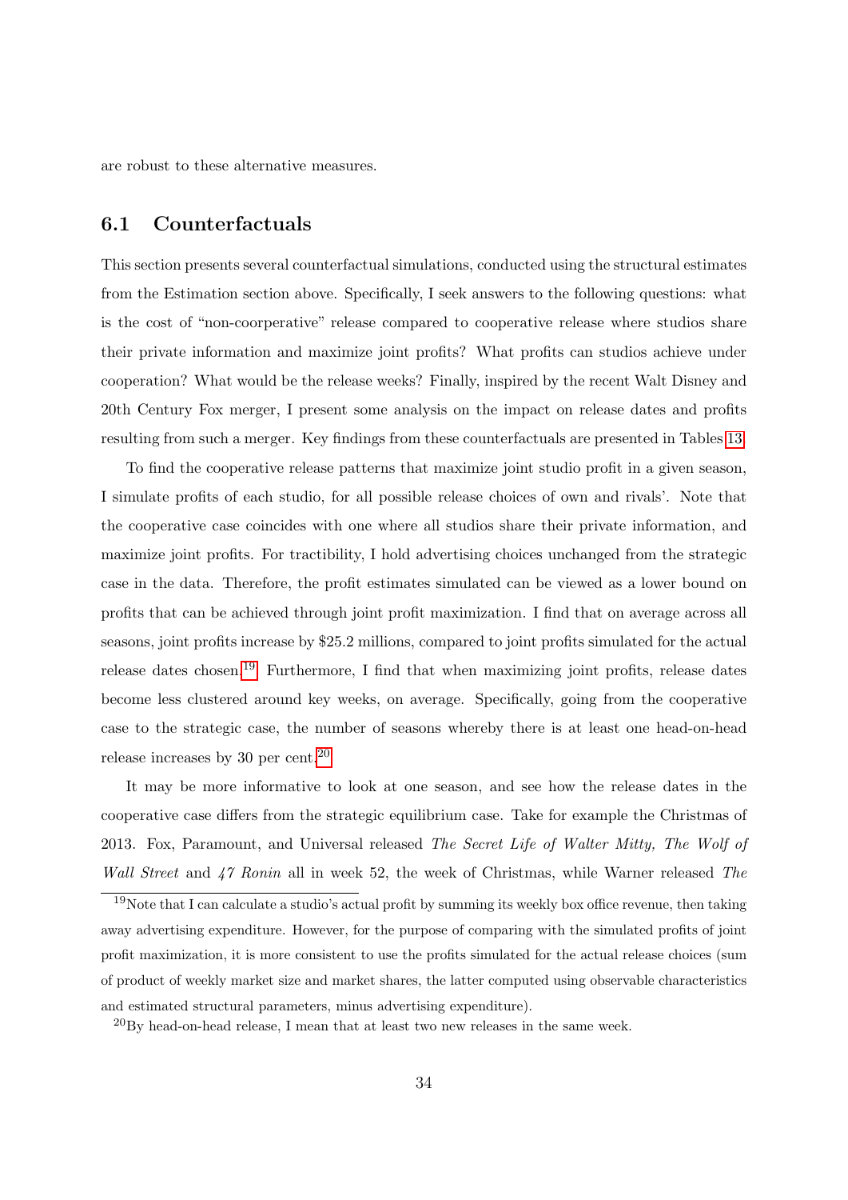are robust to these alternative measures.

## 6.1 Counterfactuals

This section presents several counterfactual simulations, conducted using the structural estimates from the Estimation section above. Specifically, I seek answers to the following questions: what is the cost of "non-coorperative" release compared to cooperative release where studios share their private information and maximize joint profits? What profits can studios achieve under cooperation? What would be the release weeks? Finally, inspired by the recent Walt Disney and 20th Century Fox merger, I present some analysis on the impact on release dates and profits resulting from such a merger. Key findings from these counterfactuals are presented in Tables 13.

To find the cooperative release patterns that maximize joint studio profit in a given season, I simulate profits of each studio, for all possible release choices of own and rivals'. Note that the cooperative case coincides with one where all studios share their private information, and maximize joint profits. For tractibility, I hold advertising choices unchanged from the strategic case in the data. Therefore, the profit estimates simulated can be viewed as a lower bound on profits that can be achieved through joint profit maximization. I find that on average across all seasons, joint profits increase by \$25.2 millions, compared to joint profits simulated for the actual release dates chosen.[19] Furthermore, I find that when maximizing joint profits, release dates become less clustered around key weeks, on average. Specifically, going from the cooperative case to the strategic case, the number of seasons whereby there is at least one head-on-head release increases by 30 per cent.[20]

It may be more informative to look at one season, and see how the release dates in the cooperative case differs from the strategic equilibrium case. Take for example the Christmas of 2013. Fox, Paramount, and Universal released *The Secret Life of Walter Mitty, The Wolf of Wall Street* and *47 Ronin* all in week 52, the week of Christmas, while Warner released *The*

[19] Note that I can calculate a studio's actual profit by summing its weekly box office revenue, then taking away advertising expenditure. However, for the purpose of comparing with the simulated profits of joint profit maximization, it is more consistent to use the profits simulated for the actual release choices (sum of product of weekly market size and market shares, the latter computed using observable characteristics and estimated structural parameters, minus advertising expenditure).

[20] By head-on-head release, I mean that at least two new releases in the same week.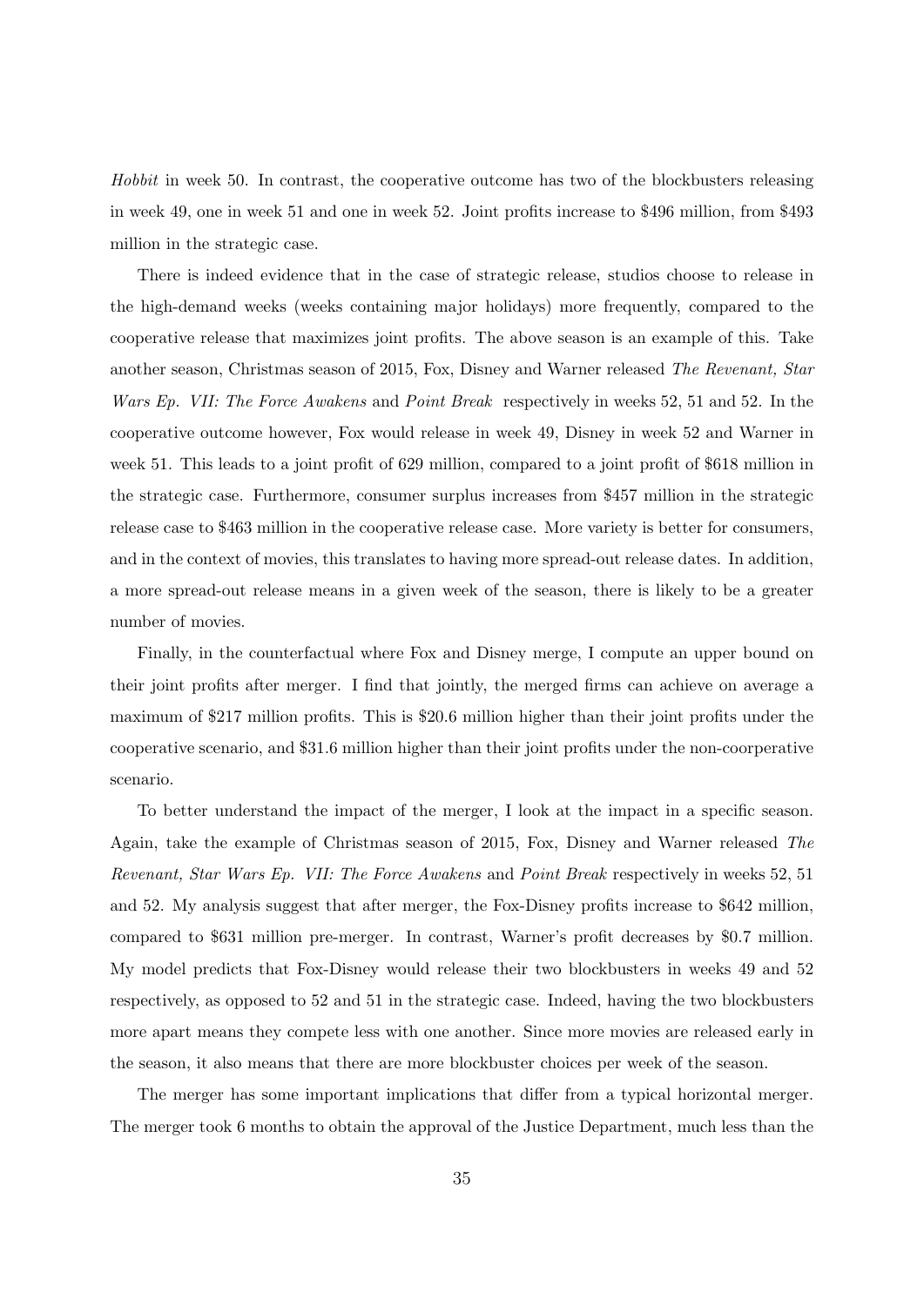*Hobbit* in week 50. In contrast, the cooperative outcome has two of the blockbusters releasing in week 49, one in week 51 and one in week 52. Joint profits increase to $496 million, from $493 million in the strategic case.

There is indeed evidence that in the case of strategic release, studios choose to release in the high-demand weeks (weeks containing major holidays) more frequently, compared to the cooperative release that maximizes joint profits. The above season is an example of this. Take another season, Christmas season of 2015, Fox, Disney and Warner released *The Revenant, Star Wars Ep. VII: The Force Awakens* and *Point Break* respectively in weeks 52, 51 and 52. In the cooperative outcome however, Fox would release in week 49, Disney in week 52 and Warner in week 51. This leads to a joint profit of 629 million, compared to a joint profit of $618 million in the strategic case. Furthermore, consumer surplus increases from $457 million in the strategic release case to $463 million in the cooperative release case. More variety is better for consumers, and in the context of movies, this translates to having more spread-out release dates. In addition, a more spread-out release means in a given week of the season, there is likely to be a greater number of movies.

Finally, in the counterfactual where Fox and Disney merge, I compute an upper bound on their joint profits after merger. I find that jointly, the merged firms can achieve on average a maximum of $217 million profits. This is $20.6 million higher than their joint profits under the cooperative scenario, and $31.6 million higher than their joint profits under the non-coorperative scenario.

To better understand the impact of the merger, I look at the impact in a specific season. Again, take the example of Christmas season of 2015, Fox, Disney and Warner released *The Revenant, Star Wars Ep. VII: The Force Awakens* and *Point Break* respectively in weeks 52, 51 and 52. My analysis suggest that after merger, the Fox-Disney profits increase to $642 million, compared to $631 million pre-merger. In contrast, Warner's profit decreases by $0.7 million. My model predicts that Fox-Disney would release their two blockbusters in weeks 49 and 52 respectively, as opposed to 52 and 51 in the strategic case. Indeed, having the two blockbusters more apart means they compete less with one another. Since more movies are released early in the season, it also means that there are more blockbuster choices per week of the season.

The merger has some important implications that differ from a typical horizontal merger. The merger took 6 months to obtain the approval of the Justice Department, much less than the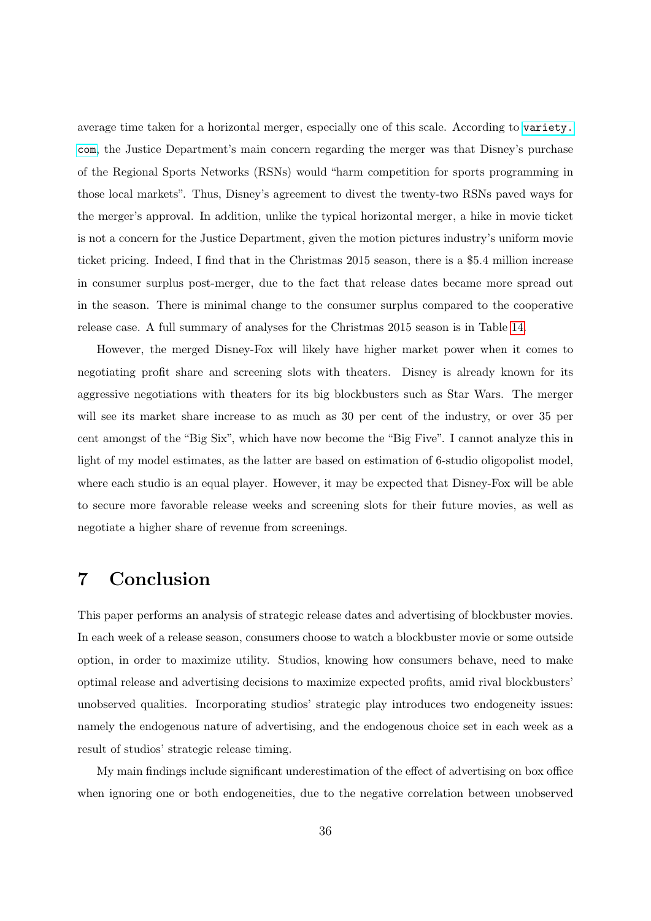average time taken for a horizontal merger, especially one of this scale. According to `variety.com`, the Justice Department's main concern regarding the merger was that Disney's purchase of the Regional Sports Networks (RSNs) would "harm competition for sports programming in those local markets". Thus, Disney's agreement to divest the twenty-two RSNs paved ways for the merger's approval. In addition, unlike the typical horizontal merger, a hike in movie ticket is not a concern for the Justice Department, given the motion pictures industry's uniform movie ticket pricing. Indeed, I find that in the Christmas 2015 season, there is a \$5.4 million increase in consumer surplus post-merger, due to the fact that release dates became more spread out in the season. There is minimal change to the consumer surplus compared to the cooperative release case. A full summary of analyses for the Christmas 2015 season is in Table 14.

However, the merged Disney-Fox will likely have higher market power when it comes to negotiating profit share and screening slots with theaters. Disney is already known for its aggressive negotiations with theaters for its big blockbusters such as Star Wars. The merger will see its market share increase to as much as 30 per cent of the industry, or over 35 per cent amongst of the "Big Six", which have now become the "Big Five". I cannot analyze this in light of my model estimates, as the latter are based on estimation of 6-studio oligopolist model, where each studio is an equal player. However, it may be expected that Disney-Fox will be able to secure more favorable release weeks and screening slots for their future movies, as well as negotiate a higher share of revenue from screenings.

# 7 Conclusion

This paper performs an analysis of strategic release dates and advertising of blockbuster movies. In each week of a release season, consumers choose to watch a blockbuster movie or some outside option, in order to maximize utility. Studios, knowing how consumers behave, need to make optimal release and advertising decisions to maximize expected profits, amid rival blockbusters' unobserved qualities. Incorporating studios' strategic play introduces two endogeneity issues: namely the endogenous nature of advertising, and the endogenous choice set in each week as a result of studios' strategic release timing.

My main findings include significant underestimation of the effect of advertising on box office when ignoring one or both endogeneities, due to the negative correlation between unobserved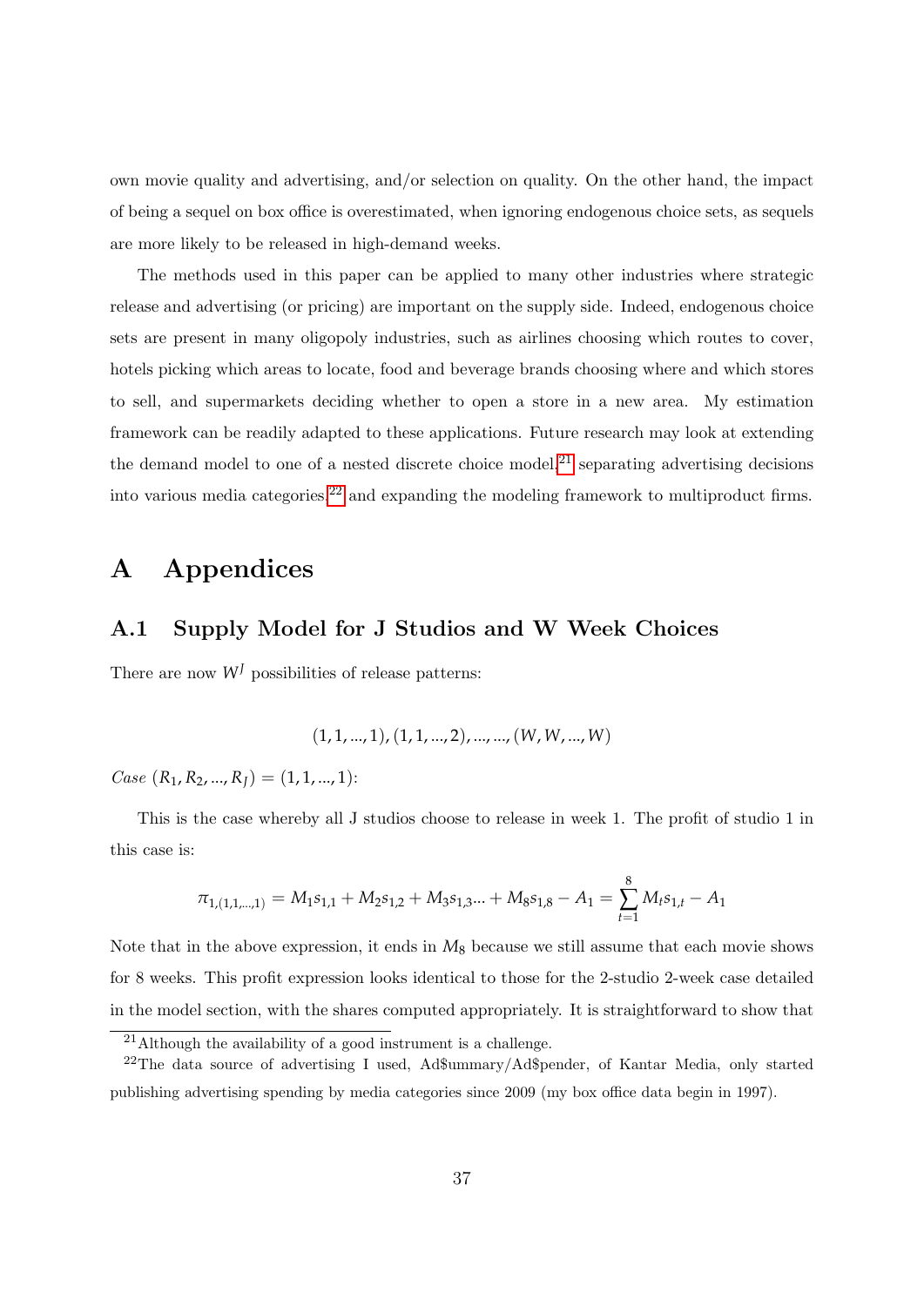own movie quality and advertising, and/or selection on quality. On the other hand, the impact of being a sequel on box office is overestimated, when ignoring endogenous choice sets, as sequels are more likely to be released in high-demand weeks.

The methods used in this paper can be applied to many other industries where strategic release and advertising (or pricing) are important on the supply side. Indeed, endogenous choice sets are present in many oligopoly industries, such as airlines choosing which routes to cover, hotels picking which areas to locate, food and beverage brands choosing where and which stores to sell, and supermarkets deciding whether to open a store in a new area. My estimation framework can be readily adapted to these applications. Future research may look at extending the demand model to one of a nested discrete choice model,[21] separating advertising decisions into various media categories,[22] and expanding the modeling framework to multiproduct firms.

# A Appendices

## A.1 Supply Model for J Studios and W Week Choices

There are now $W^J$ possibilities of release patterns:

$$(1, 1, ..., 1), (1, 1, ..., 2), ..., ..., (W, W, ..., W)$$

*Case* $(R_1, R_2, ..., R_J) = (1, 1, ..., 1)$:

This is the case whereby all J studios choose to release in week 1. The profit of studio 1 in this case is:

$$\pi_{1,(1,1,...,1)} = M_1 s_{1,1} + M_2 s_{1,2} + M_3 s_{1,3} ... + M_8 s_{1,8} - A_1 = \sum_{t=1}^{8} M_t s_{1,t} - A_1$$

Note that in the above expression, it ends in $M_8$ because we still assume that each movie shows for 8 weeks. This profit expression looks identical to those for the 2-studio 2-week case detailed in the model section, with the shares computed appropriately. It is straightforward to show that

[21] Although the availability of a good instrument is a challenge.

[22] The data source of advertising I used, Ad$ummary/Ad$pender, of Kantar Media, only started publishing advertising spending by media categories since 2009 (my box office data begin in 1997).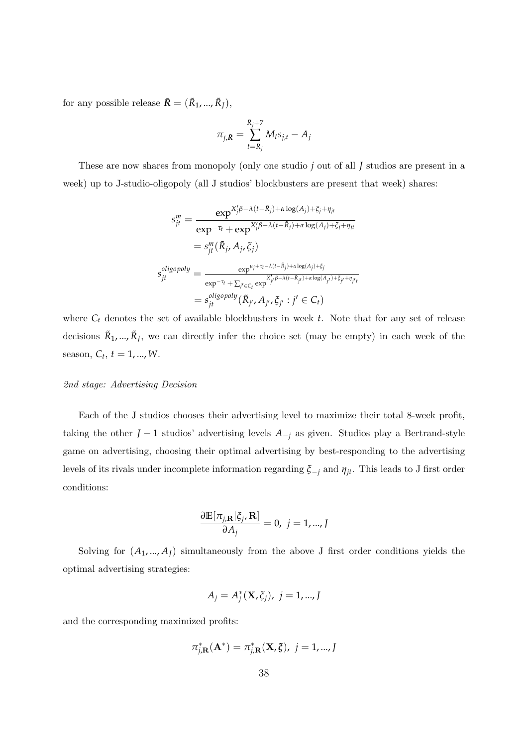for any possible release $\tilde{\boldsymbol{R}} = (\tilde{R}_1, ..., \tilde{R}_J)$,

$$\pi_{j,\boldsymbol{R}} = \sum_{t=\tilde{R}_j}^{\tilde{R}_j+7} M_t s_{j,t} - A_j$$

These are now shares from monopoly (only one studio $j$ out of all $J$ studios are present in a week) up to J-studio-oligopoly (all J studios' blockbusters are present that week) shares:

$$\begin{aligned}
s_{jt}^{m} &= \frac{\exp^{X_j'\beta - \lambda(t-\tilde{R}_j) + \alpha \log(A_j) + \xi_j + \eta_{jt}}}{\exp^{-\tau_t} + \exp^{X_j'\beta - \lambda(t-\tilde{R}_j) + \alpha \log(A_j) + \xi_j + \eta_{jt}}} \\
&= s_{jt}^{m}(\tilde{R}_j, A_j, \xi_j) \\
s_{jt}^{oligopoly} &= \frac{\exp^{u_j + \tau_t - \lambda(t-\tilde{R}_j) + \alpha \log(A_j) + \xi_j}}{\exp^{-\tau_t} + \sum_{j' \in C_t} \exp^{X_{j'}'\beta - \lambda(t-\tilde{R}_{j'}) + \alpha \log(A_{j'}) + \xi_{j'} + \eta_{j't}}} \\
&= s_{jt}^{oligopoly}(\tilde{R}_{j'}, A_{j'}, \xi_{j'} : j' \in C_t)
\end{aligned}$$

where $C_t$ denotes the set of available blockbusters in week $t$. Note that for any set of release decisions $\tilde{R}_1, ..., \tilde{R}_J$, we can directly infer the choice set (may be empty) in each week of the season, $C_t$, $t = 1, ..., W$.

*2nd stage: Advertising Decision*

Each of the J studios chooses their advertising level to maximize their total 8-week profit, taking the other $J-1$ studios' advertising levels $A_{-j}$ as given. Studios play a Bertrand-style game on advertising, choosing their optimal advertising by best-responding to the advertising levels of its rivals under incomplete information regarding $\xi_{-j}$ and $\eta_{jt}$. This leads to J first order conditions:

$$\frac{\partial \mathbb{E}[\pi_{j,\mathbf{R}} | \xi_j, \mathbf{R}]}{\partial A_j} = 0, \; j = 1, ..., J$$

Solving for $(A_1, ..., A_J)$ simultaneously from the above J first order conditions yields the optimal advertising strategies:

$$A_j = A_j^*(\mathbf{X}, \xi_j), \; j = 1, ..., J$$

and the corresponding maximized profits:

$$\pi_{j,\mathbf{R}}^*(\mathbf{A}^*) = \pi_{j,\mathbf{R}}^*(\mathbf{X}, \boldsymbol{\xi}), \; j = 1, ..., J$$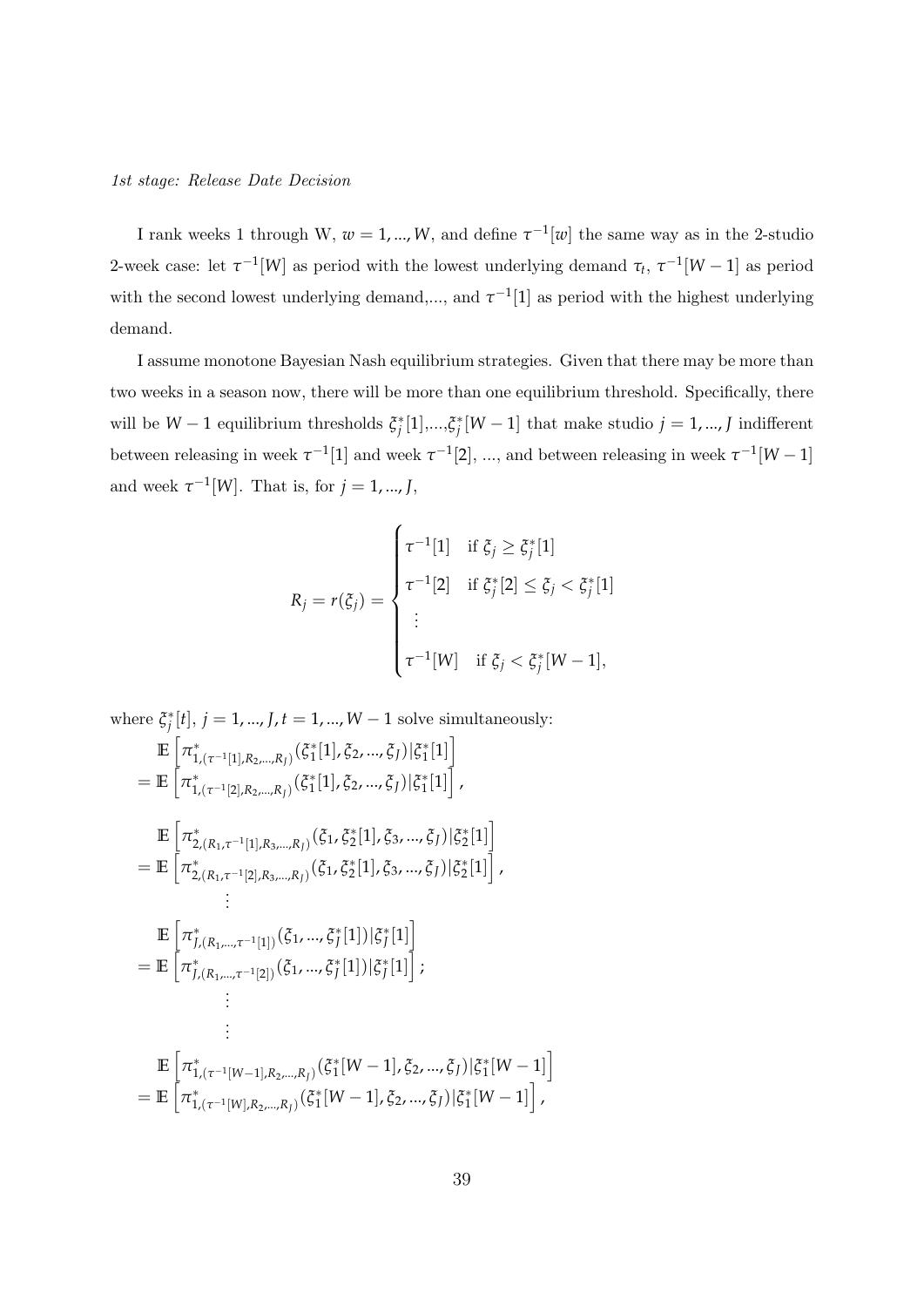*1st stage: Release Date Decision*

I rank weeks 1 through W, $w = 1, ..., W$, and define $\tau^{-1}[w]$ the same way as in the 2-studio 2-week case: let $\tau^{-1}[W]$ as period with the lowest underlying demand $\tau_t$, $\tau^{-1}[W-1]$ as period with the second lowest underlying demand,..., and $\tau^{-1}[1]$ as period with the highest underlying demand.

I assume monotone Bayesian Nash equilibrium strategies. Given that there may be more than two weeks in a season now, there will be more than one equilibrium threshold. Specifically, there will be $W-1$ equilibrium thresholds $\xi_j^*[1]$,...,$\xi_j^*[W-1]$ that make studio $j = 1, ..., J$ indifferent between releasing in week $\tau^{-1}[1]$ and week $\tau^{-1}[2]$, ..., and between releasing in week $\tau^{-1}[W-1]$ and week $\tau^{-1}[W]$. That is, for $j = 1, ..., J$,

$$
R_j = r(\xi_j) = \begin{cases} \tau^{-1}[1] & \text{if } \xi_j \geq \xi_j^*[1] \\ \tau^{-1}[2] & \text{if } \xi_j^*[2] \leq \xi_j < \xi_j^*[1] \\ \vdots & \\ \tau^{-1}[W] & \text{if } \xi_j < \xi_j^*[W-1], \end{cases}
$$

where $\xi_j^*[t]$, $j = 1, ..., J, t = 1, ..., W-1$ solve simultaneously:

$$
\begin{aligned}
&\mathbb{E}\left[\pi^*_{1,(\tau^{-1}[1],R_2,...,R_J)}(\xi_1^*[1], \xi_2, ..., \xi_J)|\xi_1^*[1]\right] \\
&= \mathbb{E}\left[\pi^*_{1,(\tau^{-1}[2],R_2,...,R_J)}(\xi_1^*[1], \xi_2, ..., \xi_J)|\xi_1^*[1]\right], \\
&\mathbb{E}\left[\pi^*_{2,(R_1,\tau^{-1}[1],R_3,...,R_J)}(\xi_1, \xi_2^*[1], \xi_3, ..., \xi_J)|\xi_2^*[1]\right] \\
&= \mathbb{E}\left[\pi^*_{2,(R_1,\tau^{-1}[2],R_3,...,R_J)}(\xi_1, \xi_2^*[1], \xi_3, ..., \xi_J)|\xi_2^*[1]\right], \\
&\qquad \vdots \\
&\mathbb{E}\left[\pi^*_{J,(R_1,...,\tau^{-1}[1])}(\xi_1, ..., \xi_J^*[1])|\xi_J^*[1]\right] \\
&= \mathbb{E}\left[\pi^*_{J,(R_1,...,\tau^{-1}[2])}(\xi_1, ..., \xi_J^*[1])|\xi_J^*[1]\right]; \\
&\qquad \vdots \\
&\qquad \vdots \\
&\mathbb{E}\left[\pi^*_{1,(\tau^{-1}[W-1],R_2,...,R_J)}(\xi_1^*[W-1], \xi_2, ..., \xi_J)|\xi_1^*[W-1]\right] \\
&= \mathbb{E}\left[\pi^*_{1,(\tau^{-1}[W],R_2,...,R_J)}(\xi_1^*[W-1], \xi_2, ..., \xi_J)|\xi_1^*[W-1]\right],
\end{aligned}
$$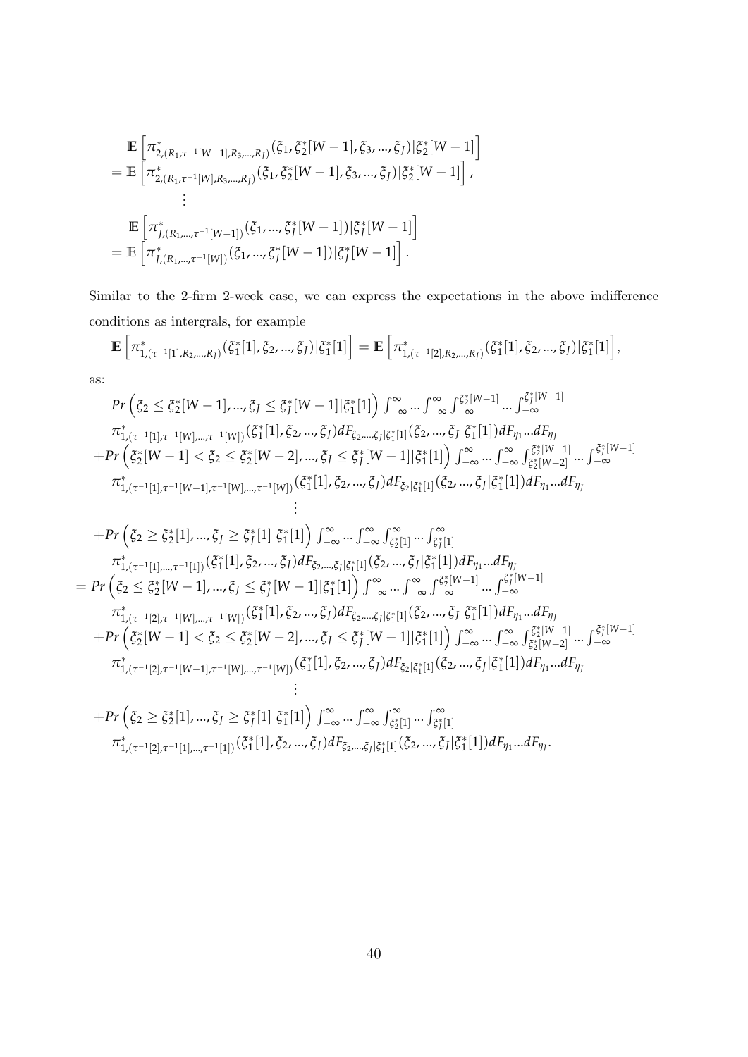$$
\begin{aligned}
&\mathbb{E}\left[\pi^*_{2,(R_1,\tau^{-1}[W-1],R_3,...,R_J)}(\xi_1,\xi_2^*[W-1],\xi_3,...,\xi_J)|\xi_2^*[W-1]\right] \\
&= \mathbb{E}\left[\pi^*_{2,(R_1,\tau^{-1}[W],R_3,...,R_J)}(\xi_1,\xi_2^*[W-1],\xi_3,...,\xi_J)|\xi_2^*[W-1]\right], \\
&\qquad \vdots \\
&\mathbb{E}\left[\pi^*_{J,(R_1,...,\tau^{-1}[W-1])}(\xi_1,...,\xi_J^*[W-1])|\xi_J^*[W-1]\right] \\
&= \mathbb{E}\left[\pi^*_{J,(R_1,...,\tau^{-1}[W])}(\xi_1,...,\xi_J^*[W-1])|\xi_J^*[W-1]\right].
\end{aligned}
$$

Similar to the 2-firm 2-week case, we can express the expectations in the above indifference conditions as intergrals, for example

$$
\mathbb{E}\left[\pi^*_{1,(\tau^{-1}[1],R_2,...,R_J)}(\xi_1^*[1],\xi_2,...,\xi_J)|\xi_1^*[1]\right] = \mathbb{E}\left[\pi^*_{1,(\tau^{-1}[2],R_2,...,R_J)}(\xi_1^*[1],\xi_2,...,\xi_J)|\xi_1^*[1]\right],
$$

as:

$$
\begin{aligned}
&Pr\left(\xi_2 \leq \xi_2^*[W-1],...,\xi_J \leq \xi_J^*[W-1]|\xi_1^*[1]\right) \int_{-\infty}^{\infty}...\int_{-\infty}^{\infty}\int_{-\infty}^{\xi_2^*[W-1]}...\int_{-\infty}^{\xi_J^*[W-1]} \\
&\quad \pi^*_{1,(\tau^{-1}[1],\tau^{-1}[W],...,\tau^{-1}[W])}(\xi_1^*[1],\xi_2,...,\xi_J)dF_{\xi_2,...,\xi_J|\xi_1^*[1]}(\xi_2,...,\xi_J|\xi_1^*[1])dF_{\eta_1}...dF_{\eta_J} \\
&+Pr\left(\xi_2^*[W-1] < \xi_2 \leq \xi_2^*[W-2],...,\xi_J \leq \xi_J^*[W-1]|\xi_1^*[1]\right) \int_{-\infty}^{\infty}...\int_{-\infty}^{\infty}\int_{\xi_2^*[W-2]}^{\xi_2^*[W-1]}...\int_{-\infty}^{\xi_J^*[W-1]} \\
&\quad \pi^*_{1,(\tau^{-1}[1],\tau^{-1}[W-1],\tau^{-1}[W],...,\tau^{-1}[W])}(\xi_1^*[1],\xi_2,...,\xi_J)dF_{\xi_2|\xi_1^*[1]}(\xi_2,...,\xi_J|\xi_1^*[1])dF_{\eta_1}...dF_{\eta_J} \\
&\qquad \vdots \\
&+Pr\left(\xi_2 \geq \xi_2^*[1],...,\xi_J \geq \xi_J^*[1]|\xi_1^*[1]\right) \int_{-\infty}^{\infty}...\int_{-\infty}^{\infty}\int_{\xi_2^*[1]}^{\infty}...\int_{\xi_J^*[1]}^{\infty} \\
&\quad \pi^*_{1,(\tau^{-1}[1],...,\tau^{-1}[1])}(\xi_1^*[1],\xi_2,...,\xi_J)dF_{\xi_2,...,\xi_J|\xi_1^*[1]}(\xi_2,...,\xi_J|\xi_1^*[1])dF_{\eta_1}...dF_{\eta_J} \\
&= Pr\left(\xi_2 \leq \xi_2^*[W-1],...,\xi_J \leq \xi_J^*[W-1]|\xi_1^*[1]\right) \int_{-\infty}^{\infty}...\int_{-\infty}^{\infty}\int_{-\infty}^{\xi_2^*[W-1]}...\int_{-\infty}^{\xi_J^*[W-1]} \\
&\quad \pi^*_{1,(\tau^{-1}[2],\tau^{-1}[W],...,\tau^{-1}[W])}(\xi_1^*[1],\xi_2,...,\xi_J)dF_{\xi_2,...,\xi_J|\xi_1^*[1]}(\xi_2,...,\xi_J|\xi_1^*[1])dF_{\eta_1}...dF_{\eta_J} \\
&+Pr\left(\xi_2^*[W-1] < \xi_2 \leq \xi_2^*[W-2],...,\xi_J \leq \xi_J^*[W-1]|\xi_1^*[1]\right) \int_{-\infty}^{\infty}...\int_{-\infty}^{\infty}\int_{\xi_2^*[W-2]}^{\xi_2^*[W-1]}...\int_{-\infty}^{\xi_J^*[W-1]} \\
&\quad \pi^*_{1,(\tau^{-1}[2],\tau^{-1}[W-1],\tau^{-1}[W],...,\tau^{-1}[W])}(\xi_1^*[1],\xi_2,...,\xi_J)dF_{\xi_2|\xi_1^*[1]}(\xi_2,...,\xi_J|\xi_1^*[1])dF_{\eta_1}...dF_{\eta_J} \\
&\qquad \vdots \\
&+Pr\left(\xi_2 \geq \xi_2^*[1],...,\xi_J \geq \xi_J^*[1]|\xi_1^*[1]\right) \int_{-\infty}^{\infty}...\int_{-\infty}^{\infty}\int_{\xi_2^*[1]}^{\infty}...\int_{\xi_J^*[1]}^{\infty} \\
&\quad \pi^*_{1,(\tau^{-1}[2],\tau^{-1}[1],...,\tau^{-1}[1])}(\xi_1^*[1],\xi_2,...,\xi_J)dF_{\xi_2,...,\xi_J|\xi_1^*[1]}(\xi_2,...,\xi_J|\xi_1^*[1])dF_{\eta_1}...dF_{\eta_J}.
\end{aligned}
$$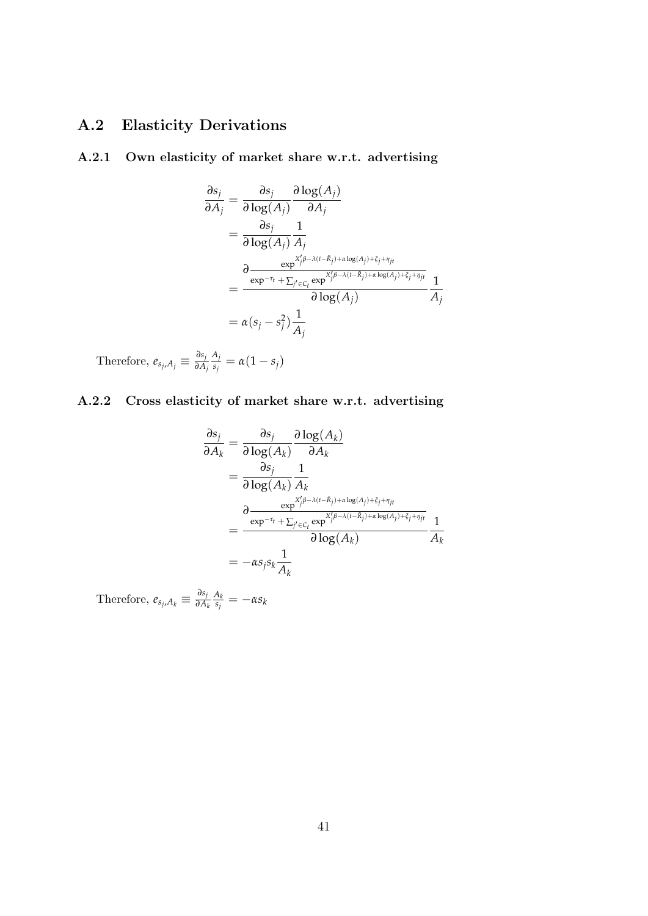## A.2 Elasticity Derivations

### A.2.1 Own elasticity of market share w.r.t. advertising

$$
\begin{aligned}
\frac{\partial s_j}{\partial A_j} &= \frac{\partial s_j}{\partial \log(A_j)} \frac{\partial \log(A_j)}{\partial A_j} \\
&= \frac{\partial s_j}{\partial \log(A_j)} \frac{1}{A_j} \\
&= \frac{\partial \frac{\exp^{X_j'\beta - \lambda(t-\bar{R}_j) + \alpha \log(A_j) + \xi_j + \eta_{jt}}}{\exp^{-\tau_t} + \sum_{j' \in C_t} \exp^{X_j'\beta - \lambda(t-\bar{R}_j) + \alpha \log(A_j) + \xi_j + \eta_{jt}}}}{\partial \log(A_j)} \frac{1}{A_j} \\
&= \alpha(s_j - s_j^2) \frac{1}{A_j}
\end{aligned}
$$

Therefore, $e_{s_j, A_j} \equiv \frac{\partial s_j}{\partial A_j} \frac{A_j}{s_j} = \alpha(1 - s_j)$

### A.2.2 Cross elasticity of market share w.r.t. advertising

$$
\begin{aligned}
\frac{\partial s_j}{\partial A_k} &= \frac{\partial s_j}{\partial \log(A_k)} \frac{\partial \log(A_k)}{\partial A_k} \\
&= \frac{\partial s_j}{\partial \log(A_k)} \frac{1}{A_k} \\
&= \frac{\partial \frac{\exp^{X_j'\beta - \lambda(t-\bar{R}_j) + \alpha \log(A_j) + \xi_j + \eta_{jt}}}{\exp^{-\tau_t} + \sum_{j' \in C_t} \exp^{X_j'\beta - \lambda(t-\bar{R}_j) + \alpha \log(A_j) + \xi_j + \eta_{jt}}}}{\partial \log(A_k)} \frac{1}{A_k} \\
&= -\alpha s_j s_k \frac{1}{A_k}
\end{aligned}
$$

Therefore, $e_{s_j, A_k} \equiv \frac{\partial s_j}{\partial A_k} \frac{A_k}{s_j} = -\alpha s_k$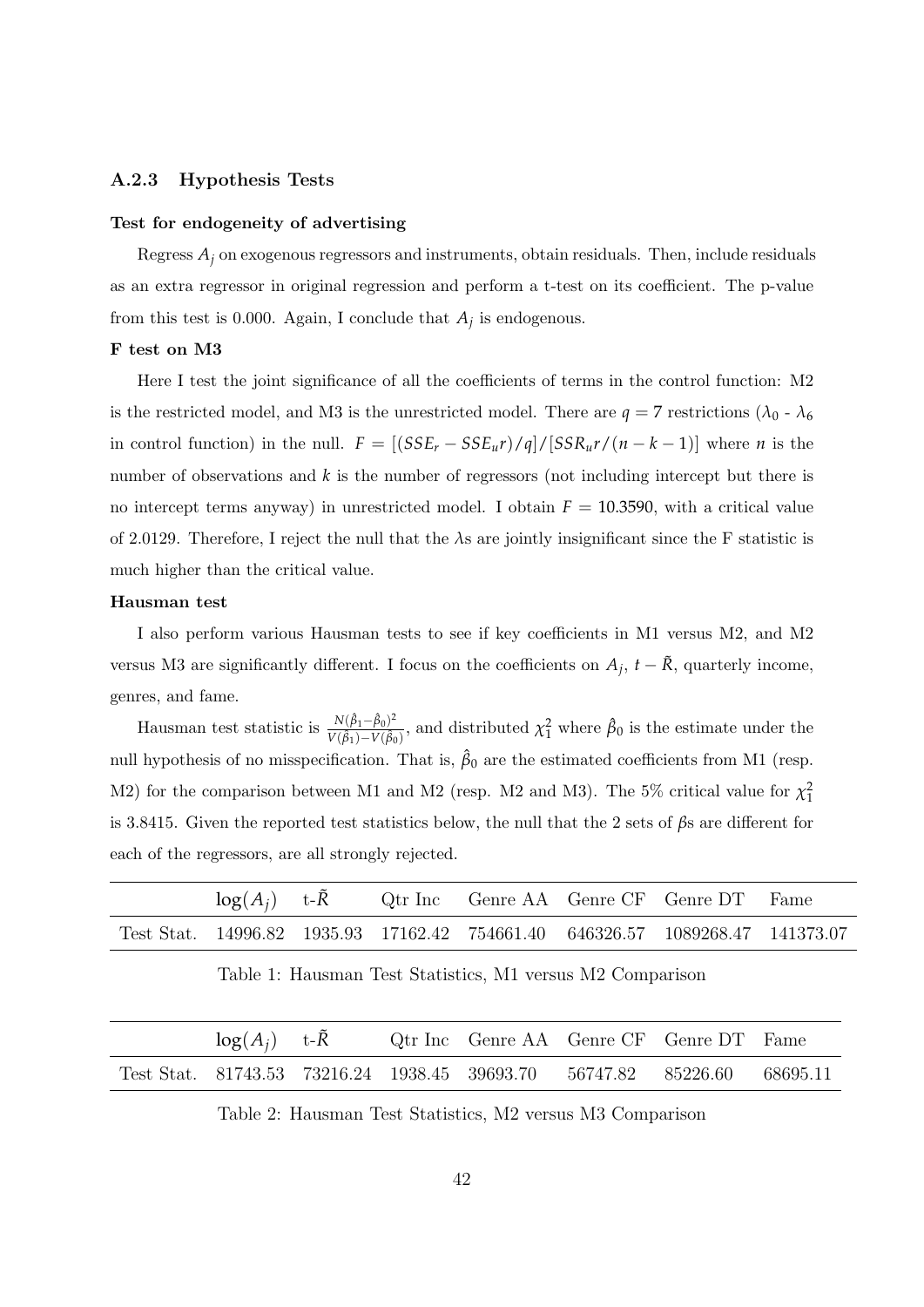### A.2.3 Hypothesis Tests

**Test for endogeneity of advertising**

Regress $A_j$ on exogenous regressors and instruments, obtain residuals. Then, include residuals as an extra regressor in original regression and perform a t-test on its coefficient. The p-value from this test is 0.000. Again, I conclude that $A_j$ is endogenous.

**F test on M3**

Here I test the joint significance of all the coefficients of terms in the control function: M2 is the restricted model, and M3 is the unrestricted model. There are $q = 7$ restrictions ($\lambda_0$ - $\lambda_6$ in control function) in the null. $F = [(SSE_r - SSE_ur)/q]/[SSR_ur/(n-k-1)]$ where $n$ is the number of observations and $k$ is the number of regressors (not including intercept but there is no intercept terms anyway) in unrestricted model. I obtain $F = 10.3590$, with a critical value of 2.0129. Therefore, I reject the null that the $\lambda$s are jointly insignificant since the F statistic is much higher than the critical value.

**Hausman test**

I also perform various Hausman tests to see if key coefficients in M1 versus M2, and M2 versus M3 are significantly different. I focus on the coefficients on $A_j$, $t - \tilde{R}$, quarterly income, genres, and fame.

Hausman test statistic is $\frac{N(\hat{\beta}_1 - \hat{\beta}_0)^2}{V(\hat{\beta}_1) - V(\hat{\beta}_0)}$, and distributed $\chi^2_1$ where $\hat{\beta}_0$ is the estimate under the null hypothesis of no misspecification. That is, $\hat{\beta}_0$ are the estimated coefficients from M1 (resp. M2) for the comparison between M1 and M2 (resp. M2 and M3). The 5% critical value for $\chi^2_1$ is 3.8415. Given the reported test statistics below, the null that the 2 sets of $\beta$s are different for each of the regressors, are all strongly rejected.

| | $\log(A_j)$ | t-$\tilde{R}$ | Qtr Inc | Genre AA | Genre CF | Genre DT | Fame |
|---|---|---|---|---|---|---|---|
| Test Stat. | 14996.82 | 1935.93 | 17162.42 | 754661.40 | 646326.57 | 1089268.47 | 141373.07 |

Table 1: Hausman Test Statistics, M1 versus M2 Comparison

| | $\log(A_j)$ | t-$\tilde{R}$ | Qtr Inc | Genre AA | Genre CF | Genre DT | Fame |
|---|---|---|---|---|---|---|---|
| Test Stat. | 81743.53 | 73216.24 | 1938.45 | 39693.70 | 56747.82 | 85226.60 | 68695.11 |

Table 2: Hausman Test Statistics, M2 versus M3 Comparison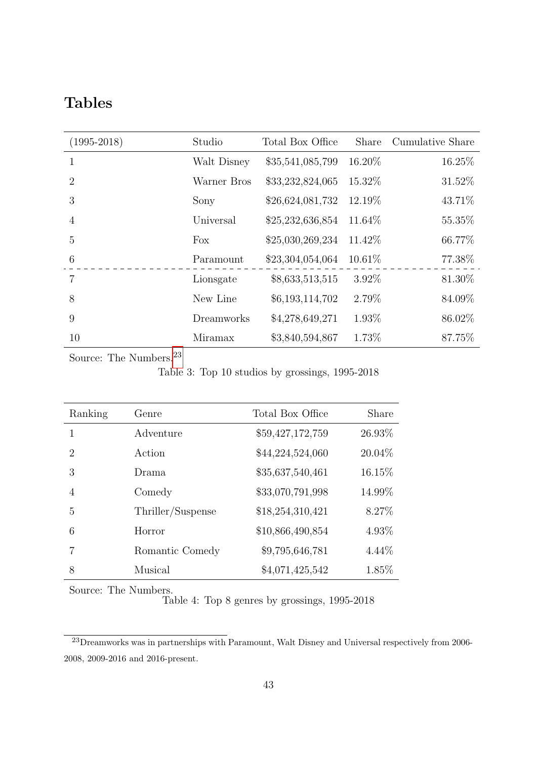# Tables

| (1995-2018) | Studio | Total Box Office | Share | Cumulative Share |
|---|---|---|---|---|
| 1 | Walt Disney | $35,541,085,799 | 16.20% | 16.25% |
| 2 | Warner Bros | $33,232,824,065 | 15.32% | 31.52% |
| 3 | Sony | $26,624,081,732 | 12.19% | 43.71% |
| 4 | Universal | $25,232,636,854 | 11.64% | 55.35% |
| 5 | Fox | $25,030,269,234 | 11.42% | 66.77% |
| 6 | Paramount | $23,304,054,064 | 10.61% | 77.38% |
| 7 | Lionsgate | $8,633,513,515 | 3.92% | 81.30% |
| 8 | New Line | $6,193,114,702 | 2.79% | 84.09% |
| 9 | Dreamworks | $4,278,649,271 | 1.93% | 86.02% |
| 10 | Miramax | $3,840,594,867 | 1.73% | 87.75% |

Source: The Numbers.[23]

Table 3: Top 10 studios by grossings, 1995-2018

| Ranking | Genre | Total Box Office | Share |
|---|---|---|---|
| 1 | Adventure | $59,427,172,759 | 26.93% |
| 2 | Action | $44,224,524,060 | 20.04% |
| 3 | Drama | $35,637,540,461 | 16.15% |
| 4 | Comedy | $33,070,791,998 | 14.99% |
| 5 | Thriller/Suspense | $18,254,310,421 | 8.27% |
| 6 | Horror | $10,866,490,854 | 4.93% |
| 7 | Romantic Comedy | $9,795,646,781 | 4.44% |
| 8 | Musical | $4,071,425,542 | 1.85% |

Source: The Numbers.

Table 4: Top 8 genres by grossings, 1995-2018

[23] Dreamworks was in partnerships with Paramount, Walt Disney and Universal respectively from 2006-2008, 2009-2016 and 2016-present.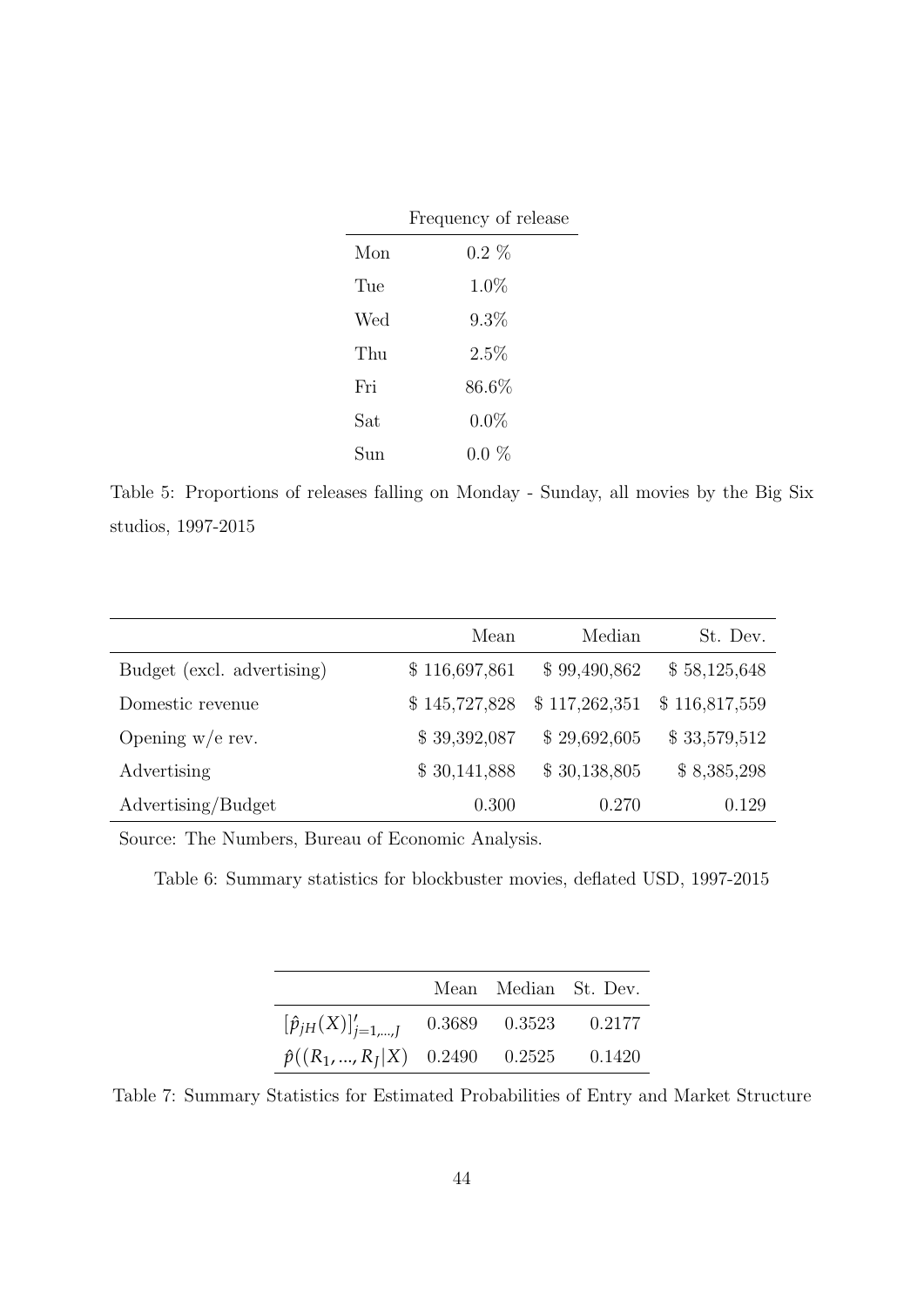| | Frequency of release |
|---|---|
| Mon | 0.2 % |
| Tue | 1.0% |
| Wed | 9.3% |
| Thu | 2.5% |
| Fri | 86.6% |
| Sat | 0.0% |
| Sun | 0.0 % |

Table 5: Proportions of releases falling on Monday - Sunday, all movies by the Big Six studios, 1997-2015

| | Mean | Median | St. Dev. |
|---|---|---|---|
| Budget (excl. advertising) | \$ 116,697,861 | \$ 99,490,862 | \$ 58,125,648 |
| Domestic revenue | \$ 145,727,828 | \$ 117,262,351 | \$ 116,817,559 |
| Opening w/e rev. | \$ 39,392,087 | \$ 29,692,605 | \$ 33,579,512 |
| Advertising | \$ 30,141,888 | \$ 30,138,805 | \$ 8,385,298 |
| Advertising/Budget | 0.300 | 0.270 | 0.129 |

Source: The Numbers, Bureau of Economic Analysis.

Table 6: Summary statistics for blockbuster movies, deflated USD, 1997-2015

| | Mean | Median | St. Dev. |
|---|---|---|---|
| $[\hat{p}_{jH}(X)]'_{j=1,...,J}$ | 0.3689 | 0.3523 | 0.2177 |
| $\hat{p}((R_1, ..., R_J\vert X)$ | 0.2490 | 0.2525 | 0.1420 |

Table 7: Summary Statistics for Estimated Probabilities of Entry and Market Structure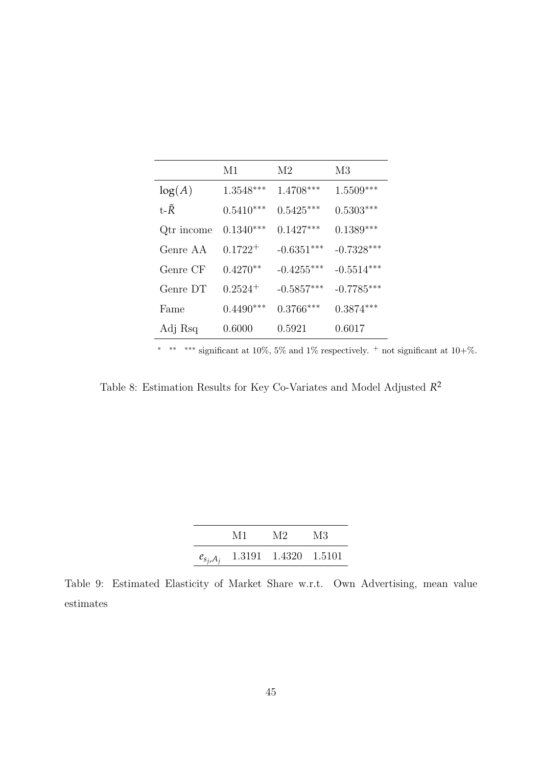| | M1 | M2 | M3 |
|---|---|---|---|
| $\log(A)$ | $1.3548^{***}$ | $1.4708^{***}$ | $1.5509^{***}$ |
| t-$\tilde{R}$ | $0.5410^{***}$ | $0.5425^{***}$ | $0.5303^{***}$ |
| Qtr income | $0.1340^{***}$ | $0.1427^{***}$ | $0.1389^{***}$ |
| Genre AA | $0.1722^{+}$ | $-0.6351^{***}$ | $-0.7328^{***}$ |
| Genre CF | $0.4270^{**}$ | $-0.4255^{***}$ | $-0.5514^{***}$ |
| Genre DT | $0.2524^{+}$ | $-0.5857^{***}$ | $-0.7785^{***}$ |
| Fame | $0.4490^{***}$ | $0.3766^{***}$ | $0.3874^{***}$ |
| Adj Rsq | 0.6000 | 0.5921 | 0.6017 |

$^{*}$ $^{**}$ $^{***}$ significant at 10%, 5% and 1% respectively. $^{+}$ not significant at 10+%.

Table 8: Estimation Results for Key Co-Variates and Model Adjusted $R^2$

| | M1 | M2 | M3 |
|---|---|---|---|
| $e_{s_j,A_j}$ | 1.3191 | 1.4320 | 1.5101 |

Table 9: Estimated Elasticity of Market Share w.r.t. Own Advertising, mean value estimates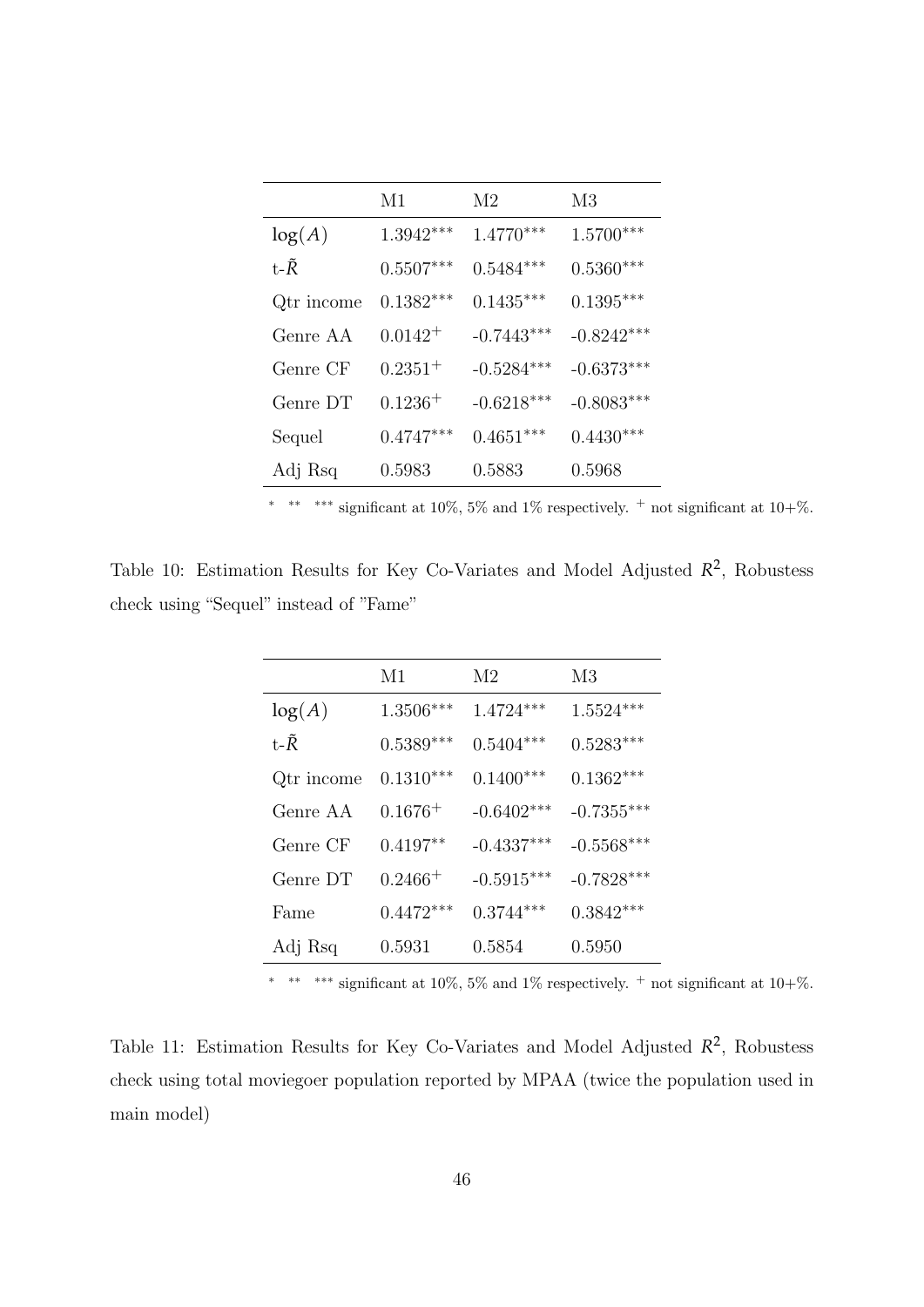|  | M1 | M2 | M3 |
|---|---|---|---|
| $\log(A)$ | $1.3942^{***}$ | $1.4770^{***}$ | $1.5700^{***}$ |
| t-$\tilde{R}$ | $0.5507^{***}$ | $0.5484^{***}$ | $0.5360^{***}$ |
| Qtr income | $0.1382^{***}$ | $0.1435^{***}$ | $0.1395^{***}$ |
| Genre AA | $0.0142^{+}$ | $-0.7443^{***}$ | $-0.8242^{***}$ |
| Genre CF | $0.2351^{+}$ | $-0.5284^{***}$ | $-0.6373^{***}$ |
| Genre DT | $0.1236^{+}$ | $-0.6218^{***}$ | $-0.8083^{***}$ |
| Sequel | $0.4747^{***}$ | $0.4651^{***}$ | $0.4430^{***}$ |
| Adj Rsq | 0.5983 | 0.5883 | 0.5968 |

$^{*}$ $^{**}$ $^{***}$ significant at 10%, 5% and 1% respectively. $^{+}$ not significant at 10+%.

Table 10: Estimation Results for Key Co-Variates and Model Adjusted $R^2$, Robustess check using "Sequel" instead of "Fame"

|  | M1 | M2 | M3 |
|---|---|---|---|
| $\log(A)$ | $1.3506^{***}$ | $1.4724^{***}$ | $1.5524^{***}$ |
| t-$\tilde{R}$ | $0.5389^{***}$ | $0.5404^{***}$ | $0.5283^{***}$ |
| Qtr income | $0.1310^{***}$ | $0.1400^{***}$ | $0.1362^{***}$ |
| Genre AA | $0.1676^{+}$ | $-0.6402^{***}$ | $-0.7355^{***}$ |
| Genre CF | $0.4197^{**}$ | $-0.4337^{***}$ | $-0.5568^{***}$ |
| Genre DT | $0.2466^{+}$ | $-0.5915^{***}$ | $-0.7828^{***}$ |
| Fame | $0.4472^{***}$ | $0.3744^{***}$ | $0.3842^{***}$ |
| Adj Rsq | 0.5931 | 0.5854 | 0.5950 |

$^{*}$ $^{**}$ $^{***}$ significant at 10%, 5% and 1% respectively. $^{+}$ not significant at 10+%.

Table 11: Estimation Results for Key Co-Variates and Model Adjusted $R^2$, Robustess check using total moviegoer population reported by MPAA (twice the population used in main model)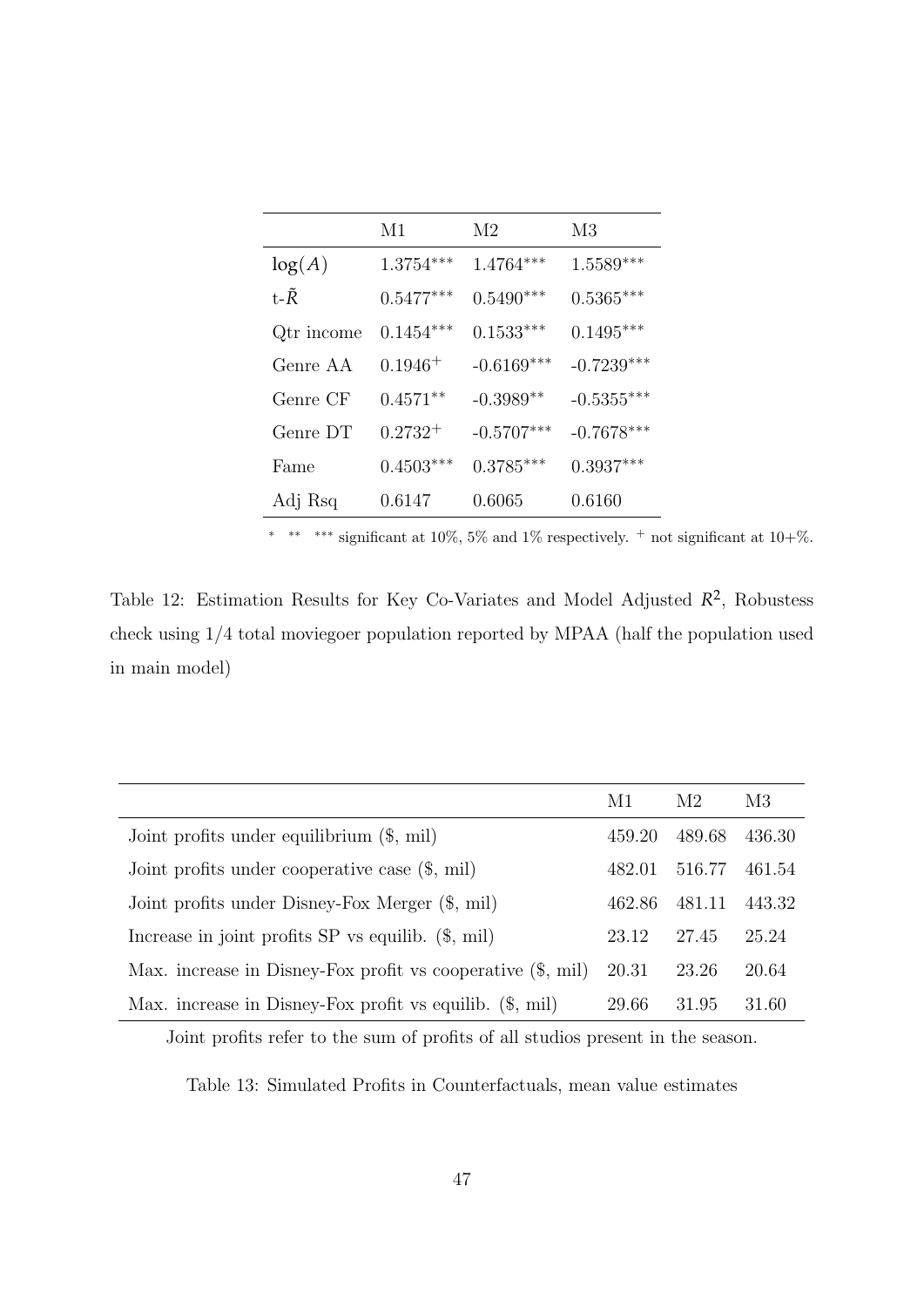| | M1 | M2 | M3 |
|---|---|---|---|
| $\log(A)$ | 1.3754*** | 1.4764*** | 1.5589*** |
| t-$\tilde{R}$ | 0.5477*** | 0.5490*** | 0.5365*** |
| Qtr income | 0.1454*** | 0.1533*** | 0.1495*** |
| Genre AA | $0.1946^{+}$ | -0.6169*** | -0.7239*** |
| Genre CF | 0.4571** | -0.3989** | -0.5355*** |
| Genre DT | $0.2732^{+}$ | -0.5707*** | -0.7678*** |
| Fame | 0.4503*** | 0.3785*** | 0.3937*** |
| Adj Rsq | 0.6147 | 0.6065 | 0.6160 |

\* \*\* \*\*\* significant at 10%, 5% and 1% respectively. + not significant at 10+%.

Table 12: Estimation Results for Key Co-Variates and Model Adjusted $R^2$, Robustess check using 1/4 total moviegoer population reported by MPAA (half the population used in main model)

| | M1 | M2 | M3 |
|---|---|---|---|
| Joint profits under equilibrium ($, mil) | 459.20 | 489.68 | 436.30 |
| Joint profits under cooperative case ($, mil) | 482.01 | 516.77 | 461.54 |
| Joint profits under Disney-Fox Merger ($, mil) | 462.86 | 481.11 | 443.32 |
| Increase in joint profits SP vs equilib. ($, mil) | 23.12 | 27.45 | 25.24 |
| Max. increase in Disney-Fox profit vs cooperative ($, mil) | 20.31 | 23.26 | 20.64 |
| Max. increase in Disney-Fox profit vs equilib. ($, mil) | 29.66 | 31.95 | 31.60 |

Joint profits refer to the sum of profits of all studios present in the season.

Table 13: Simulated Profits in Counterfactuals, mean value estimates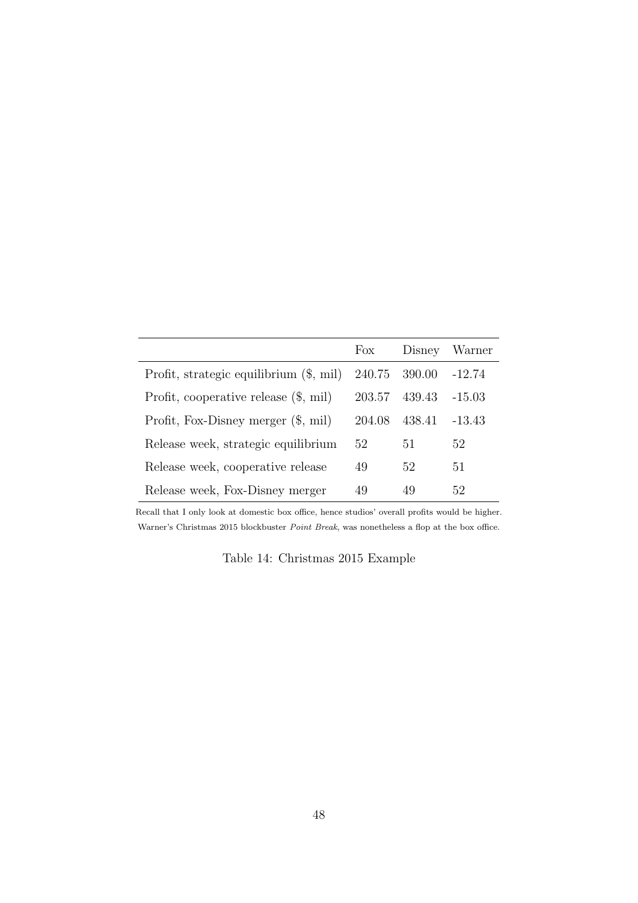| | Fox | Disney | Warner |
|---|---|---|---|
| Profit, strategic equilibrium ($, mil) | 240.75 | 390.00 | -12.74 |
| Profit, cooperative release ($, mil) | 203.57 | 439.43 | -15.03 |
| Profit, Fox-Disney merger ($, mil) | 204.08 | 438.41 | -13.43 |
| Release week, strategic equilibrium | 52 | 51 | 52 |
| Release week, cooperative release | 49 | 52 | 51 |
| Release week, Fox-Disney merger | 49 | 49 | 52 |

Recall that I only look at domestic box office, hence studios' overall profits would be higher.
Warner's Christmas 2015 blockbuster *Point Break*, was nonetheless a flop at the box office.

Table 14: Christmas 2015 Example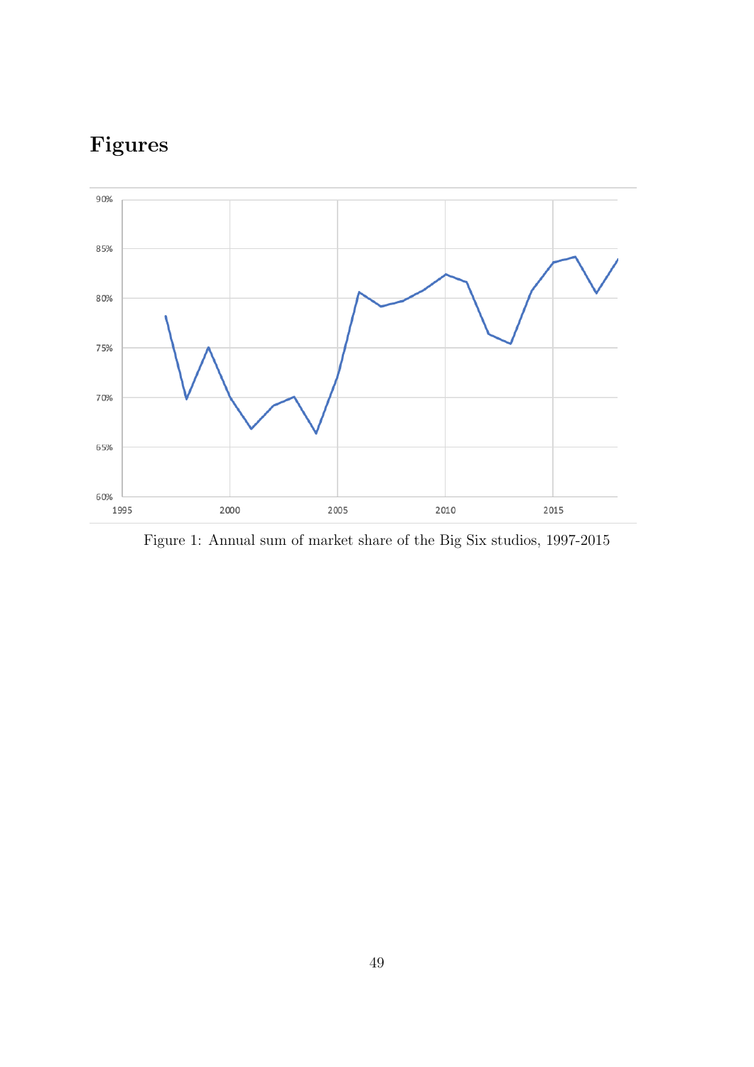# Figures

Figure 1: Annual sum of market share of the Big Six studios, 1997-2015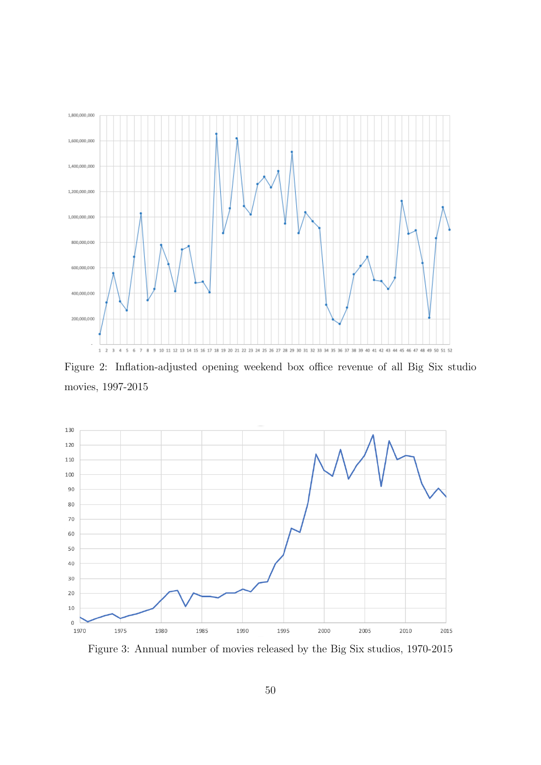Figure 2: Inflation-adjusted opening weekend box office revenue of all Big Six studio movies, 1997-2015

Figure 3: Annual number of movies released by the Big Six studios, 1970-2015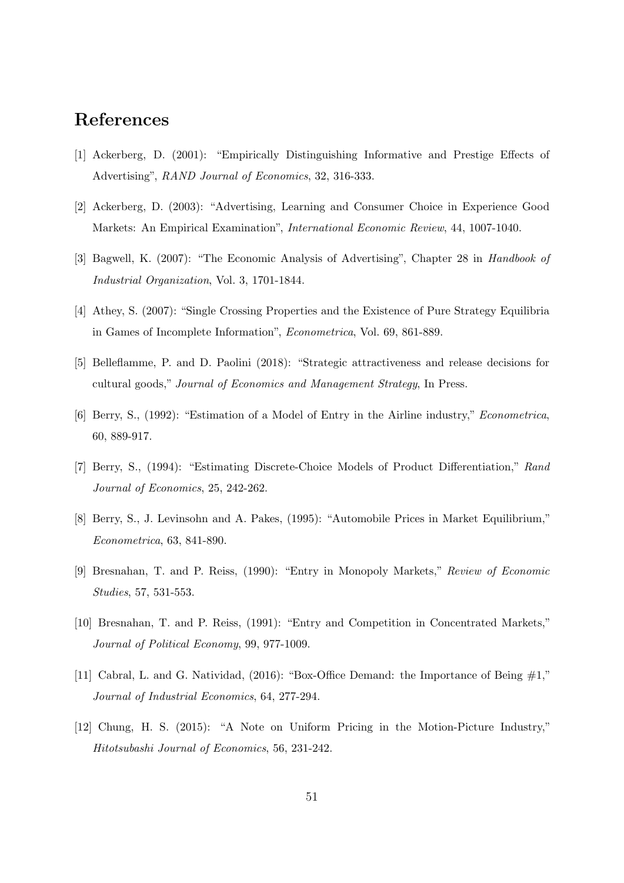# References

[1] Ackerberg, D. (2001): "Empirically Distinguishing Informative and Prestige Effects of Advertising", *RAND Journal of Economics*, 32, 316-333.

[2] Ackerberg, D. (2003): "Advertising, Learning and Consumer Choice in Experience Good Markets: An Empirical Examination", *International Economic Review*, 44, 1007-1040.

[3] Bagwell, K. (2007): "The Economic Analysis of Advertising", Chapter 28 in *Handbook of Industrial Organization*, Vol. 3, 1701-1844.

[4] Athey, S. (2007): "Single Crossing Properties and the Existence of Pure Strategy Equilibria in Games of Incomplete Information", *Econometrica*, Vol. 69, 861-889.

[5] Belleflamme, P. and D. Paolini (2018): "Strategic attractiveness and release decisions for cultural goods," *Journal of Economics and Management Strategy*, In Press.

[6] Berry, S., (1992): "Estimation of a Model of Entry in the Airline industry," *Econometrica*, 60, 889-917.

[7] Berry, S., (1994): "Estimating Discrete-Choice Models of Product Differentiation," *Rand Journal of Economics*, 25, 242-262.

[8] Berry, S., J. Levinsohn and A. Pakes, (1995): "Automobile Prices in Market Equilibrium," *Econometrica*, 63, 841-890.

[9] Bresnahan, T. and P. Reiss, (1990): "Entry in Monopoly Markets," *Review of Economic Studies*, 57, 531-553.

[10] Bresnahan, T. and P. Reiss, (1991): "Entry and Competition in Concentrated Markets," *Journal of Political Economy*, 99, 977-1009.

[11] Cabral, L. and G. Natividad, (2016): "Box-Office Demand: the Importance of Being #1," *Journal of Industrial Economics*, 64, 277-294.

[12] Chung, H. S. (2015): "A Note on Uniform Pricing in the Motion-Picture Industry," *Hitotsubashi Journal of Economics*, 56, 231-242.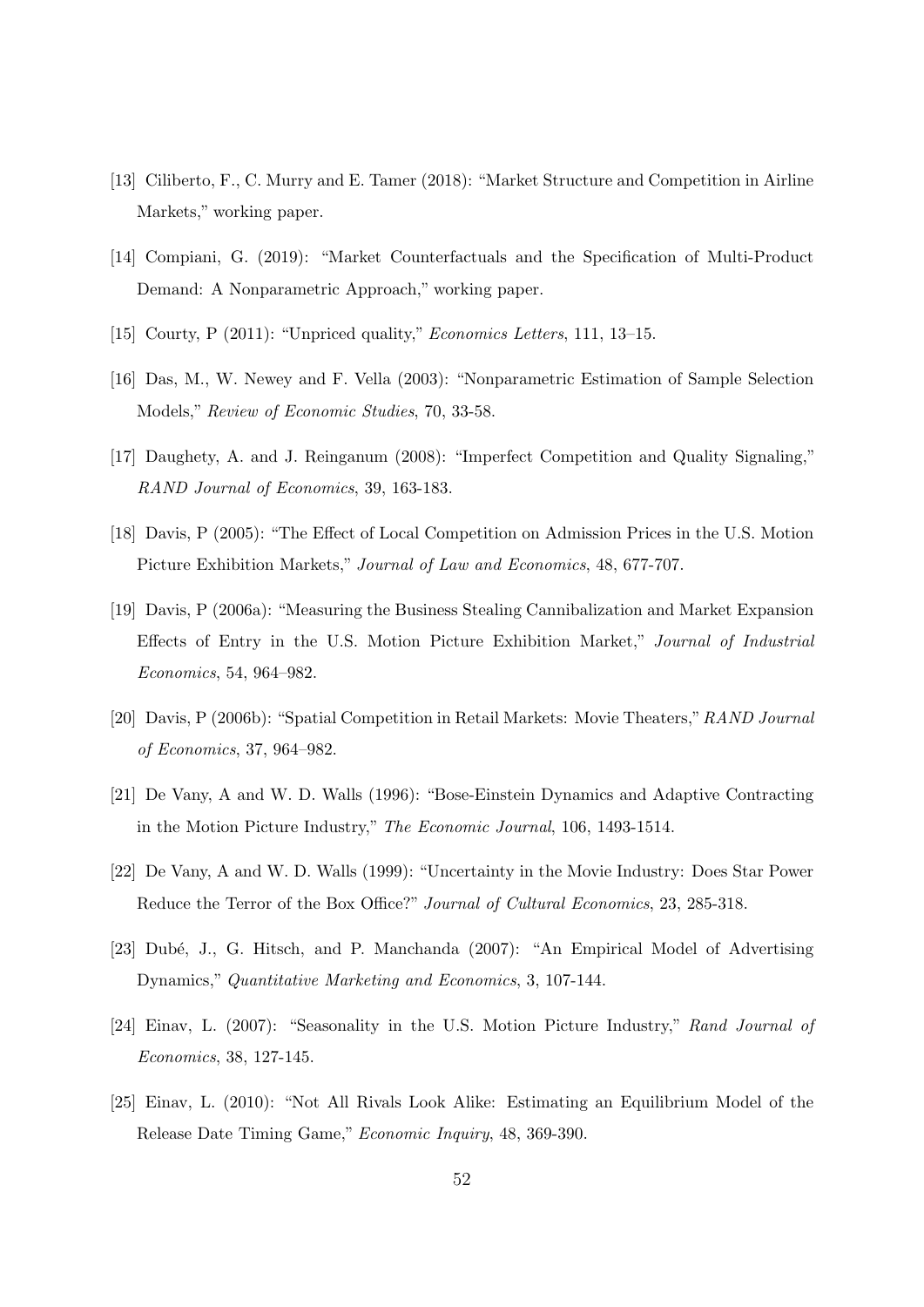[13] Ciliberto, F., C. Murry and E. Tamer (2018): "Market Structure and Competition in Airline Markets," working paper.

[14] Compiani, G. (2019): "Market Counterfactuals and the Specification of Multi-Product Demand: A Nonparametric Approach," working paper.

[15] Courty, P (2011): "Unpriced quality," *Economics Letters*, 111, 13–15.

[16] Das, M., W. Newey and F. Vella (2003): "Nonparametric Estimation of Sample Selection Models," *Review of Economic Studies*, 70, 33-58.

[17] Daughety, A. and J. Reinganum (2008): "Imperfect Competition and Quality Signaling," *RAND Journal of Economics*, 39, 163-183.

[18] Davis, P (2005): "The Effect of Local Competition on Admission Prices in the U.S. Motion Picture Exhibition Markets," *Journal of Law and Economics*, 48, 677-707.

[19] Davis, P (2006a): "Measuring the Business Stealing Cannibalization and Market Expansion Effects of Entry in the U.S. Motion Picture Exhibition Market," *Journal of Industrial Economics*, 54, 964–982.

[20] Davis, P (2006b): "Spatial Competition in Retail Markets: Movie Theaters," *RAND Journal of Economics*, 37, 964–982.

[21] De Vany, A and W. D. Walls (1996): "Bose-Einstein Dynamics and Adaptive Contracting in the Motion Picture Industry," *The Economic Journal*, 106, 1493-1514.

[22] De Vany, A and W. D. Walls (1999): "Uncertainty in the Movie Industry: Does Star Power Reduce the Terror of the Box Office?" *Journal of Cultural Economics*, 23, 285-318.

[23] Dubé, J., G. Hitsch, and P. Manchanda (2007): "An Empirical Model of Advertising Dynamics," *Quantitative Marketing and Economics*, 3, 107-144.

[24] Einav, L. (2007): "Seasonality in the U.S. Motion Picture Industry," *Rand Journal of Economics*, 38, 127-145.

[25] Einav, L. (2010): "Not All Rivals Look Alike: Estimating an Equilibrium Model of the Release Date Timing Game," *Economic Inquiry*, 48, 369-390.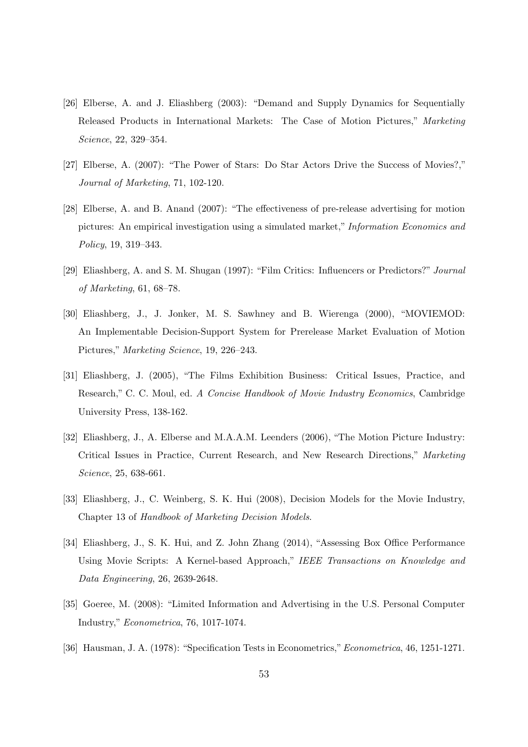[26] Elberse, A. and J. Eliashberg (2003): "Demand and Supply Dynamics for Sequentially Released Products in International Markets: The Case of Motion Pictures," *Marketing Science*, 22, 329–354.

[27] Elberse, A. (2007): "The Power of Stars: Do Star Actors Drive the Success of Movies?," *Journal of Marketing*, 71, 102-120.

[28] Elberse, A. and B. Anand (2007): "The effectiveness of pre-release advertising for motion pictures: An empirical investigation using a simulated market," *Information Economics and Policy*, 19, 319–343.

[29] Eliashberg, A. and S. M. Shugan (1997): "Film Critics: Influencers or Predictors?" *Journal of Marketing*, 61, 68–78.

[30] Eliashberg, J., J. Jonker, M. S. Sawhney and B. Wierenga (2000), "MOVIEMOD: An Implementable Decision-Support System for Prerelease Market Evaluation of Motion Pictures," *Marketing Science*, 19, 226–243.

[31] Eliashberg, J. (2005), "The Films Exhibition Business: Critical Issues, Practice, and Research," C. C. Moul, ed. *A Concise Handbook of Movie Industry Economics*, Cambridge University Press, 138-162.

[32] Eliashberg, J., A. Elberse and M.A.A.M. Leenders (2006), "The Motion Picture Industry: Critical Issues in Practice, Current Research, and New Research Directions," *Marketing Science*, 25, 638-661.

[33] Eliashberg, J., C. Weinberg, S. K. Hui (2008), Decision Models for the Movie Industry, Chapter 13 of *Handbook of Marketing Decision Models*.

[34] Eliashberg, J., S. K. Hui, and Z. John Zhang (2014), "Assessing Box Office Performance Using Movie Scripts: A Kernel-based Approach," *IEEE Transactions on Knowledge and Data Engineering*, 26, 2639-2648.

[35] Goeree, M. (2008): "Limited Information and Advertising in the U.S. Personal Computer Industry," *Econometrica*, 76, 1017-1074.

[36] Hausman, J. A. (1978): "Specification Tests in Econometrics," *Econometrica*, 46, 1251-1271.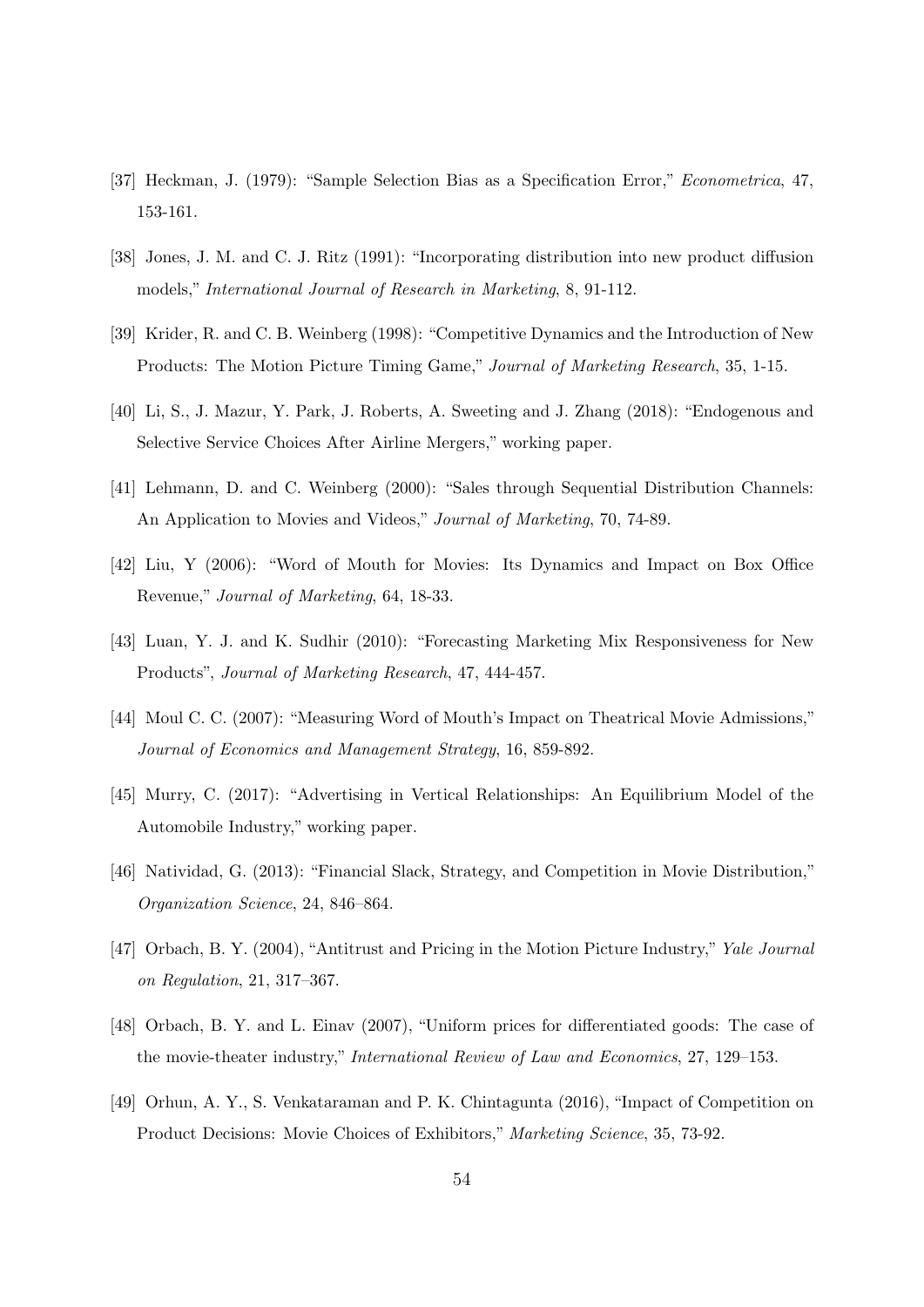[37] Heckman, J. (1979): "Sample Selection Bias as a Specification Error," *Econometrica*, 47, 153-161.

[38] Jones, J. M. and C. J. Ritz (1991): "Incorporating distribution into new product diffusion models," *International Journal of Research in Marketing*, 8, 91-112.

[39] Krider, R. and C. B. Weinberg (1998): "Competitive Dynamics and the Introduction of New Products: The Motion Picture Timing Game," *Journal of Marketing Research*, 35, 1-15.

[40] Li, S., J. Mazur, Y. Park, J. Roberts, A. Sweeting and J. Zhang (2018): "Endogenous and Selective Service Choices After Airline Mergers," working paper.

[41] Lehmann, D. and C. Weinberg (2000): "Sales through Sequential Distribution Channels: An Application to Movies and Videos," *Journal of Marketing*, 70, 74-89.

[42] Liu, Y (2006): "Word of Mouth for Movies: Its Dynamics and Impact on Box Office Revenue," *Journal of Marketing*, 64, 18-33.

[43] Luan, Y. J. and K. Sudhir (2010): "Forecasting Marketing Mix Responsiveness for New Products", *Journal of Marketing Research*, 47, 444-457.

[44] Moul C. C. (2007): "Measuring Word of Mouth's Impact on Theatrical Movie Admissions," *Journal of Economics and Management Strategy*, 16, 859-892.

[45] Murry, C. (2017): "Advertising in Vertical Relationships: An Equilibrium Model of the Automobile Industry," working paper.

[46] Natividad, G. (2013): "Financial Slack, Strategy, and Competition in Movie Distribution," *Organization Science*, 24, 846–864.

[47] Orbach, B. Y. (2004), "Antitrust and Pricing in the Motion Picture Industry," *Yale Journal on Regulation*, 21, 317–367.

[48] Orbach, B. Y. and L. Einav (2007), "Uniform prices for differentiated goods: The case of the movie-theater industry," *International Review of Law and Economics*, 27, 129–153.

[49] Orhun, A. Y., S. Venkataraman and P. K. Chintagunta (2016), "Impact of Competition on Product Decisions: Movie Choices of Exhibitors," *Marketing Science*, 35, 73-92.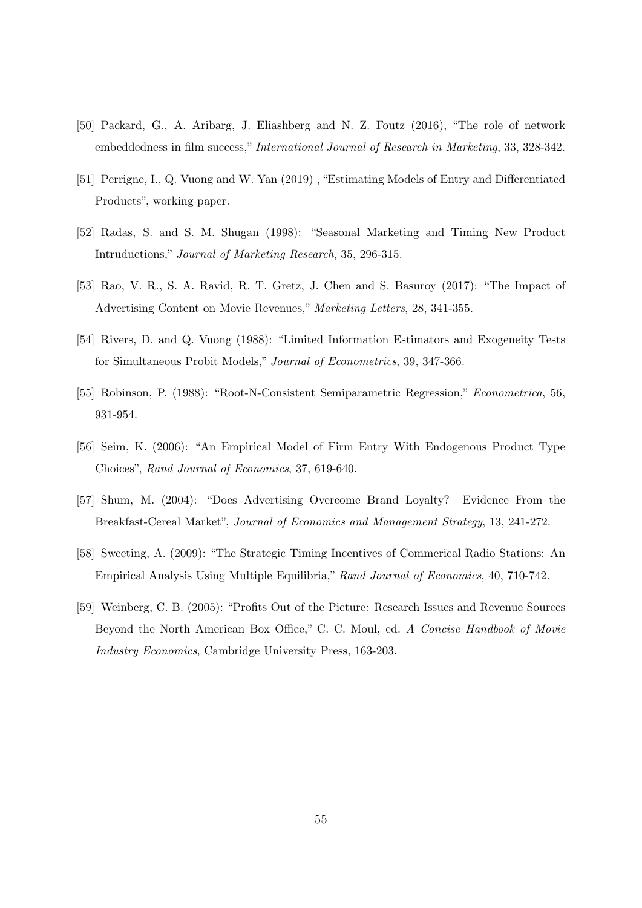[50] Packard, G., A. Aribarg, J. Eliashberg and N. Z. Foutz (2016), "The role of network embeddedness in film success," *International Journal of Research in Marketing*, 33, 328-342.

[51] Perrigne, I., Q. Vuong and W. Yan (2019) , "Estimating Models of Entry and Differentiated Products", working paper.

[52] Radas, S. and S. M. Shugan (1998): "Seasonal Marketing and Timing New Product Intruductions," *Journal of Marketing Research*, 35, 296-315.

[53] Rao, V. R., S. A. Ravid, R. T. Gretz, J. Chen and S. Basuroy (2017): "The Impact of Advertising Content on Movie Revenues," *Marketing Letters*, 28, 341-355.

[54] Rivers, D. and Q. Vuong (1988): "Limited Information Estimators and Exogeneity Tests for Simultaneous Probit Models," *Journal of Econometrics*, 39, 347-366.

[55] Robinson, P. (1988): "Root-N-Consistent Semiparametric Regression," *Econometrica*, 56, 931-954.

[56] Seim, K. (2006): "An Empirical Model of Firm Entry With Endogenous Product Type Choices", *Rand Journal of Economics*, 37, 619-640.

[57] Shum, M. (2004): "Does Advertising Overcome Brand Loyalty? Evidence From the Breakfast-Cereal Market", *Journal of Economics and Management Strategy*, 13, 241-272.

[58] Sweeting, A. (2009): "The Strategic Timing Incentives of Commerical Radio Stations: An Empirical Analysis Using Multiple Equilibria," *Rand Journal of Economics*, 40, 710-742.

[59] Weinberg, C. B. (2005): "Profits Out of the Picture: Research Issues and Revenue Sources Beyond the North American Box Office," C. C. Moul, ed. *A Concise Handbook of Movie Industry Economics*, Cambridge University Press, 163-203.